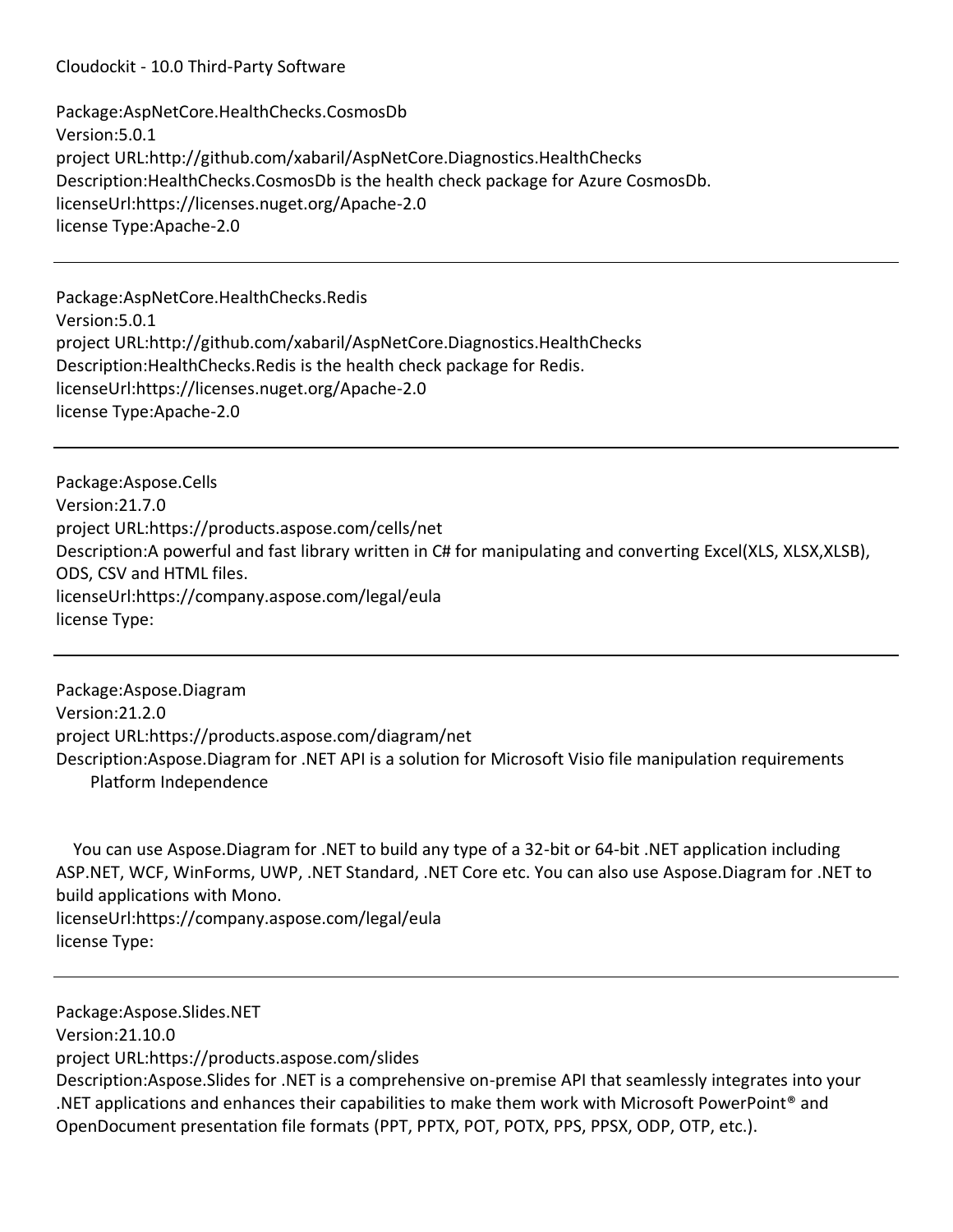Cloudockit - 10.0 Third-Party Software

Package:AspNetCore.HealthChecks.CosmosDb
Version:5.0.1
project URL:http://github.com/xabaril/AspNetCore.Diagnostics.HealthChecks
Description:HealthChecks.CosmosDb is the health check package for Azure CosmosDb.
licenseUrl:https://licenses.nuget.org/Apache-2.0
license Type:Apache-2.0

---

Package:AspNetCore.HealthChecks.Redis
Version:5.0.1
project URL:http://github.com/xabaril/AspNetCore.Diagnostics.HealthChecks
Description:HealthChecks.Redis is the health check package for Redis.
licenseUrl:https://licenses.nuget.org/Apache-2.0
license Type:Apache-2.0

---

Package:Aspose.Cells
Version:21.7.0
project URL:https://products.aspose.com/cells/net
Description:A powerful and fast library written in C# for manipulating and converting Excel(XLS, XLSX,XLSB), ODS, CSV and HTML files.
licenseUrl:https://company.aspose.com/legal/eula
license Type:

---

Package:Aspose.Diagram
Version:21.2.0
project URL:https://products.aspose.com/diagram/net
Description:Aspose.Diagram for .NET API is a solution for Microsoft Visio file manipulation requirements
Platform Independence

You can use Aspose.Diagram for .NET to build any type of a 32-bit or 64-bit .NET application including ASP.NET, WCF, WinForms, UWP, .NET Standard, .NET Core etc. You can also use Aspose.Diagram for .NET to build applications with Mono.
licenseUrl:https://company.aspose.com/legal/eula
license Type:

---

Package:Aspose.Slides.NET
Version:21.10.0
project URL:https://products.aspose.com/slides
Description:Aspose.Slides for .NET is a comprehensive on-premise API that seamlessly integrates into your .NET applications and enhances their capabilities to make them work with Microsoft PowerPoint® and OpenDocument presentation file formats (PPT, PPTX, POT, POTX, PPS, PPSX, ODP, OTP, etc.).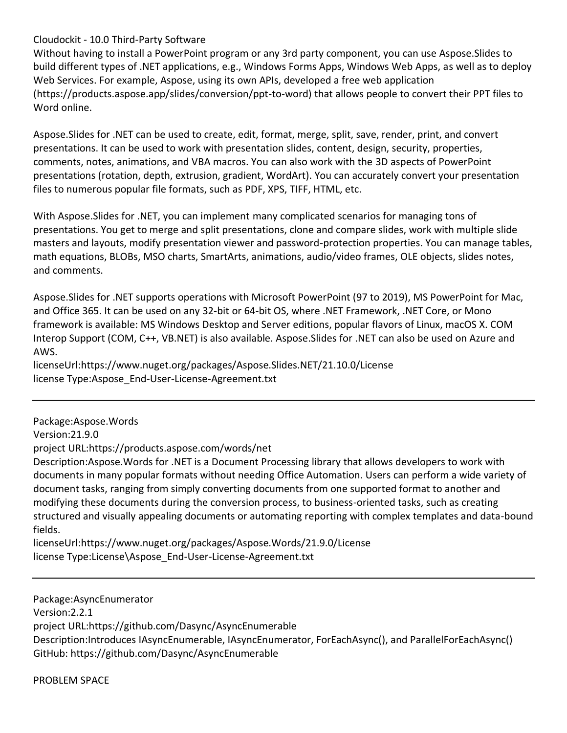Cloudockit - 10.0 Third-Party Software

Without having to install a PowerPoint program or any 3rd party component, you can use Aspose.Slides to build different types of .NET applications, e.g., Windows Forms Apps, Windows Web Apps, as well as to deploy Web Services. For example, Aspose, using its own APIs, developed a free web application (https://products.aspose.app/slides/conversion/ppt-to-word) that allows people to convert their PPT files to Word online.

Aspose.Slides for .NET can be used to create, edit, format, merge, split, save, render, print, and convert presentations. It can be used to work with presentation slides, content, design, security, properties, comments, notes, animations, and VBA macros. You can also work with the 3D aspects of PowerPoint presentations (rotation, depth, extrusion, gradient, WordArt). You can accurately convert your presentation files to numerous popular file formats, such as PDF, XPS, TIFF, HTML, etc.

With Aspose.Slides for .NET, you can implement many complicated scenarios for managing tons of presentations. You get to merge and split presentations, clone and compare slides, work with multiple slide masters and layouts, modify presentation viewer and password-protection properties. You can manage tables, math equations, BLOBs, MSO charts, SmartArts, animations, audio/video frames, OLE objects, slides notes, and comments.

Aspose.Slides for .NET supports operations with Microsoft PowerPoint (97 to 2019), MS PowerPoint for Mac, and Office 365. It can be used on any 32-bit or 64-bit OS, where .NET Framework, .NET Core, or Mono framework is available: MS Windows Desktop and Server editions, popular flavors of Linux, macOS X. COM Interop Support (COM, C++, VB.NET) is also available. Aspose.Slides for .NET can also be used on Azure and AWS.

licenseUrl:https://www.nuget.org/packages/Aspose.Slides.NET/21.10.0/License

license Type:Aspose_End-User-License-Agreement.txt

---

Package:Aspose.Words

Version:21.9.0

project URL:https://products.aspose.com/words/net

Description:Aspose.Words for .NET is a Document Processing library that allows developers to work with documents in many popular formats without needing Office Automation. Users can perform a wide variety of document tasks, ranging from simply converting documents from one supported format to another and modifying these documents during the conversion process, to business-oriented tasks, such as creating structured and visually appealing documents or automating reporting with complex templates and data-bound fields.

licenseUrl:https://www.nuget.org/packages/Aspose.Words/21.9.0/License

license Type:License\Aspose_End-User-License-Agreement.txt

---

Package:AsyncEnumerator

Version:2.2.1

project URL:https://github.com/Dasync/AsyncEnumerable

Description:Introduces IAsyncEnumerable, IAsyncEnumerator, ForEachAsync(), and ParallelForEachAsync()
GitHub: https://github.com/Dasync/AsyncEnumerable

PROBLEM SPACE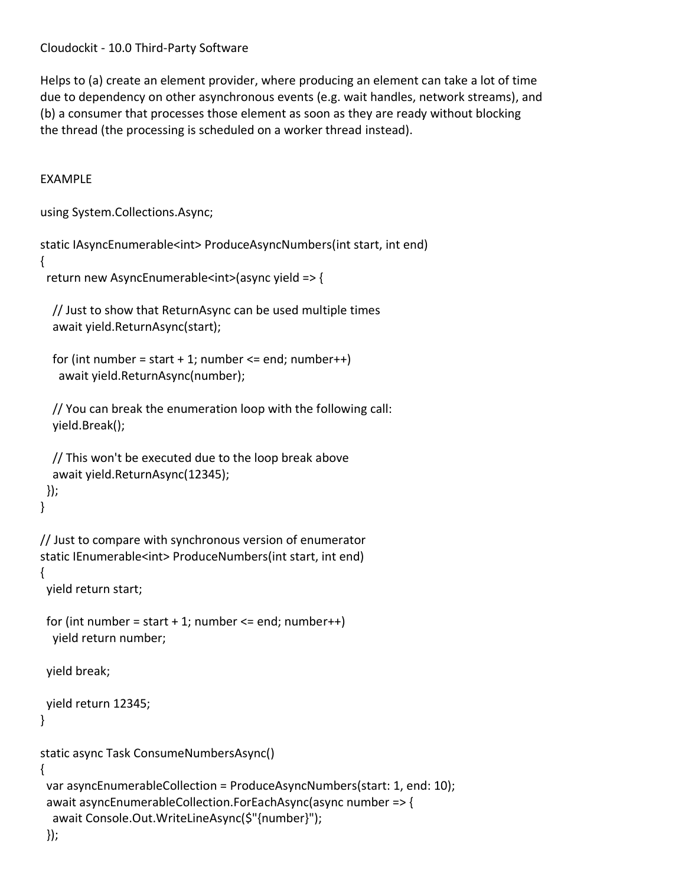Cloudockit - 10.0 Third-Party Software

Helps to (a) create an element provider, where producing an element can take a lot of time due to dependency on other asynchronous events (e.g. wait handles, network streams), and (b) a consumer that processes those element as soon as they are ready without blocking the thread (the processing is scheduled on a worker thread instead).

EXAMPLE

```
using System.Collections.Async;

static IAsyncEnumerable<int> ProduceAsyncNumbers(int start, int end)
{
  return new AsyncEnumerable<int>(async yield => {

    // Just to show that ReturnAsync can be used multiple times
    await yield.ReturnAsync(start);

    for (int number = start + 1; number <= end; number++)
      await yield.ReturnAsync(number);

    // You can break the enumeration loop with the following call:
    yield.Break();

    // This won't be executed due to the loop break above
    await yield.ReturnAsync(12345);
  });
}

// Just to compare with synchronous version of enumerator
static IEnumerable<int> ProduceNumbers(int start, int end)
{
  yield return start;

  for (int number = start + 1; number <= end; number++)
    yield return number;

  yield break;

  yield return 12345;
}

static async Task ConsumeNumbersAsync()
{
  var asyncEnumerableCollection = ProduceAsyncNumbers(start: 1, end: 10);
  await asyncEnumerableCollection.ForEachAsync(async number => {
    await Console.Out.WriteLineAsync($"{number}");
  });
```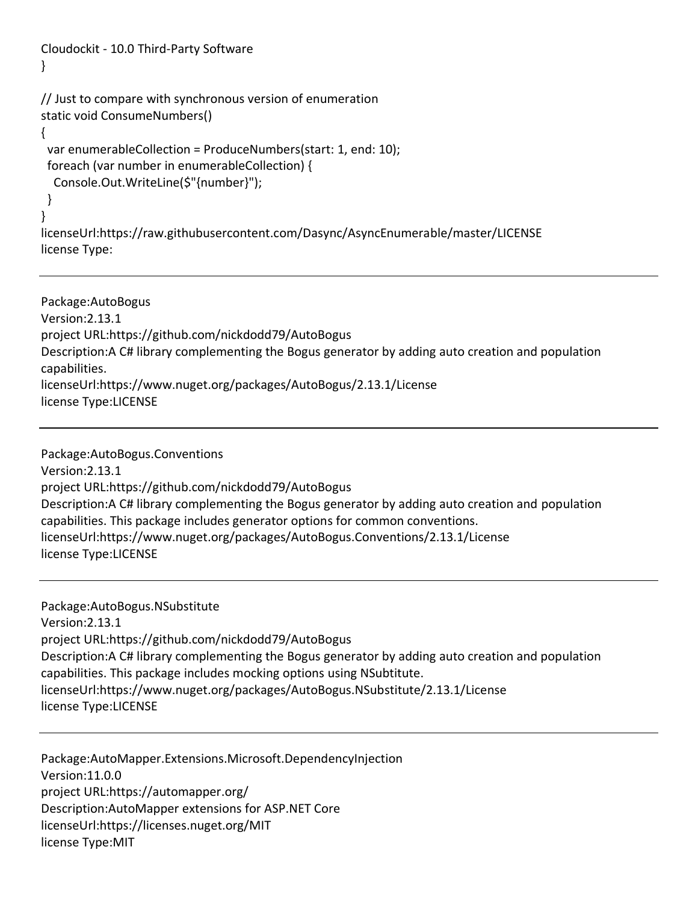}

```
// Just to compare with synchronous version of enumeration
static void ConsumeNumbers()
{
  var enumerableCollection = ProduceNumbers(start: 1, end: 10);
  foreach (var number in enumerableCollection) {
    Console.Out.WriteLine($"{number}");
  }
}
```

licenseUrl:https://raw.githubusercontent.com/Dasync/AsyncEnumerable/master/LICENSE
license Type:

---

Package:AutoBogus
Version:2.13.1
project URL:https://github.com/nickdodd79/AutoBogus
Description:A C# library complementing the Bogus generator by adding auto creation and population capabilities.
licenseUrl:https://www.nuget.org/packages/AutoBogus/2.13.1/License
license Type:LICENSE

---

Package:AutoBogus.Conventions
Version:2.13.1
project URL:https://github.com/nickdodd79/AutoBogus
Description:A C# library complementing the Bogus generator by adding auto creation and population capabilities. This package includes generator options for common conventions.
licenseUrl:https://www.nuget.org/packages/AutoBogus.Conventions/2.13.1/License
license Type:LICENSE

---

Package:AutoBogus.NSubstitute
Version:2.13.1
project URL:https://github.com/nickdodd79/AutoBogus
Description:A C# library complementing the Bogus generator by adding auto creation and population capabilities. This package includes mocking options using NSubtitute.
licenseUrl:https://www.nuget.org/packages/AutoBogus.NSubstitute/2.13.1/License
license Type:LICENSE

---

Package:AutoMapper.Extensions.Microsoft.DependencyInjection
Version:11.0.0
project URL:https://automapper.org/
Description:AutoMapper extensions for ASP.NET Core
licenseUrl:https://licenses.nuget.org/MIT
license Type:MIT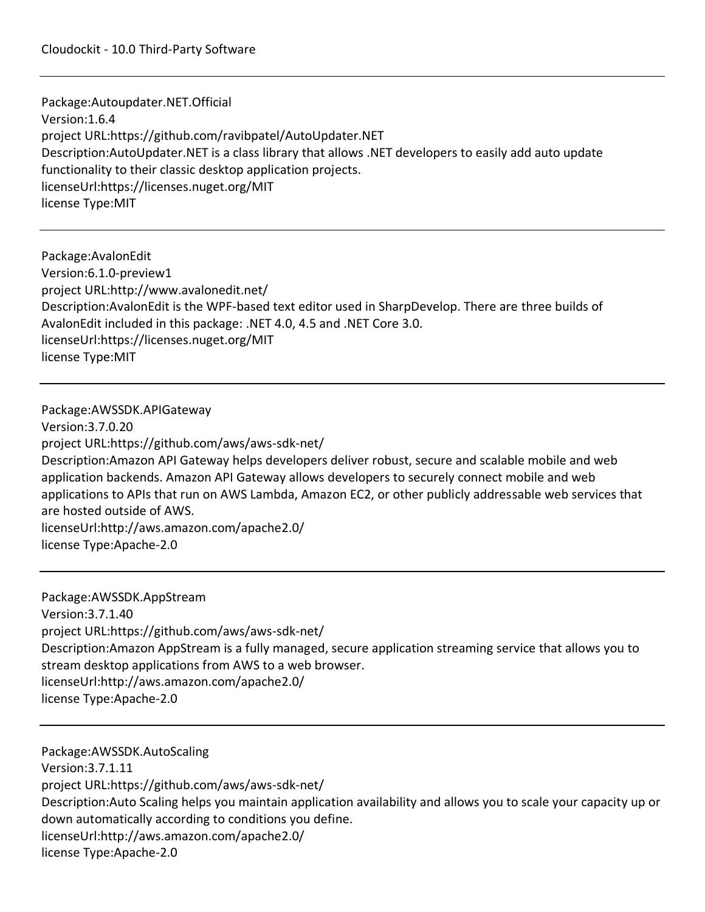Package:Autoupdater.NET.Official
Version:1.6.4
project URL:https://github.com/ravibpatel/AutoUpdater.NET
Description:AutoUpdater.NET is a class library that allows .NET developers to easily add auto update functionality to their classic desktop application projects.
licenseUrl:https://licenses.nuget.org/MIT
license Type:MIT

---

Package:AvalonEdit
Version:6.1.0-preview1
project URL:http://www.avalonedit.net/
Description:AvalonEdit is the WPF-based text editor used in SharpDevelop. There are three builds of AvalonEdit included in this package: .NET 4.0, 4.5 and .NET Core 3.0.
licenseUrl:https://licenses.nuget.org/MIT
license Type:MIT

---

Package:AWSSDK.APIGateway
Version:3.7.0.20
project URL:https://github.com/aws/aws-sdk-net/
Description:Amazon API Gateway helps developers deliver robust, secure and scalable mobile and web application backends. Amazon API Gateway allows developers to securely connect mobile and web applications to APIs that run on AWS Lambda, Amazon EC2, or other publicly addressable web services that are hosted outside of AWS.
licenseUrl:http://aws.amazon.com/apache2.0/
license Type:Apache-2.0

---

Package:AWSSDK.AppStream
Version:3.7.1.40
project URL:https://github.com/aws/aws-sdk-net/
Description:Amazon AppStream is a fully managed, secure application streaming service that allows you to stream desktop applications from AWS to a web browser.
licenseUrl:http://aws.amazon.com/apache2.0/
license Type:Apache-2.0

---

Package:AWSSDK.AutoScaling
Version:3.7.1.11
project URL:https://github.com/aws/aws-sdk-net/
Description:Auto Scaling helps you maintain application availability and allows you to scale your capacity up or down automatically according to conditions you define.
licenseUrl:http://aws.amazon.com/apache2.0/
license Type:Apache-2.0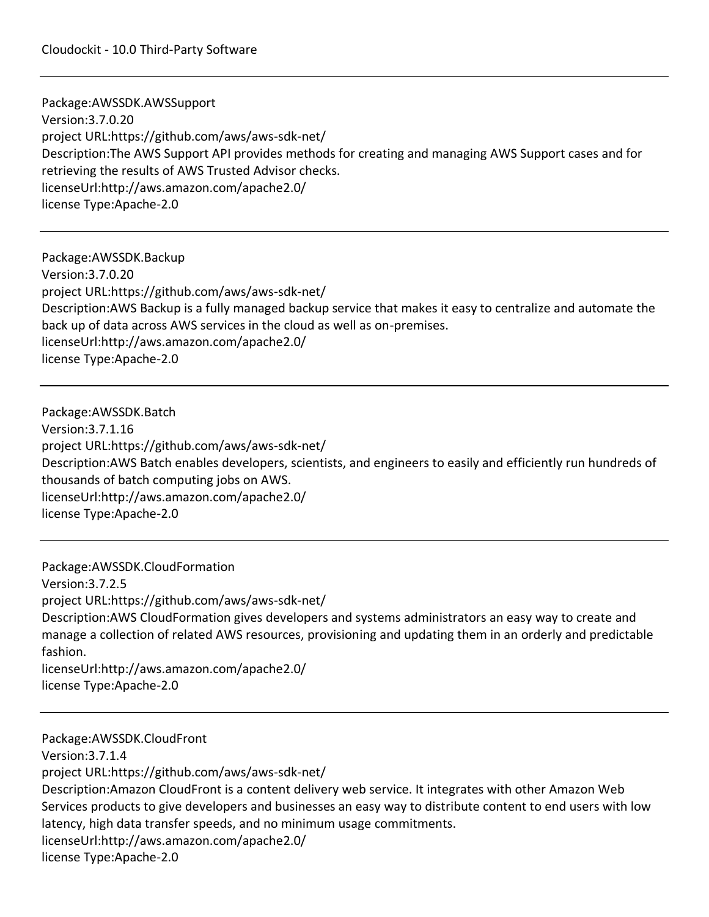Package:AWSSDK.AWSSupport
Version:3.7.0.20
project URL:https://github.com/aws/aws-sdk-net/
Description:The AWS Support API provides methods for creating and managing AWS Support cases and for retrieving the results of AWS Trusted Advisor checks.
licenseUrl:http://aws.amazon.com/apache2.0/
license Type:Apache-2.0

---

Package:AWSSDK.Backup
Version:3.7.0.20
project URL:https://github.com/aws/aws-sdk-net/
Description:AWS Backup is a fully managed backup service that makes it easy to centralize and automate the back up of data across AWS services in the cloud as well as on-premises.
licenseUrl:http://aws.amazon.com/apache2.0/
license Type:Apache-2.0

---

Package:AWSSDK.Batch
Version:3.7.1.16
project URL:https://github.com/aws/aws-sdk-net/
Description:AWS Batch enables developers, scientists, and engineers to easily and efficiently run hundreds of thousands of batch computing jobs on AWS.
licenseUrl:http://aws.amazon.com/apache2.0/
license Type:Apache-2.0

---

Package:AWSSDK.CloudFormation
Version:3.7.2.5
project URL:https://github.com/aws/aws-sdk-net/
Description:AWS CloudFormation gives developers and systems administrators an easy way to create and manage a collection of related AWS resources, provisioning and updating them in an orderly and predictable fashion.
licenseUrl:http://aws.amazon.com/apache2.0/
license Type:Apache-2.0

---

Package:AWSSDK.CloudFront
Version:3.7.1.4
project URL:https://github.com/aws/aws-sdk-net/
Description:Amazon CloudFront is a content delivery web service. It integrates with other Amazon Web Services products to give developers and businesses an easy way to distribute content to end users with low latency, high data transfer speeds, and no minimum usage commitments.
licenseUrl:http://aws.amazon.com/apache2.0/
license Type:Apache-2.0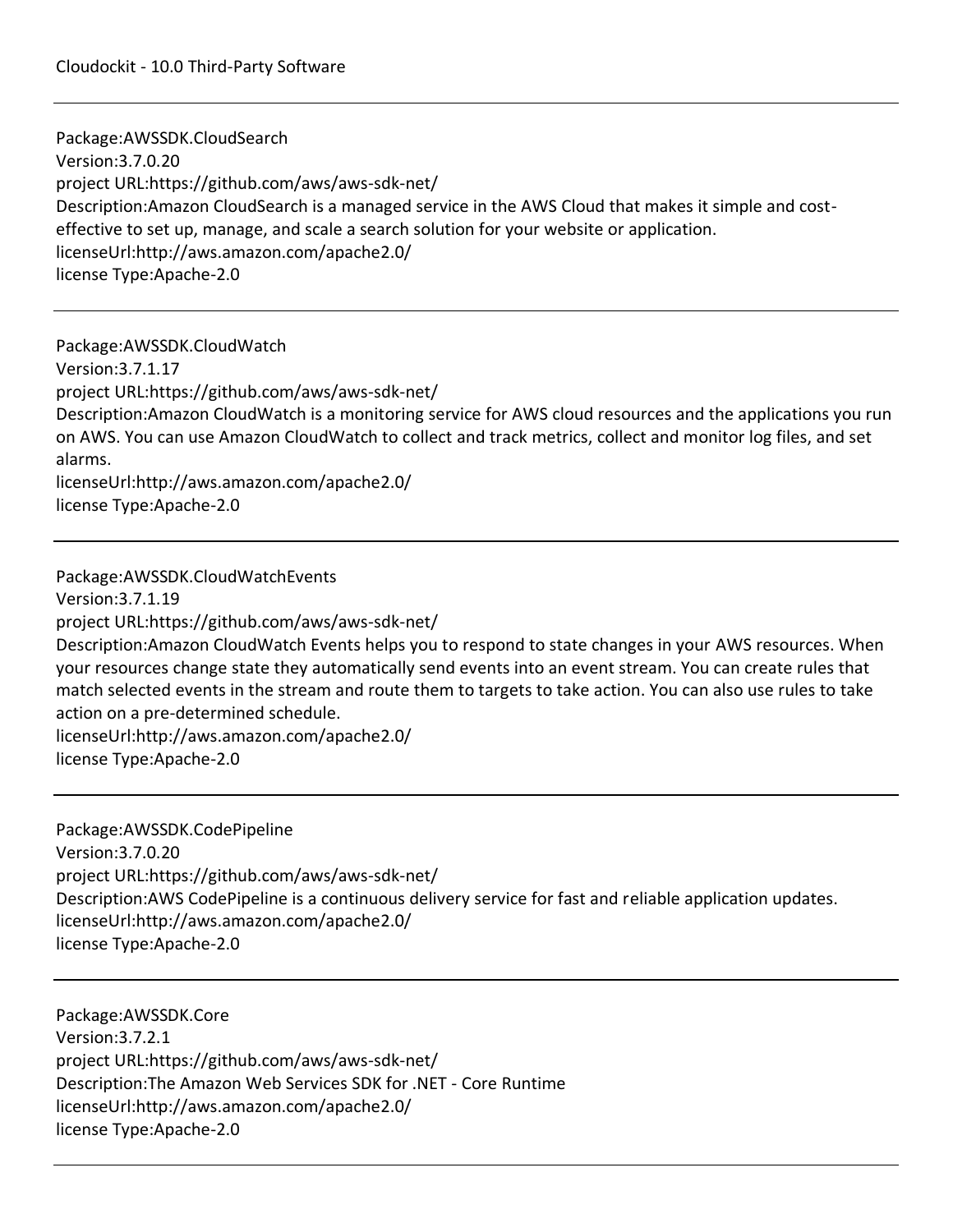Package:AWSSDK.CloudSearch
Version:3.7.0.20
project URL:https://github.com/aws/aws-sdk-net/
Description:Amazon CloudSearch is a managed service in the AWS Cloud that makes it simple and cost-effective to set up, manage, and scale a search solution for your website or application.
licenseUrl:http://aws.amazon.com/apache2.0/
license Type:Apache-2.0

---

Package:AWSSDK.CloudWatch
Version:3.7.1.17
project URL:https://github.com/aws/aws-sdk-net/
Description:Amazon CloudWatch is a monitoring service for AWS cloud resources and the applications you run on AWS. You can use Amazon CloudWatch to collect and track metrics, collect and monitor log files, and set alarms.
licenseUrl:http://aws.amazon.com/apache2.0/
license Type:Apache-2.0

---

Package:AWSSDK.CloudWatchEvents
Version:3.7.1.19
project URL:https://github.com/aws/aws-sdk-net/
Description:Amazon CloudWatch Events helps you to respond to state changes in your AWS resources. When your resources change state they automatically send events into an event stream. You can create rules that match selected events in the stream and route them to targets to take action. You can also use rules to take action on a pre-determined schedule.
licenseUrl:http://aws.amazon.com/apache2.0/
license Type:Apache-2.0

---

Package:AWSSDK.CodePipeline
Version:3.7.0.20
project URL:https://github.com/aws/aws-sdk-net/
Description:AWS CodePipeline is a continuous delivery service for fast and reliable application updates.
licenseUrl:http://aws.amazon.com/apache2.0/
license Type:Apache-2.0

---

Package:AWSSDK.Core
Version:3.7.2.1
project URL:https://github.com/aws/aws-sdk-net/
Description:The Amazon Web Services SDK for .NET - Core Runtime
licenseUrl:http://aws.amazon.com/apache2.0/
license Type:Apache-2.0

---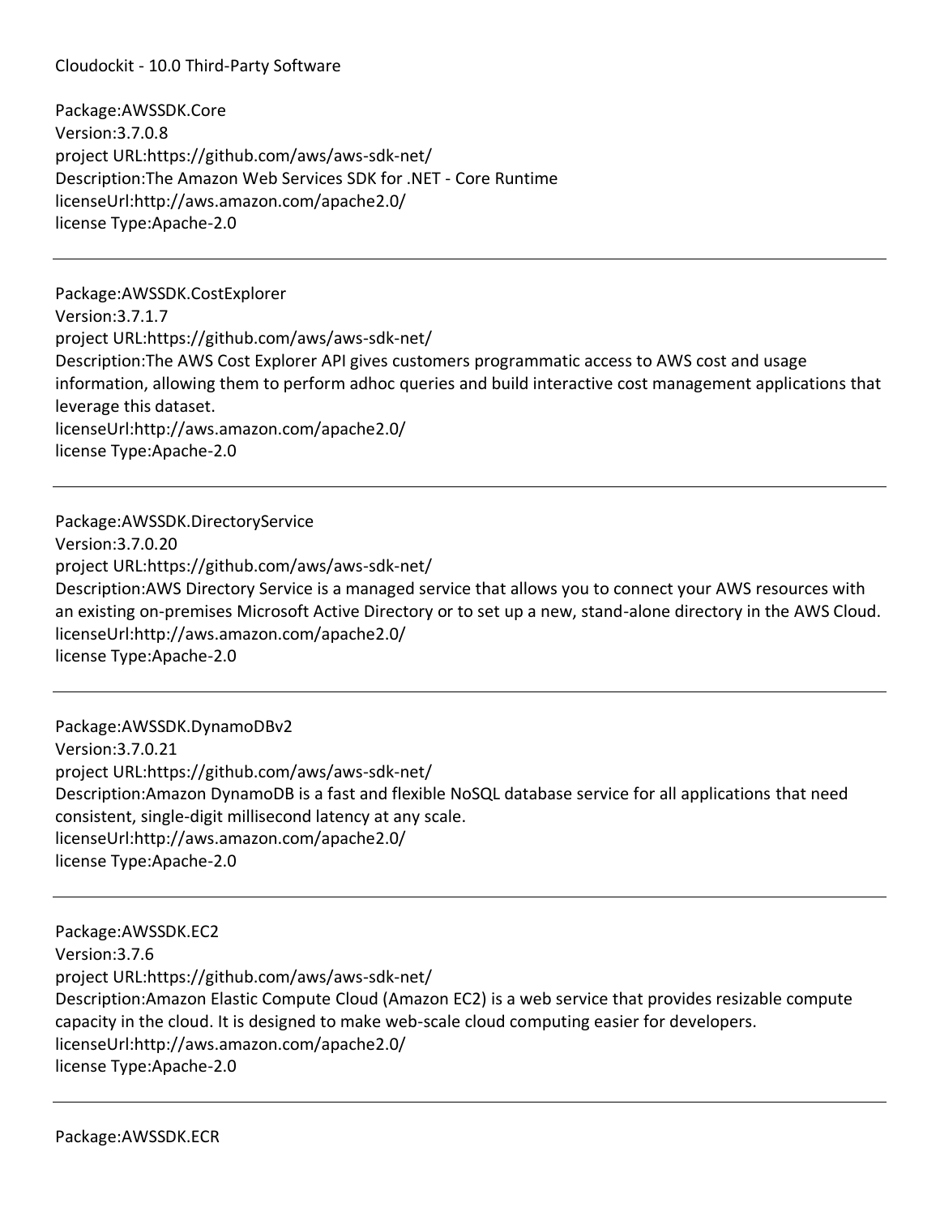Cloudockit - 10.0 Third-Party Software

Package:AWSSDK.Core
Version:3.7.0.8
project URL:https://github.com/aws/aws-sdk-net/
Description:The Amazon Web Services SDK for .NET - Core Runtime
licenseUrl:http://aws.amazon.com/apache2.0/
license Type:Apache-2.0

---

Package:AWSSDK.CostExplorer
Version:3.7.1.7
project URL:https://github.com/aws/aws-sdk-net/
Description:The AWS Cost Explorer API gives customers programmatic access to AWS cost and usage information, allowing them to perform adhoc queries and build interactive cost management applications that leverage this dataset.
licenseUrl:http://aws.amazon.com/apache2.0/
license Type:Apache-2.0

---

Package:AWSSDK.DirectoryService
Version:3.7.0.20
project URL:https://github.com/aws/aws-sdk-net/
Description:AWS Directory Service is a managed service that allows you to connect your AWS resources with an existing on-premises Microsoft Active Directory or to set up a new, stand-alone directory in the AWS Cloud.
licenseUrl:http://aws.amazon.com/apache2.0/
license Type:Apache-2.0

---

Package:AWSSDK.DynamoDBv2
Version:3.7.0.21
project URL:https://github.com/aws/aws-sdk-net/
Description:Amazon DynamoDB is a fast and flexible NoSQL database service for all applications that need consistent, single-digit millisecond latency at any scale.
licenseUrl:http://aws.amazon.com/apache2.0/
license Type:Apache-2.0

---

Package:AWSSDK.EC2
Version:3.7.6
project URL:https://github.com/aws/aws-sdk-net/
Description:Amazon Elastic Compute Cloud (Amazon EC2) is a web service that provides resizable compute capacity in the cloud. It is designed to make web-scale cloud computing easier for developers.
licenseUrl:http://aws.amazon.com/apache2.0/
license Type:Apache-2.0

---

Package:AWSSDK.ECR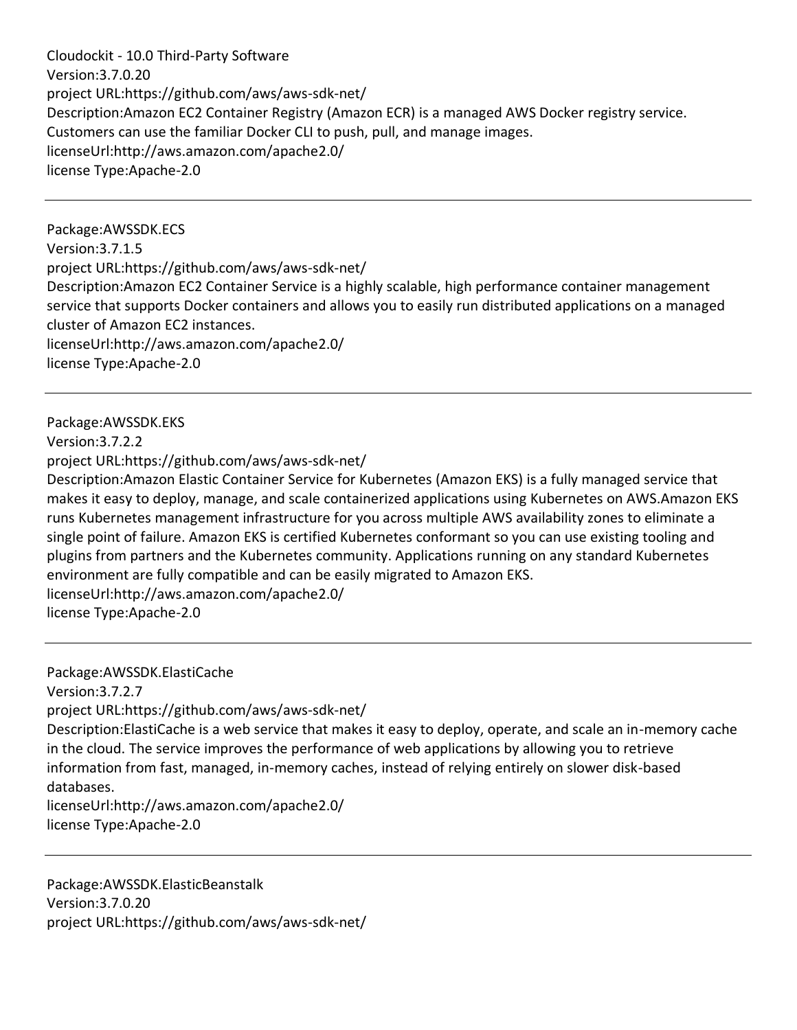Version:3.7.0.20
project URL:https://github.com/aws/aws-sdk-net/
Description:Amazon EC2 Container Registry (Amazon ECR) is a managed AWS Docker registry service. Customers can use the familiar Docker CLI to push, pull, and manage images.
licenseUrl:http://aws.amazon.com/apache2.0/
license Type:Apache-2.0

---

Package:AWSSDK.ECS
Version:3.7.1.5
project URL:https://github.com/aws/aws-sdk-net/
Description:Amazon EC2 Container Service is a highly scalable, high performance container management service that supports Docker containers and allows you to easily run distributed applications on a managed cluster of Amazon EC2 instances.
licenseUrl:http://aws.amazon.com/apache2.0/
license Type:Apache-2.0

---

Package:AWSSDK.EKS
Version:3.7.2.2
project URL:https://github.com/aws/aws-sdk-net/
Description:Amazon Elastic Container Service for Kubernetes (Amazon EKS) is a fully managed service that makes it easy to deploy, manage, and scale containerized applications using Kubernetes on AWS.Amazon EKS runs Kubernetes management infrastructure for you across multiple AWS availability zones to eliminate a single point of failure. Amazon EKS is certified Kubernetes conformant so you can use existing tooling and plugins from partners and the Kubernetes community. Applications running on any standard Kubernetes environment are fully compatible and can be easily migrated to Amazon EKS.
licenseUrl:http://aws.amazon.com/apache2.0/
license Type:Apache-2.0

---

Package:AWSSDK.ElastiCache
Version:3.7.2.7
project URL:https://github.com/aws/aws-sdk-net/
Description:ElastiCache is a web service that makes it easy to deploy, operate, and scale an in-memory cache in the cloud. The service improves the performance of web applications by allowing you to retrieve information from fast, managed, in-memory caches, instead of relying entirely on slower disk-based databases.
licenseUrl:http://aws.amazon.com/apache2.0/
license Type:Apache-2.0

---

Package:AWSSDK.ElasticBeanstalk
Version:3.7.0.20
project URL:https://github.com/aws/aws-sdk-net/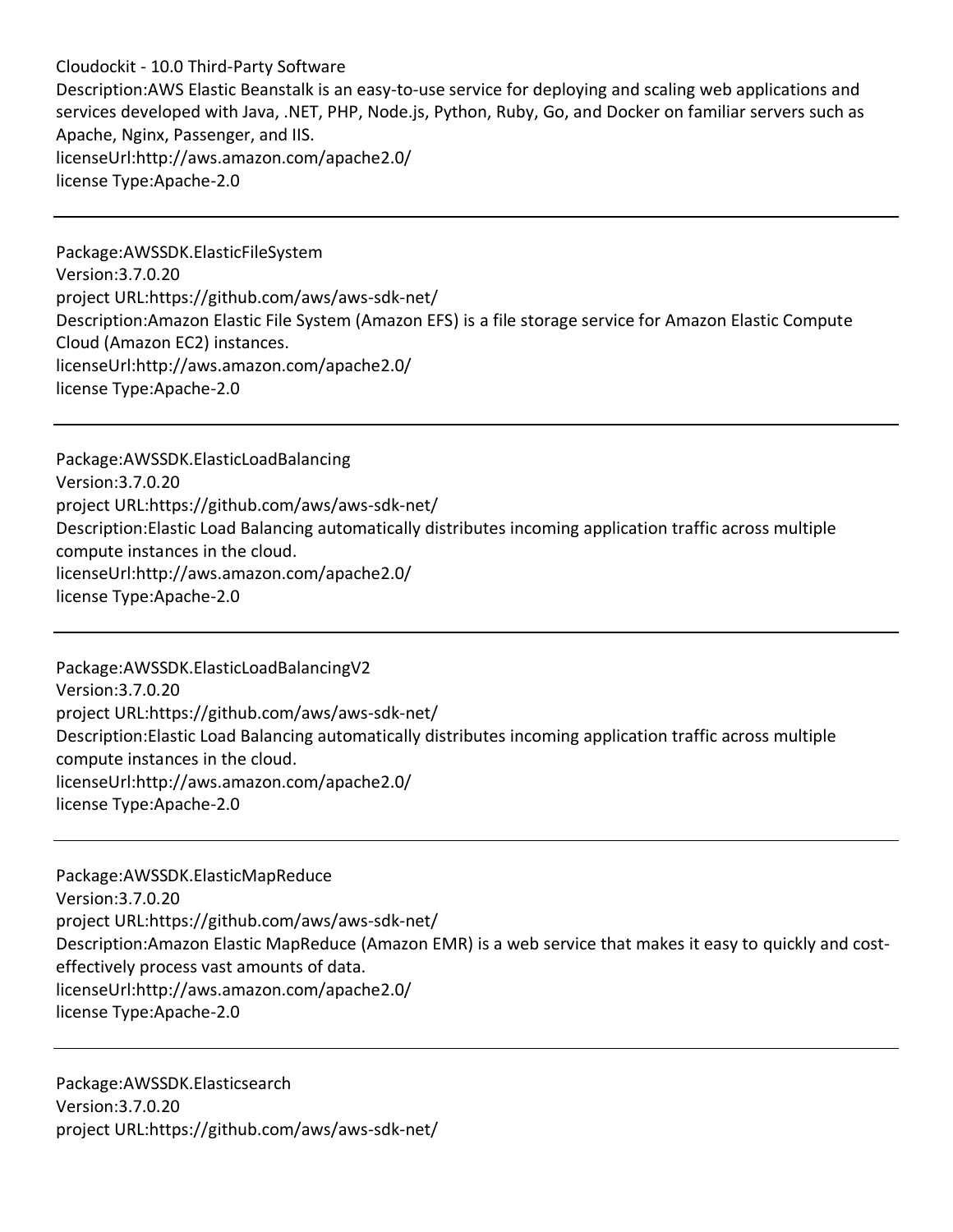Description:AWS Elastic Beanstalk is an easy-to-use service for deploying and scaling web applications and services developed with Java, .NET, PHP, Node.js, Python, Ruby, Go, and Docker on familiar servers such as Apache, Nginx, Passenger, and IIS.
licenseUrl:http://aws.amazon.com/apache2.0/
license Type:Apache-2.0

---

Package:AWSSDK.ElasticFileSystem
Version:3.7.0.20
project URL:https://github.com/aws/aws-sdk-net/
Description:Amazon Elastic File System (Amazon EFS) is a file storage service for Amazon Elastic Compute Cloud (Amazon EC2) instances.
licenseUrl:http://aws.amazon.com/apache2.0/
license Type:Apache-2.0

---

Package:AWSSDK.ElasticLoadBalancing
Version:3.7.0.20
project URL:https://github.com/aws/aws-sdk-net/
Description:Elastic Load Balancing automatically distributes incoming application traffic across multiple compute instances in the cloud.
licenseUrl:http://aws.amazon.com/apache2.0/
license Type:Apache-2.0

---

Package:AWSSDK.ElasticLoadBalancingV2
Version:3.7.0.20
project URL:https://github.com/aws/aws-sdk-net/
Description:Elastic Load Balancing automatically distributes incoming application traffic across multiple compute instances in the cloud.
licenseUrl:http://aws.amazon.com/apache2.0/
license Type:Apache-2.0

---

Package:AWSSDK.ElasticMapReduce
Version:3.7.0.20
project URL:https://github.com/aws/aws-sdk-net/
Description:Amazon Elastic MapReduce (Amazon EMR) is a web service that makes it easy to quickly and cost-effectively process vast amounts of data.
licenseUrl:http://aws.amazon.com/apache2.0/
license Type:Apache-2.0

---

Package:AWSSDK.Elasticsearch
Version:3.7.0.20
project URL:https://github.com/aws/aws-sdk-net/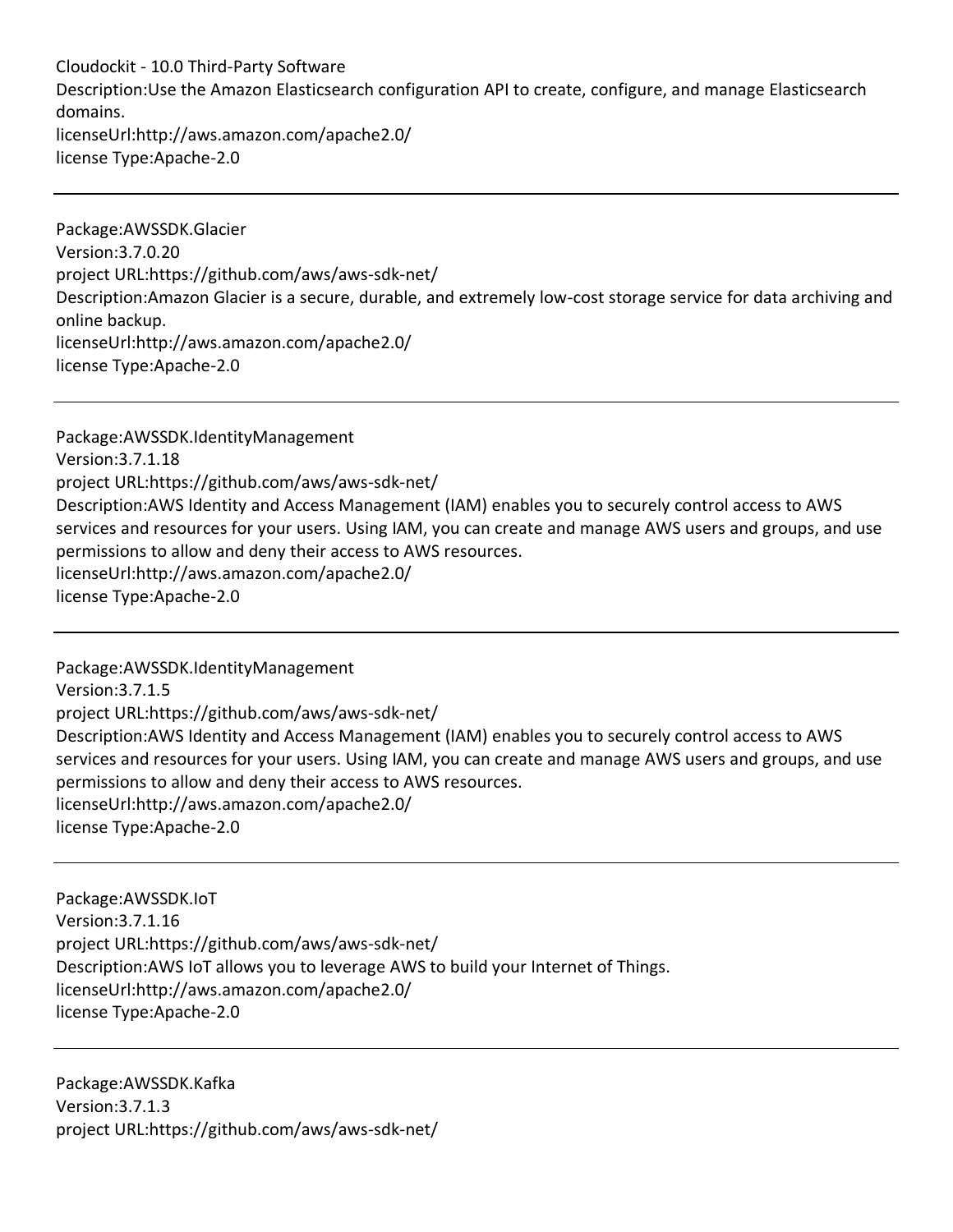Description:Use the Amazon Elasticsearch configuration API to create, configure, and manage Elasticsearch domains.
licenseUrl:http://aws.amazon.com/apache2.0/
license Type:Apache-2.0

---

Package:AWSSDK.Glacier
Version:3.7.0.20
project URL:https://github.com/aws/aws-sdk-net/
Description:Amazon Glacier is a secure, durable, and extremely low-cost storage service for data archiving and online backup.
licenseUrl:http://aws.amazon.com/apache2.0/
license Type:Apache-2.0

---

Package:AWSSDK.IdentityManagement
Version:3.7.1.18
project URL:https://github.com/aws/aws-sdk-net/
Description:AWS Identity and Access Management (IAM) enables you to securely control access to AWS services and resources for your users. Using IAM, you can create and manage AWS users and groups, and use permissions to allow and deny their access to AWS resources.
licenseUrl:http://aws.amazon.com/apache2.0/
license Type:Apache-2.0

---

Package:AWSSDK.IdentityManagement
Version:3.7.1.5
project URL:https://github.com/aws/aws-sdk-net/
Description:AWS Identity and Access Management (IAM) enables you to securely control access to AWS services and resources for your users. Using IAM, you can create and manage AWS users and groups, and use permissions to allow and deny their access to AWS resources.
licenseUrl:http://aws.amazon.com/apache2.0/
license Type:Apache-2.0

---

Package:AWSSDK.IoT
Version:3.7.1.16
project URL:https://github.com/aws/aws-sdk-net/
Description:AWS IoT allows you to leverage AWS to build your Internet of Things.
licenseUrl:http://aws.amazon.com/apache2.0/
license Type:Apache-2.0

---

Package:AWSSDK.Kafka
Version:3.7.1.3
project URL:https://github.com/aws/aws-sdk-net/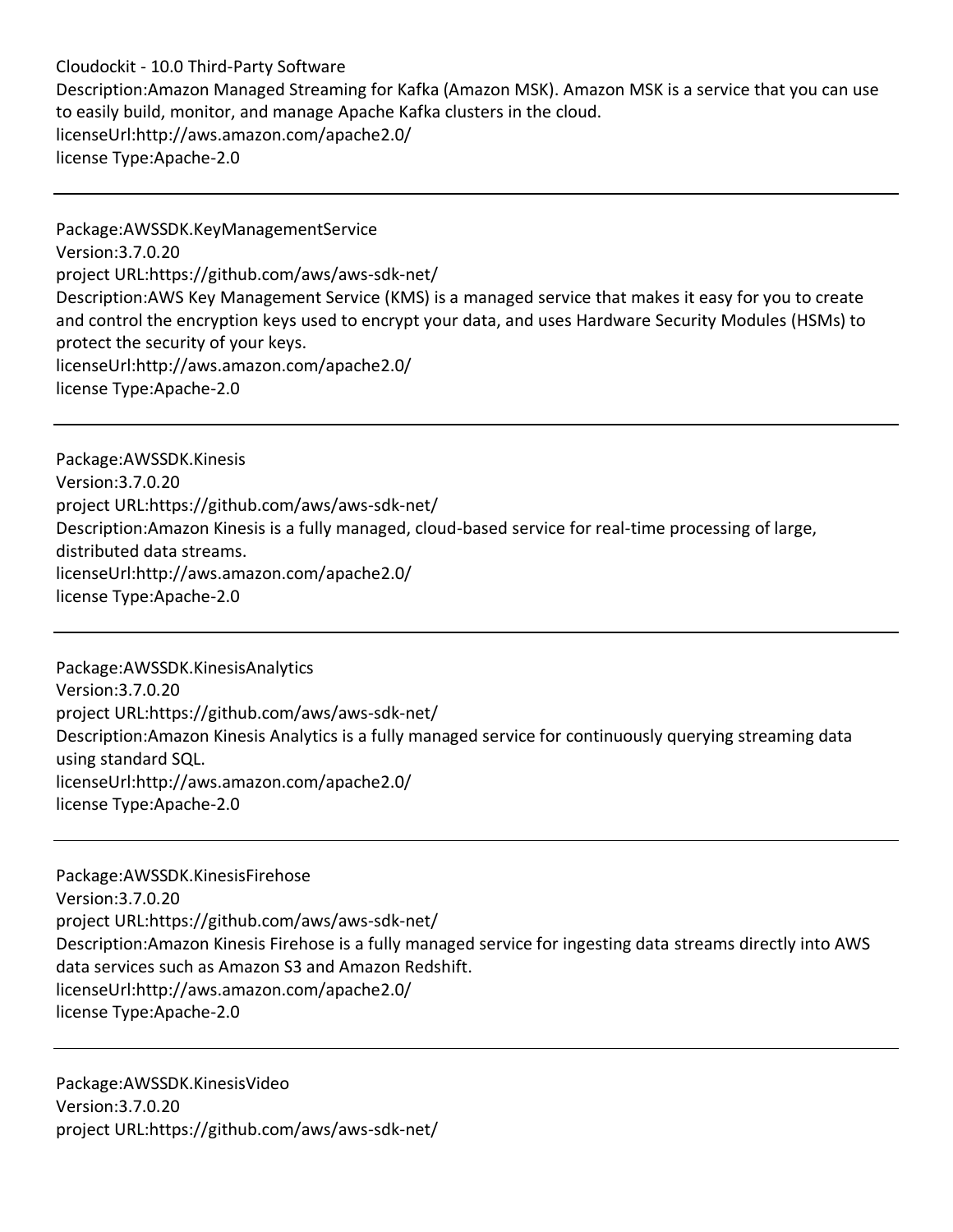Description:Amazon Managed Streaming for Kafka (Amazon MSK). Amazon MSK is a service that you can use to easily build, monitor, and manage Apache Kafka clusters in the cloud.
licenseUrl:http://aws.amazon.com/apache2.0/
license Type:Apache-2.0

---

Package:AWSSDK.KeyManagementService
Version:3.7.0.20
project URL:https://github.com/aws/aws-sdk-net/
Description:AWS Key Management Service (KMS) is a managed service that makes it easy for you to create and control the encryption keys used to encrypt your data, and uses Hardware Security Modules (HSMs) to protect the security of your keys.
licenseUrl:http://aws.amazon.com/apache2.0/
license Type:Apache-2.0

---

Package:AWSSDK.Kinesis
Version:3.7.0.20
project URL:https://github.com/aws/aws-sdk-net/
Description:Amazon Kinesis is a fully managed, cloud-based service for real-time processing of large, distributed data streams.
licenseUrl:http://aws.amazon.com/apache2.0/
license Type:Apache-2.0

---

Package:AWSSDK.KinesisAnalytics
Version:3.7.0.20
project URL:https://github.com/aws/aws-sdk-net/
Description:Amazon Kinesis Analytics is a fully managed service for continuously querying streaming data using standard SQL.
licenseUrl:http://aws.amazon.com/apache2.0/
license Type:Apache-2.0

---

Package:AWSSDK.KinesisFirehose
Version:3.7.0.20
project URL:https://github.com/aws/aws-sdk-net/
Description:Amazon Kinesis Firehose is a fully managed service for ingesting data streams directly into AWS data services such as Amazon S3 and Amazon Redshift.
licenseUrl:http://aws.amazon.com/apache2.0/
license Type:Apache-2.0

---

Package:AWSSDK.KinesisVideo
Version:3.7.0.20
project URL:https://github.com/aws/aws-sdk-net/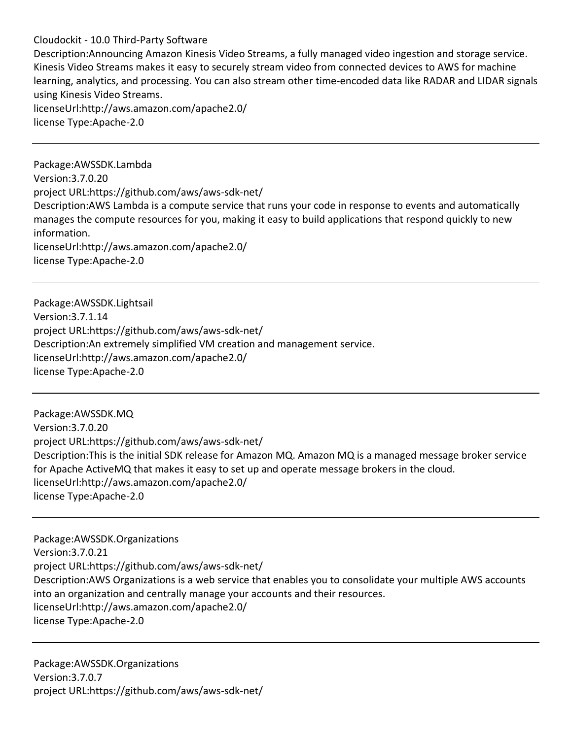Cloudockit - 10.0 Third-Party Software

Description:Announcing Amazon Kinesis Video Streams, a fully managed video ingestion and storage service. Kinesis Video Streams makes it easy to securely stream video from connected devices to AWS for machine learning, analytics, and processing. You can also stream other time-encoded data like RADAR and LIDAR signals using Kinesis Video Streams.

licenseUrl:http://aws.amazon.com/apache2.0/

license Type:Apache-2.0

---

Package:AWSSDK.Lambda

Version:3.7.0.20

project URL:https://github.com/aws/aws-sdk-net/

Description:AWS Lambda is a compute service that runs your code in response to events and automatically manages the compute resources for you, making it easy to build applications that respond quickly to new information.

licenseUrl:http://aws.amazon.com/apache2.0/

license Type:Apache-2.0

---

Package:AWSSDK.Lightsail

Version:3.7.1.14

project URL:https://github.com/aws/aws-sdk-net/

Description:An extremely simplified VM creation and management service.

licenseUrl:http://aws.amazon.com/apache2.0/

license Type:Apache-2.0

---

Package:AWSSDK.MQ

Version:3.7.0.20

project URL:https://github.com/aws/aws-sdk-net/

Description:This is the initial SDK release for Amazon MQ. Amazon MQ is a managed message broker service for Apache ActiveMQ that makes it easy to set up and operate message brokers in the cloud.

licenseUrl:http://aws.amazon.com/apache2.0/

license Type:Apache-2.0

---

Package:AWSSDK.Organizations

Version:3.7.0.21

project URL:https://github.com/aws/aws-sdk-net/

Description:AWS Organizations is a web service that enables you to consolidate your multiple AWS accounts into an organization and centrally manage your accounts and their resources.

licenseUrl:http://aws.amazon.com/apache2.0/

license Type:Apache-2.0

---

Package:AWSSDK.Organizations

Version:3.7.0.7

project URL:https://github.com/aws/aws-sdk-net/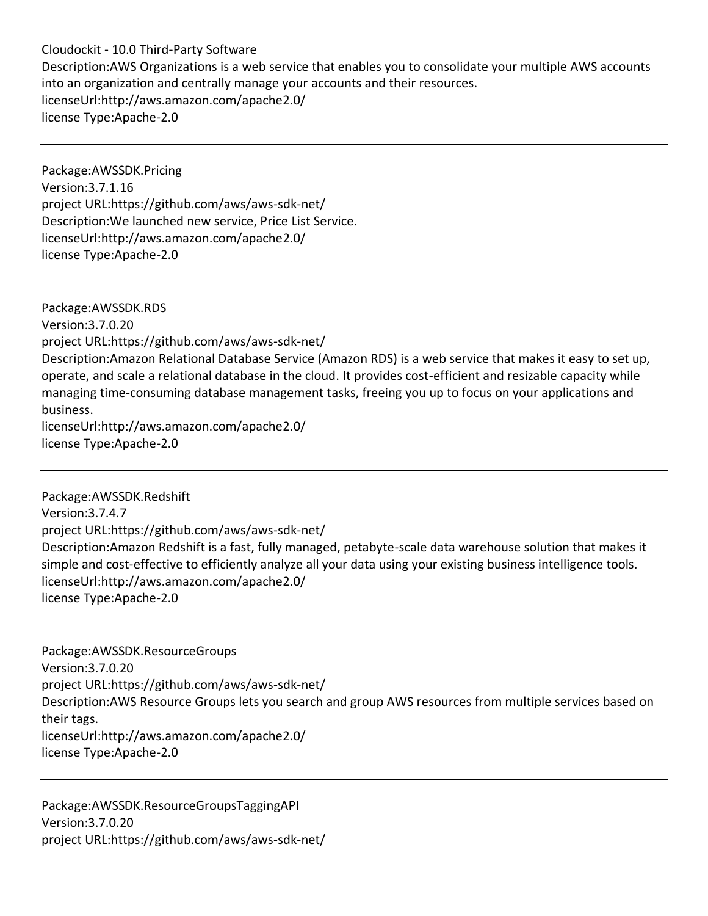Description:AWS Organizations is a web service that enables you to consolidate your multiple AWS accounts into an organization and centrally manage your accounts and their resources.
licenseUrl:http://aws.amazon.com/apache2.0/
license Type:Apache-2.0

---

Package:AWSSDK.Pricing
Version:3.7.1.16
project URL:https://github.com/aws/aws-sdk-net/
Description:We launched new service, Price List Service.
licenseUrl:http://aws.amazon.com/apache2.0/
license Type:Apache-2.0

---

Package:AWSSDK.RDS
Version:3.7.0.20
project URL:https://github.com/aws/aws-sdk-net/
Description:Amazon Relational Database Service (Amazon RDS) is a web service that makes it easy to set up, operate, and scale a relational database in the cloud. It provides cost-efficient and resizable capacity while managing time-consuming database management tasks, freeing you up to focus on your applications and business.
licenseUrl:http://aws.amazon.com/apache2.0/
license Type:Apache-2.0

---

Package:AWSSDK.Redshift
Version:3.7.4.7
project URL:https://github.com/aws/aws-sdk-net/
Description:Amazon Redshift is a fast, fully managed, petabyte-scale data warehouse solution that makes it simple and cost-effective to efficiently analyze all your data using your existing business intelligence tools.
licenseUrl:http://aws.amazon.com/apache2.0/
license Type:Apache-2.0

---

Package:AWSSDK.ResourceGroups
Version:3.7.0.20
project URL:https://github.com/aws/aws-sdk-net/
Description:AWS Resource Groups lets you search and group AWS resources from multiple services based on their tags.
licenseUrl:http://aws.amazon.com/apache2.0/
license Type:Apache-2.0

---

Package:AWSSDK.ResourceGroupsTaggingAPI
Version:3.7.0.20
project URL:https://github.com/aws/aws-sdk-net/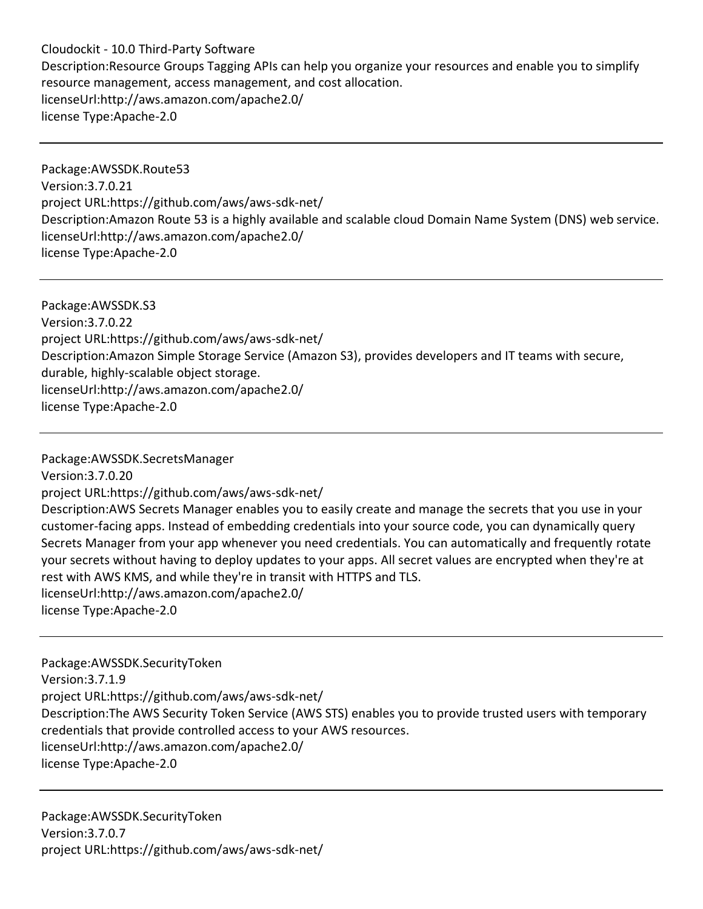Description:Resource Groups Tagging APIs can help you organize your resources and enable you to simplify resource management, access management, and cost allocation.
licenseUrl:http://aws.amazon.com/apache2.0/
license Type:Apache-2.0

---

Package:AWSSDK.Route53
Version:3.7.0.21
project URL:https://github.com/aws/aws-sdk-net/
Description:Amazon Route 53 is a highly available and scalable cloud Domain Name System (DNS) web service.
licenseUrl:http://aws.amazon.com/apache2.0/
license Type:Apache-2.0

---

Package:AWSSDK.S3
Version:3.7.0.22
project URL:https://github.com/aws/aws-sdk-net/
Description:Amazon Simple Storage Service (Amazon S3), provides developers and IT teams with secure, durable, highly-scalable object storage.
licenseUrl:http://aws.amazon.com/apache2.0/
license Type:Apache-2.0

---

Package:AWSSDK.SecretsManager
Version:3.7.0.20
project URL:https://github.com/aws/aws-sdk-net/
Description:AWS Secrets Manager enables you to easily create and manage the secrets that you use in your customer-facing apps. Instead of embedding credentials into your source code, you can dynamically query Secrets Manager from your app whenever you need credentials. You can automatically and frequently rotate your secrets without having to deploy updates to your apps. All secret values are encrypted when they're at rest with AWS KMS, and while they're in transit with HTTPS and TLS.
licenseUrl:http://aws.amazon.com/apache2.0/
license Type:Apache-2.0

---

Package:AWSSDK.SecurityToken
Version:3.7.1.9
project URL:https://github.com/aws/aws-sdk-net/
Description:The AWS Security Token Service (AWS STS) enables you to provide trusted users with temporary credentials that provide controlled access to your AWS resources.
licenseUrl:http://aws.amazon.com/apache2.0/
license Type:Apache-2.0

---

Package:AWSSDK.SecurityToken
Version:3.7.0.7
project URL:https://github.com/aws/aws-sdk-net/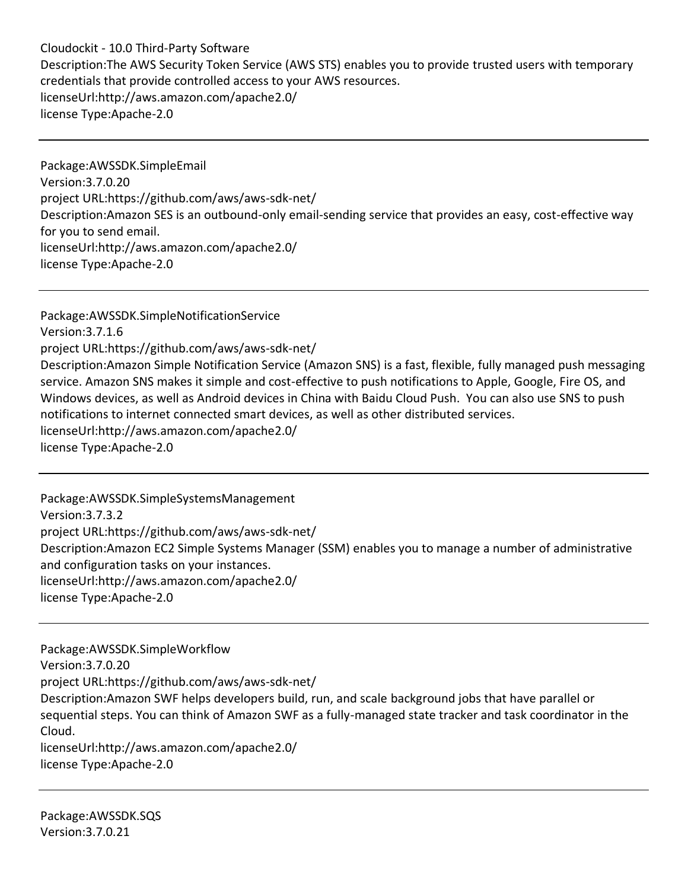Description:The AWS Security Token Service (AWS STS) enables you to provide trusted users with temporary credentials that provide controlled access to your AWS resources.
licenseUrl:http://aws.amazon.com/apache2.0/
license Type:Apache-2.0

---

Package:AWSSDK.SimpleEmail
Version:3.7.0.20
project URL:https://github.com/aws/aws-sdk-net/
Description:Amazon SES is an outbound-only email-sending service that provides an easy, cost-effective way for you to send email.
licenseUrl:http://aws.amazon.com/apache2.0/
license Type:Apache-2.0

---

Package:AWSSDK.SimpleNotificationService
Version:3.7.1.6
project URL:https://github.com/aws/aws-sdk-net/
Description:Amazon Simple Notification Service (Amazon SNS) is a fast, flexible, fully managed push messaging service. Amazon SNS makes it simple and cost-effective to push notifications to Apple, Google, Fire OS, and Windows devices, as well as Android devices in China with Baidu Cloud Push. You can also use SNS to push notifications to internet connected smart devices, as well as other distributed services.
licenseUrl:http://aws.amazon.com/apache2.0/
license Type:Apache-2.0

---

Package:AWSSDK.SimpleSystemsManagement
Version:3.7.3.2
project URL:https://github.com/aws/aws-sdk-net/
Description:Amazon EC2 Simple Systems Manager (SSM) enables you to manage a number of administrative and configuration tasks on your instances.
licenseUrl:http://aws.amazon.com/apache2.0/
license Type:Apache-2.0

---

Package:AWSSDK.SimpleWorkflow
Version:3.7.0.20
project URL:https://github.com/aws/aws-sdk-net/
Description:Amazon SWF helps developers build, run, and scale background jobs that have parallel or sequential steps. You can think of Amazon SWF as a fully-managed state tracker and task coordinator in the Cloud.
licenseUrl:http://aws.amazon.com/apache2.0/
license Type:Apache-2.0

---

Package:AWSSDK.SQS
Version:3.7.0.21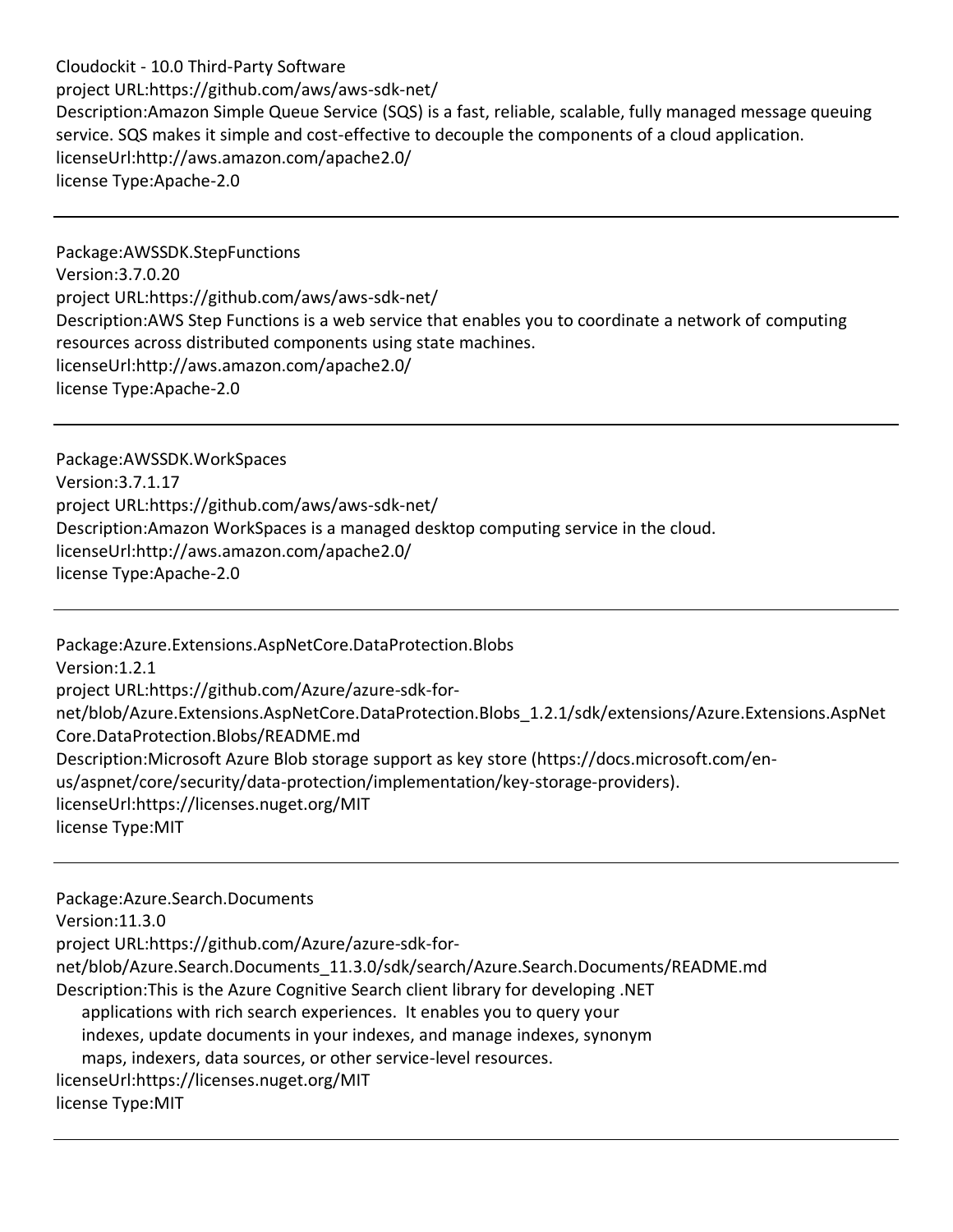project URL:https://github.com/aws/aws-sdk-net/

Description:Amazon Simple Queue Service (SQS) is a fast, reliable, scalable, fully managed message queuing service. SQS makes it simple and cost-effective to decouple the components of a cloud application.

licenseUrl:http://aws.amazon.com/apache2.0/

license Type:Apache-2.0

---

Package:AWSSDK.StepFunctions

Version:3.7.0.20

project URL:https://github.com/aws/aws-sdk-net/

Description:AWS Step Functions is a web service that enables you to coordinate a network of computing resources across distributed components using state machines.

licenseUrl:http://aws.amazon.com/apache2.0/

license Type:Apache-2.0

---

Package:AWSSDK.WorkSpaces

Version:3.7.1.17

project URL:https://github.com/aws/aws-sdk-net/

Description:Amazon WorkSpaces is a managed desktop computing service in the cloud.

licenseUrl:http://aws.amazon.com/apache2.0/

license Type:Apache-2.0

---

Package:Azure.Extensions.AspNetCore.DataProtection.Blobs

Version:1.2.1

project URL:https://github.com/Azure/azure-sdk-for-net/blob/Azure.Extensions.AspNetCore.DataProtection.Blobs_1.2.1/sdk/extensions/Azure.Extensions.AspNetCore.DataProtection.Blobs/README.md

Description:Microsoft Azure Blob storage support as key store (https://docs.microsoft.com/en-us/aspnet/core/security/data-protection/implementation/key-storage-providers).

licenseUrl:https://licenses.nuget.org/MIT

license Type:MIT

---

Package:Azure.Search.Documents

Version:11.3.0

project URL:https://github.com/Azure/azure-sdk-for-net/blob/Azure.Search.Documents_11.3.0/sdk/search/Azure.Search.Documents/README.md

Description:This is the Azure Cognitive Search client library for developing .NET applications with rich search experiences. It enables you to query your indexes, update documents in your indexes, and manage indexes, synonym maps, indexers, data sources, or other service-level resources.

licenseUrl:https://licenses.nuget.org/MIT

license Type:MIT

---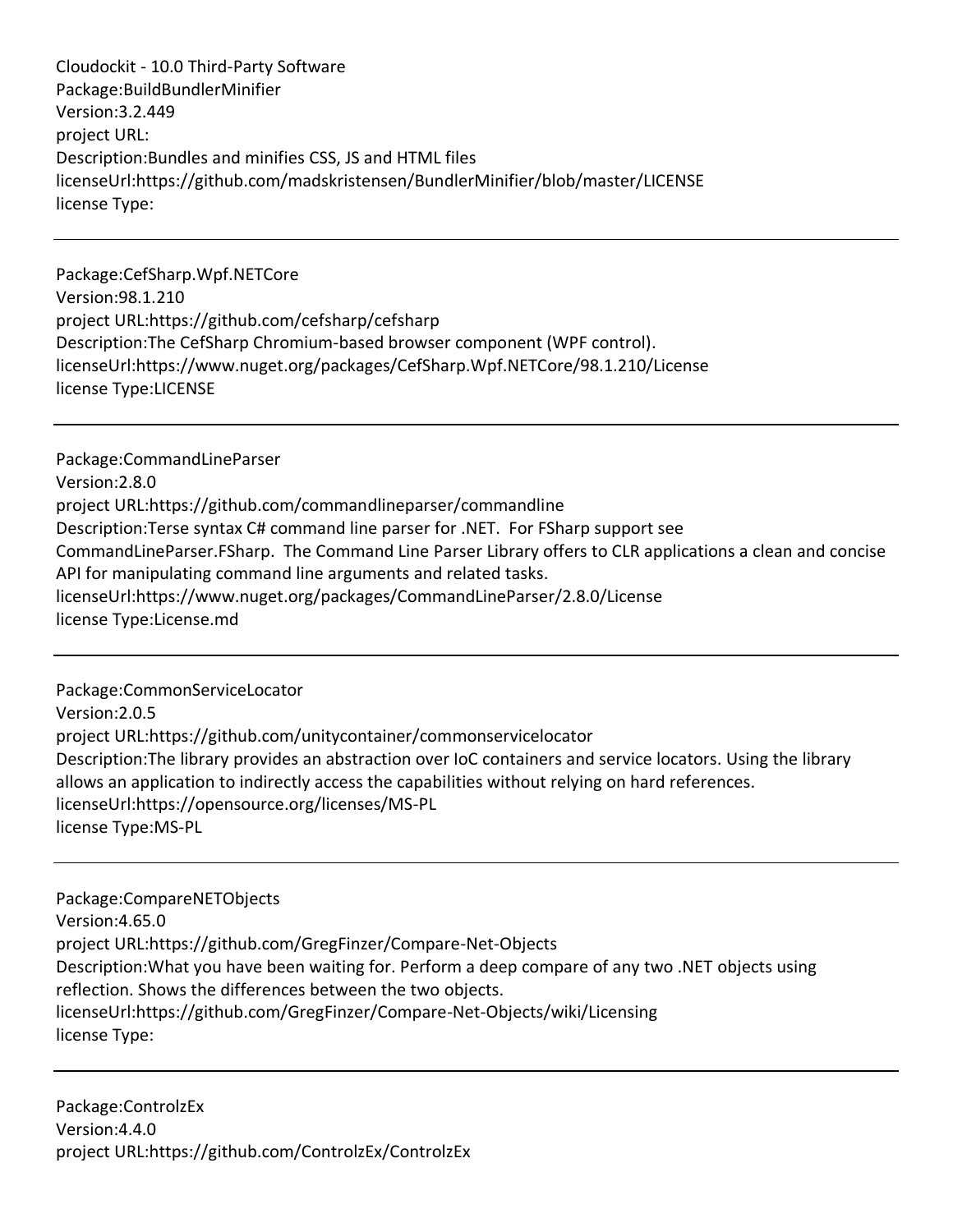Cloudockit - 10.0 Third-Party Software
Package:BuildBundlerMinifier
Version:3.2.449
project URL:
Description:Bundles and minifies CSS, JS and HTML files
licenseUrl:https://github.com/madskristensen/BundlerMinifier/blob/master/LICENSE
license Type:

---

Package:CefSharp.Wpf.NETCore
Version:98.1.210
project URL:https://github.com/cefsharp/cefsharp
Description:The CefSharp Chromium-based browser component (WPF control).
licenseUrl:https://www.nuget.org/packages/CefSharp.Wpf.NETCore/98.1.210/License
license Type:LICENSE

---

Package:CommandLineParser
Version:2.8.0
project URL:https://github.com/commandlineparser/commandline
Description:Terse syntax C# command line parser for .NET. For FSharp support see CommandLineParser.FSharp. The Command Line Parser Library offers to CLR applications a clean and concise API for manipulating command line arguments and related tasks.
licenseUrl:https://www.nuget.org/packages/CommandLineParser/2.8.0/License
license Type:License.md

---

Package:CommonServiceLocator
Version:2.0.5
project URL:https://github.com/unitycontainer/commonservicelocator
Description:The library provides an abstraction over IoC containers and service locators. Using the library allows an application to indirectly access the capabilities without relying on hard references.
licenseUrl:https://opensource.org/licenses/MS-PL
license Type:MS-PL

---

Package:CompareNETObjects
Version:4.65.0
project URL:https://github.com/GregFinzer/Compare-Net-Objects
Description:What you have been waiting for. Perform a deep compare of any two .NET objects using reflection. Shows the differences between the two objects.
licenseUrl:https://github.com/GregFinzer/Compare-Net-Objects/wiki/Licensing
license Type:

---

Package:ControlzEx
Version:4.4.0
project URL:https://github.com/ControlzEx/ControlzEx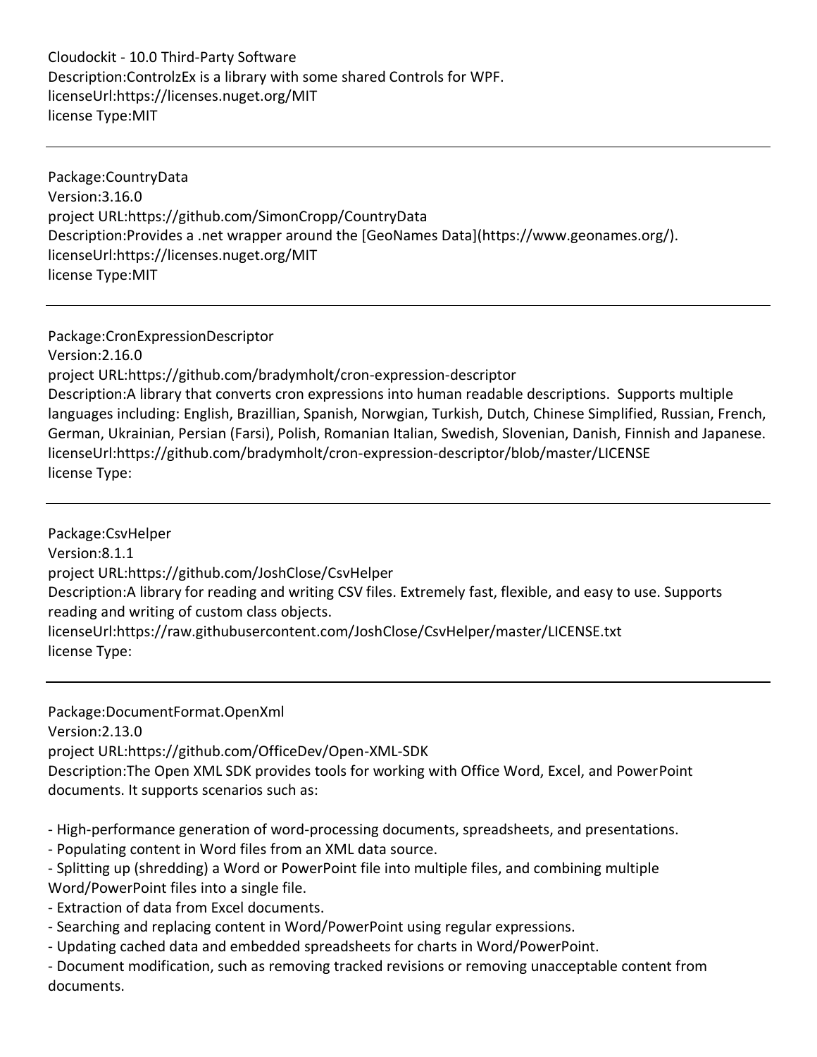Cloudockit - 10.0 Third-Party Software
Description:ControlzEx is a library with some shared Controls for WPF.
licenseUrl:https://licenses.nuget.org/MIT
license Type:MIT

---

Package:CountryData
Version:3.16.0
project URL:https://github.com/SimonCropp/CountryData
Description:Provides a .net wrapper around the [GeoNames Data](https://www.geonames.org/).
licenseUrl:https://licenses.nuget.org/MIT
license Type:MIT

---

Package:CronExpressionDescriptor
Version:2.16.0
project URL:https://github.com/bradymholt/cron-expression-descriptor
Description:A library that converts cron expressions into human readable descriptions. Supports multiple languages including: English, Brazillian, Spanish, Norwgian, Turkish, Dutch, Chinese Simplified, Russian, French, German, Ukrainian, Persian (Farsi), Polish, Romanian Italian, Swedish, Slovenian, Danish, Finnish and Japanese.
licenseUrl:https://github.com/bradymholt/cron-expression-descriptor/blob/master/LICENSE
license Type:

---

Package:CsvHelper
Version:8.1.1
project URL:https://github.com/JoshClose/CsvHelper
Description:A library for reading and writing CSV files. Extremely fast, flexible, and easy to use. Supports reading and writing of custom class objects.
licenseUrl:https://raw.githubusercontent.com/JoshClose/CsvHelper/master/LICENSE.txt
license Type:

---

Package:DocumentFormat.OpenXml
Version:2.13.0
project URL:https://github.com/OfficeDev/Open-XML-SDK
Description:The Open XML SDK provides tools for working with Office Word, Excel, and PowerPoint documents. It supports scenarios such as:

- High-performance generation of word-processing documents, spreadsheets, and presentations.
- Populating content in Word files from an XML data source.
- Splitting up (shredding) a Word or PowerPoint file into multiple files, and combining multiple Word/PowerPoint files into a single file.
- Extraction of data from Excel documents.
- Searching and replacing content in Word/PowerPoint using regular expressions.
- Updating cached data and embedded spreadsheets for charts in Word/PowerPoint.
- Document modification, such as removing tracked revisions or removing unacceptable content from documents.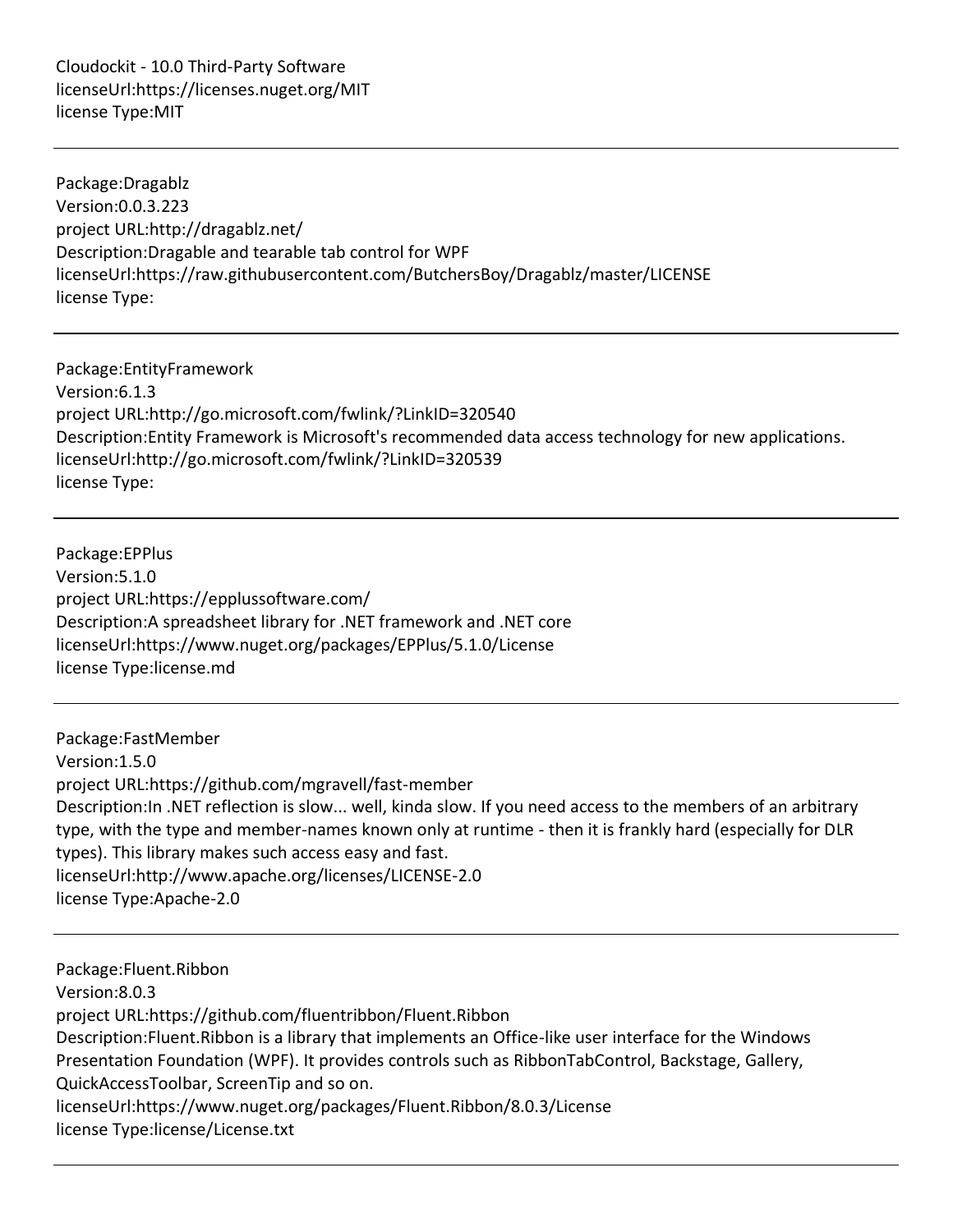Cloudockit - 10.0 Third-Party Software
licenseUrl:https://licenses.nuget.org/MIT
license Type:MIT

---

Package:Dragablz
Version:0.0.3.223
project URL:http://dragablz.net/
Description:Dragable and tearable tab control for WPF
licenseUrl:https://raw.githubusercontent.com/ButchersBoy/Dragablz/master/LICENSE
license Type:

---

Package:EntityFramework
Version:6.1.3
project URL:http://go.microsoft.com/fwlink/?LinkID=320540
Description:Entity Framework is Microsoft's recommended data access technology for new applications.
licenseUrl:http://go.microsoft.com/fwlink/?LinkID=320539
license Type:

---

Package:EPPlus
Version:5.1.0
project URL:https://epplussoftware.com/
Description:A spreadsheet library for .NET framework and .NET core
licenseUrl:https://www.nuget.org/packages/EPPlus/5.1.0/License
license Type:license.md

---

Package:FastMember
Version:1.5.0
project URL:https://github.com/mgravell/fast-member
Description:In .NET reflection is slow... well, kinda slow. If you need access to the members of an arbitrary type, with the type and member-names known only at runtime - then it is frankly hard (especially for DLR types). This library makes such access easy and fast.
licenseUrl:http://www.apache.org/licenses/LICENSE-2.0
license Type:Apache-2.0

---

Package:Fluent.Ribbon
Version:8.0.3
project URL:https://github.com/fluentribbon/Fluent.Ribbon
Description:Fluent.Ribbon is a library that implements an Office-like user interface for the Windows Presentation Foundation (WPF). It provides controls such as RibbonTabControl, Backstage, Gallery, QuickAccessToolbar, ScreenTip and so on.
licenseUrl:https://www.nuget.org/packages/Fluent.Ribbon/8.0.3/License
license Type:license/License.txt

---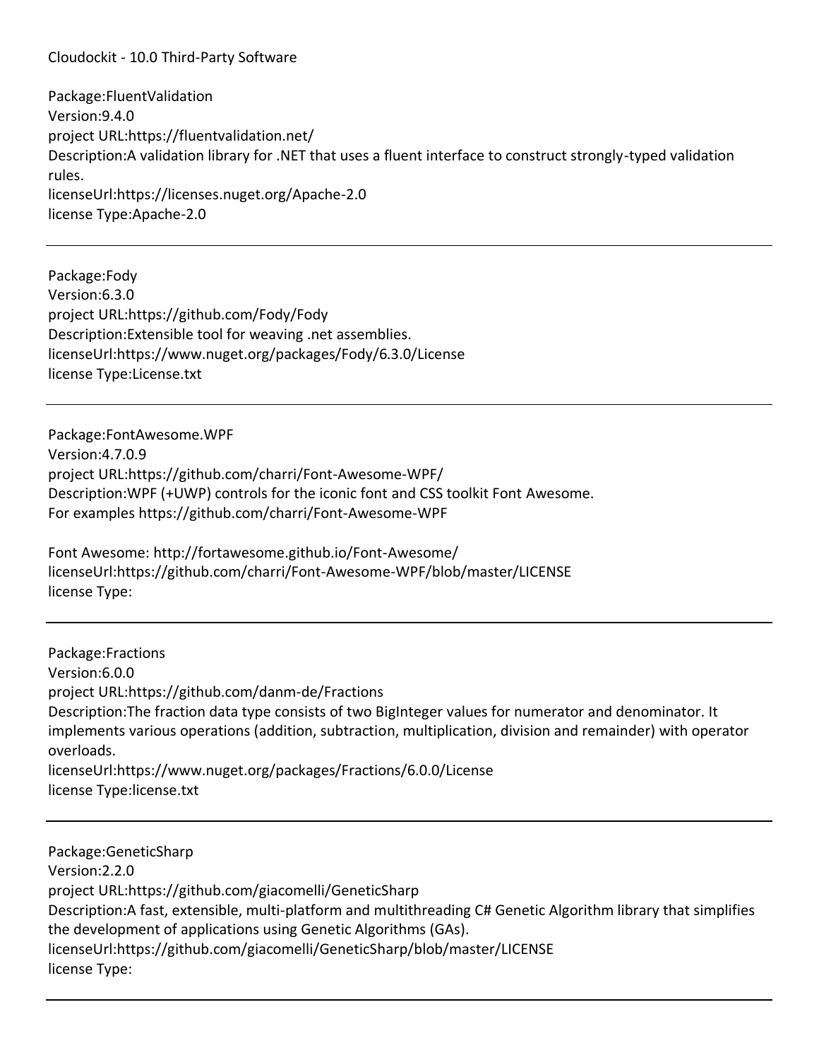Cloudockit - 10.0 Third-Party Software

Package:FluentValidation
Version:9.4.0
project URL:https://fluentvalidation.net/
Description:A validation library for .NET that uses a fluent interface to construct strongly-typed validation rules.
licenseUrl:https://licenses.nuget.org/Apache-2.0
license Type:Apache-2.0

---

Package:Fody
Version:6.3.0
project URL:https://github.com/Fody/Fody
Description:Extensible tool for weaving .net assemblies.
licenseUrl:https://www.nuget.org/packages/Fody/6.3.0/License
license Type:License.txt

---

Package:FontAwesome.WPF
Version:4.7.0.9
project URL:https://github.com/charri/Font-Awesome-WPF/
Description:WPF (+UWP) controls for the iconic font and CSS toolkit Font Awesome.
For examples https://github.com/charri/Font-Awesome-WPF

Font Awesome: http://fortawesome.github.io/Font-Awesome/
licenseUrl:https://github.com/charri/Font-Awesome-WPF/blob/master/LICENSE
license Type:

---

Package:Fractions
Version:6.0.0
project URL:https://github.com/danm-de/Fractions
Description:The fraction data type consists of two BigInteger values for numerator and denominator. It implements various operations (addition, subtraction, multiplication, division and remainder) with operator overloads.
licenseUrl:https://www.nuget.org/packages/Fractions/6.0.0/License
license Type:license.txt

---

Package:GeneticSharp
Version:2.2.0
project URL:https://github.com/giacomelli/GeneticSharp
Description:A fast, extensible, multi-platform and multithreading C# Genetic Algorithm library that simplifies the development of applications using Genetic Algorithms (GAs).
licenseUrl:https://github.com/giacomelli/GeneticSharp/blob/master/LICENSE
license Type:

---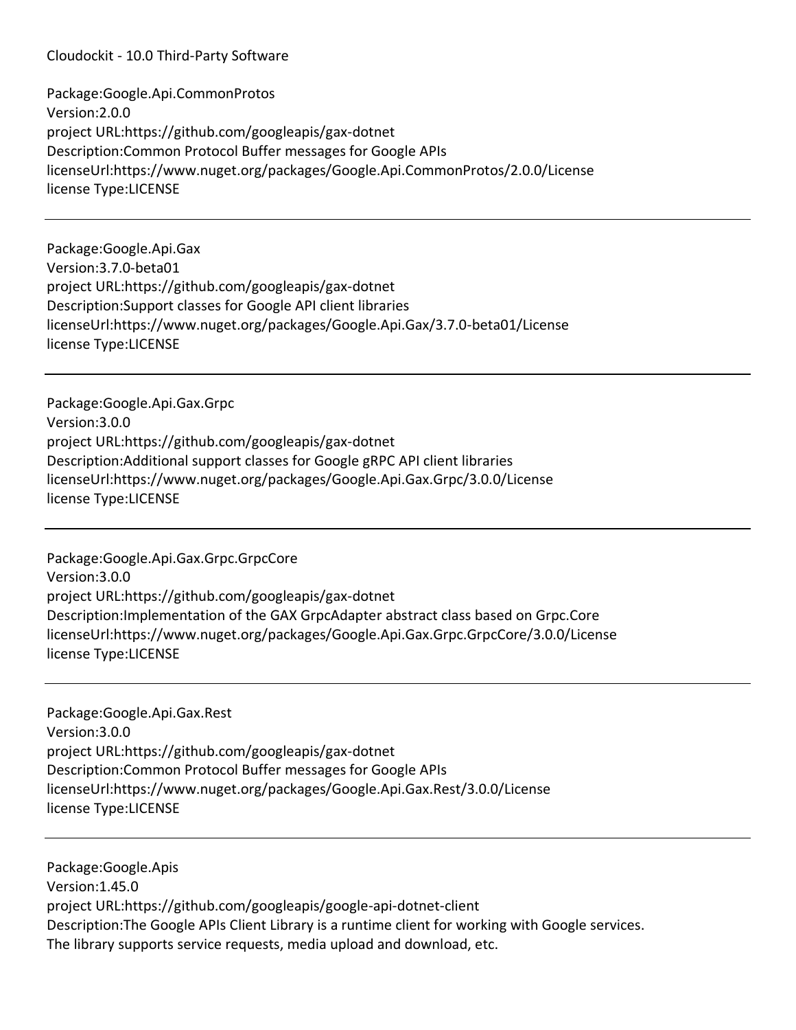Package:Google.Api.CommonProtos
Version:2.0.0
project URL:https://github.com/googleapis/gax-dotnet
Description:Common Protocol Buffer messages for Google APIs
licenseUrl:https://www.nuget.org/packages/Google.Api.CommonProtos/2.0.0/License
license Type:LICENSE

---

Package:Google.Api.Gax
Version:3.7.0-beta01
project URL:https://github.com/googleapis/gax-dotnet
Description:Support classes for Google API client libraries
licenseUrl:https://www.nuget.org/packages/Google.Api.Gax/3.7.0-beta01/License
license Type:LICENSE

---

Package:Google.Api.Gax.Grpc
Version:3.0.0
project URL:https://github.com/googleapis/gax-dotnet
Description:Additional support classes for Google gRPC API client libraries
licenseUrl:https://www.nuget.org/packages/Google.Api.Gax.Grpc/3.0.0/License
license Type:LICENSE

---

Package:Google.Api.Gax.Grpc.GrpcCore
Version:3.0.0
project URL:https://github.com/googleapis/gax-dotnet
Description:Implementation of the GAX GrpcAdapter abstract class based on Grpc.Core
licenseUrl:https://www.nuget.org/packages/Google.Api.Gax.Grpc.GrpcCore/3.0.0/License
license Type:LICENSE

---

Package:Google.Api.Gax.Rest
Version:3.0.0
project URL:https://github.com/googleapis/gax-dotnet
Description:Common Protocol Buffer messages for Google APIs
licenseUrl:https://www.nuget.org/packages/Google.Api.Gax.Rest/3.0.0/License
license Type:LICENSE

---

Package:Google.Apis
Version:1.45.0
project URL:https://github.com/googleapis/google-api-dotnet-client
Description:The Google APIs Client Library is a runtime client for working with Google services.
The library supports service requests, media upload and download, etc.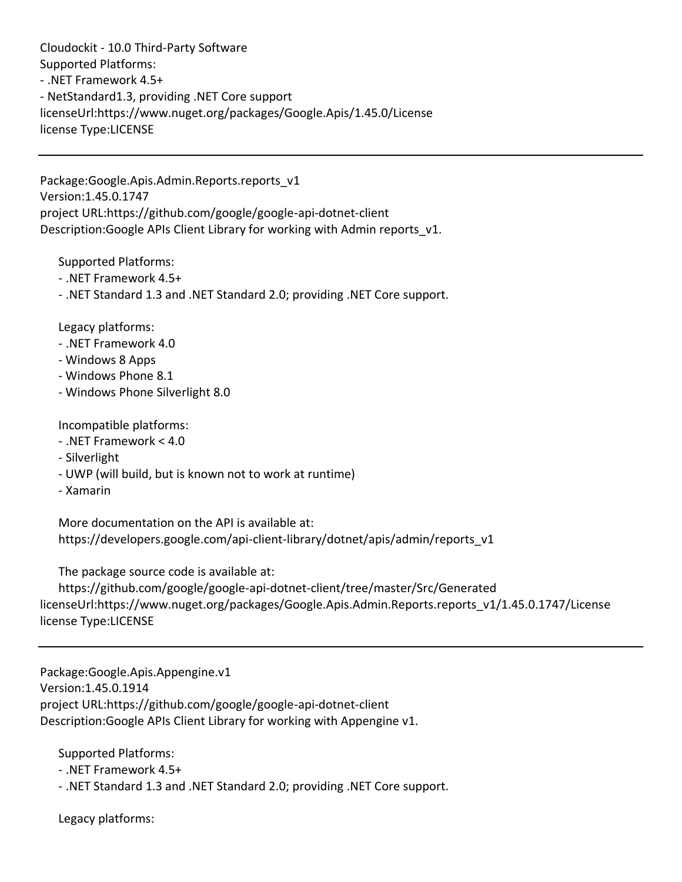Cloudockit - 10.0 Third-Party Software
Supported Platforms:
- .NET Framework 4.5+
- NetStandard1.3, providing .NET Core support
licenseUrl:https://www.nuget.org/packages/Google.Apis/1.45.0/License
license Type:LICENSE

---

Package:Google.Apis.Admin.Reports.reports_v1
Version:1.45.0.1747
project URL:https://github.com/google/google-api-dotnet-client
Description:Google APIs Client Library for working with Admin reports_v1.

Supported Platforms:
- .NET Framework 4.5+
- .NET Standard 1.3 and .NET Standard 2.0; providing .NET Core support.

Legacy platforms:
- .NET Framework 4.0
- Windows 8 Apps
- Windows Phone 8.1
- Windows Phone Silverlight 8.0

Incompatible platforms:
- .NET Framework < 4.0
- Silverlight
- UWP (will build, but is known not to work at runtime)
- Xamarin

More documentation on the API is available at:
https://developers.google.com/api-client-library/dotnet/apis/admin/reports_v1

The package source code is available at:
https://github.com/google/google-api-dotnet-client/tree/master/Src/Generated
licenseUrl:https://www.nuget.org/packages/Google.Apis.Admin.Reports.reports_v1/1.45.0.1747/License
license Type:LICENSE

---

Package:Google.Apis.Appengine.v1
Version:1.45.0.1914
project URL:https://github.com/google/google-api-dotnet-client
Description:Google APIs Client Library for working with Appengine v1.

Supported Platforms:
- .NET Framework 4.5+
- .NET Standard 1.3 and .NET Standard 2.0; providing .NET Core support.

Legacy platforms: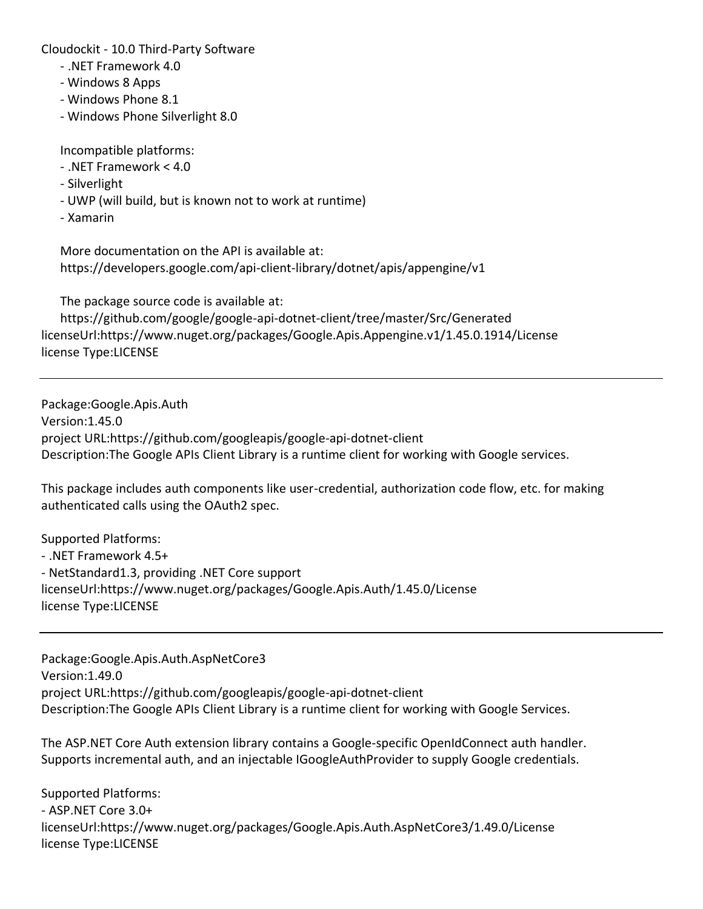Cloudockit - 10.0 Third-Party Software

- .NET Framework 4.0
- Windows 8 Apps
- Windows Phone 8.1
- Windows Phone Silverlight 8.0

Incompatible platforms:

- .NET Framework < 4.0
- Silverlight
- UWP (will build, but is known not to work at runtime)
- Xamarin

More documentation on the API is available at:
https://developers.google.com/api-client-library/dotnet/apis/appengine/v1

The package source code is available at:
https://github.com/google/google-api-dotnet-client/tree/master/Src/Generated
licenseUrl:https://www.nuget.org/packages/Google.Apis.Appengine.v1/1.45.0.1914/License
license Type:LICENSE

---

Package:Google.Apis.Auth
Version:1.45.0
project URL:https://github.com/googleapis/google-api-dotnet-client
Description:The Google APIs Client Library is a runtime client for working with Google services.

This package includes auth components like user-credential, authorization code flow, etc. for making authenticated calls using the OAuth2 spec.

Supported Platforms:
- .NET Framework 4.5+
- NetStandard1.3, providing .NET Core support
licenseUrl:https://www.nuget.org/packages/Google.Apis.Auth/1.45.0/License
license Type:LICENSE

---

Package:Google.Apis.Auth.AspNetCore3
Version:1.49.0
project URL:https://github.com/googleapis/google-api-dotnet-client
Description:The Google APIs Client Library is a runtime client for working with Google Services.

The ASP.NET Core Auth extension library contains a Google-specific OpenIdConnect auth handler. Supports incremental auth, and an injectable IGoogleAuthProvider to supply Google credentials.

Supported Platforms:
- ASP.NET Core 3.0+
licenseUrl:https://www.nuget.org/packages/Google.Apis.Auth.AspNetCore3/1.49.0/License
license Type:LICENSE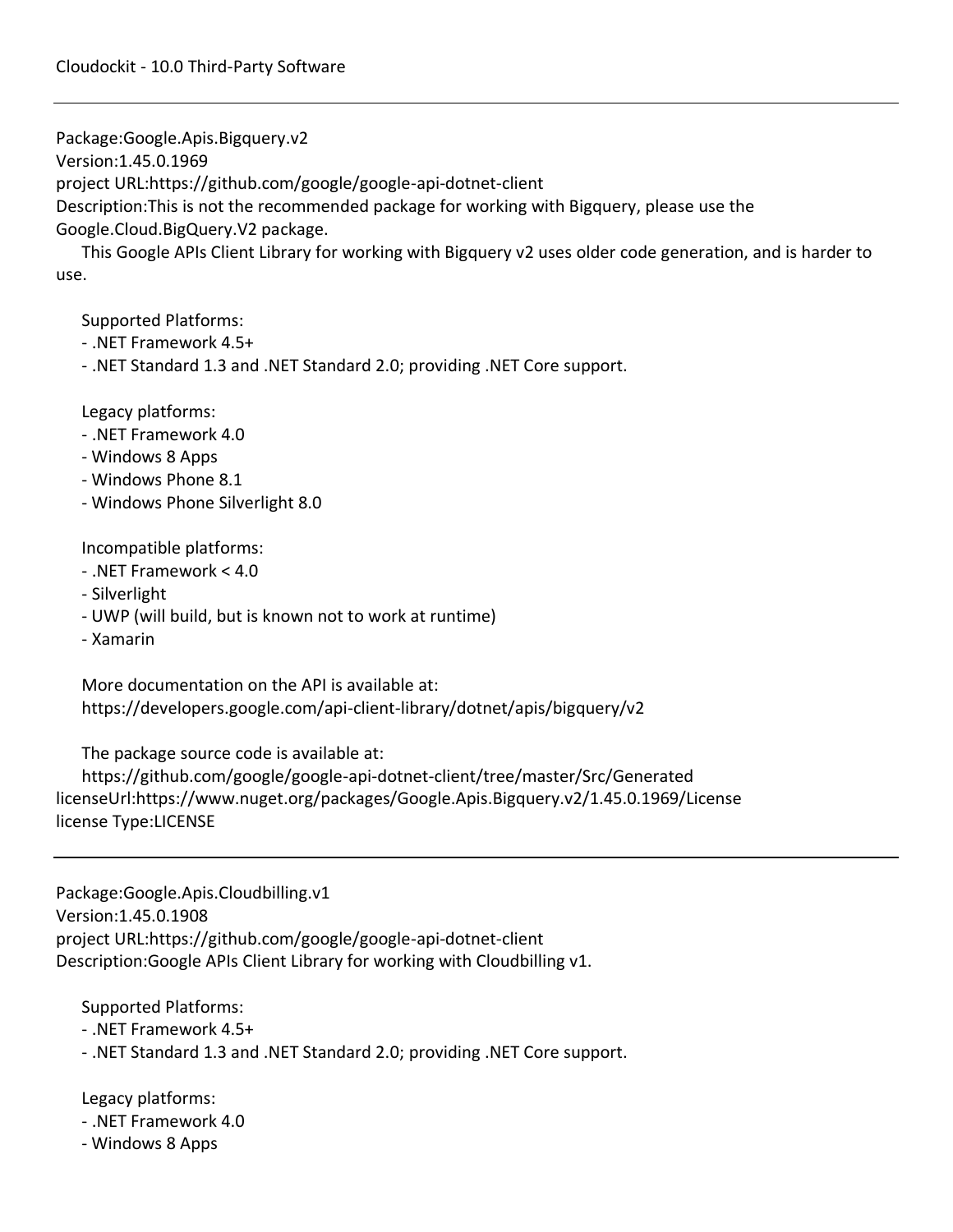Package:Google.Apis.Bigquery.v2
Version:1.45.0.1969
project URL:https://github.com/google/google-api-dotnet-client
Description:This is not the recommended package for working with Bigquery, please use the Google.Cloud.BigQuery.V2 package.
This Google APIs Client Library for working with Bigquery v2 uses older code generation, and is harder to use.

Supported Platforms:
- .NET Framework 4.5+
- .NET Standard 1.3 and .NET Standard 2.0; providing .NET Core support.

Legacy platforms:
- .NET Framework 4.0
- Windows 8 Apps
- Windows Phone 8.1
- Windows Phone Silverlight 8.0

Incompatible platforms:
- .NET Framework < 4.0
- Silverlight
- UWP (will build, but is known not to work at runtime)
- Xamarin

More documentation on the API is available at:
https://developers.google.com/api-client-library/dotnet/apis/bigquery/v2

The package source code is available at:
https://github.com/google/google-api-dotnet-client/tree/master/Src/Generated
licenseUrl:https://www.nuget.org/packages/Google.Apis.Bigquery.v2/1.45.0.1969/License
license Type:LICENSE

---

Package:Google.Apis.Cloudbilling.v1
Version:1.45.0.1908
project URL:https://github.com/google/google-api-dotnet-client
Description:Google APIs Client Library for working with Cloudbilling v1.

Supported Platforms:
- .NET Framework 4.5+
- .NET Standard 1.3 and .NET Standard 2.0; providing .NET Core support.

Legacy platforms:
- .NET Framework 4.0
- Windows 8 Apps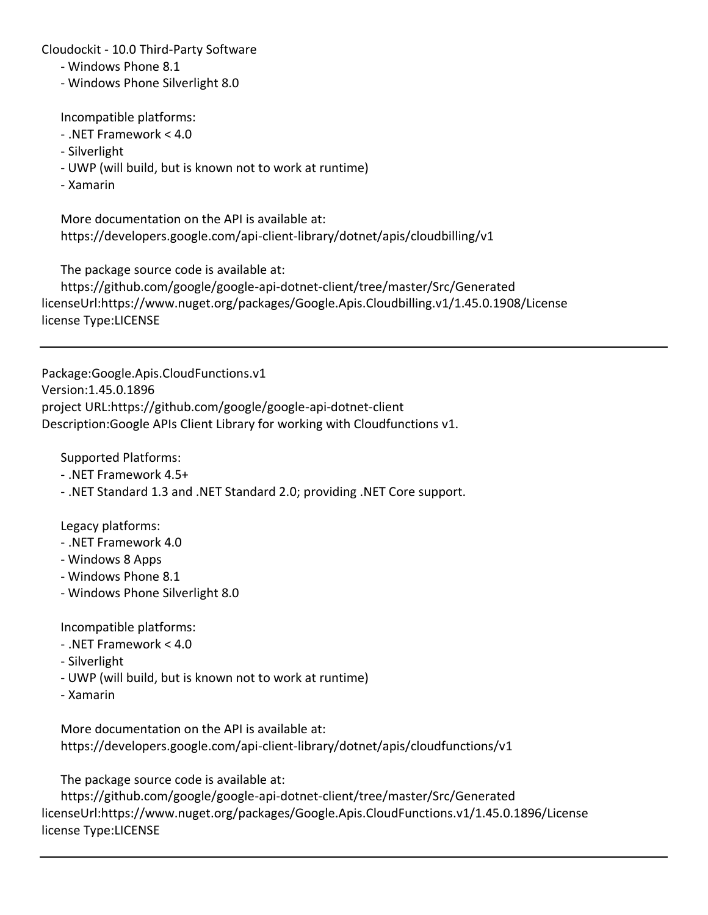- Windows Phone 8.1
- Windows Phone Silverlight 8.0

Incompatible platforms:
- .NET Framework < 4.0
- Silverlight
- UWP (will build, but is known not to work at runtime)
- Xamarin

More documentation on the API is available at:
https://developers.google.com/api-client-library/dotnet/apis/cloudbilling/v1

The package source code is available at:
https://github.com/google/google-api-dotnet-client/tree/master/Src/Generated
licenseUrl:https://www.nuget.org/packages/Google.Apis.Cloudbilling.v1/1.45.0.1908/License
license Type:LICENSE

---

Package:Google.Apis.CloudFunctions.v1
Version:1.45.0.1896
project URL:https://github.com/google/google-api-dotnet-client
Description:Google APIs Client Library for working with Cloudfunctions v1.

Supported Platforms:
- .NET Framework 4.5+
- .NET Standard 1.3 and .NET Standard 2.0; providing .NET Core support.

Legacy platforms:
- .NET Framework 4.0
- Windows 8 Apps
- Windows Phone 8.1
- Windows Phone Silverlight 8.0

Incompatible platforms:
- .NET Framework < 4.0
- Silverlight
- UWP (will build, but is known not to work at runtime)
- Xamarin

More documentation on the API is available at:
https://developers.google.com/api-client-library/dotnet/apis/cloudfunctions/v1

The package source code is available at:
https://github.com/google/google-api-dotnet-client/tree/master/Src/Generated
licenseUrl:https://www.nuget.org/packages/Google.Apis.CloudFunctions.v1/1.45.0.1896/License
license Type:LICENSE

---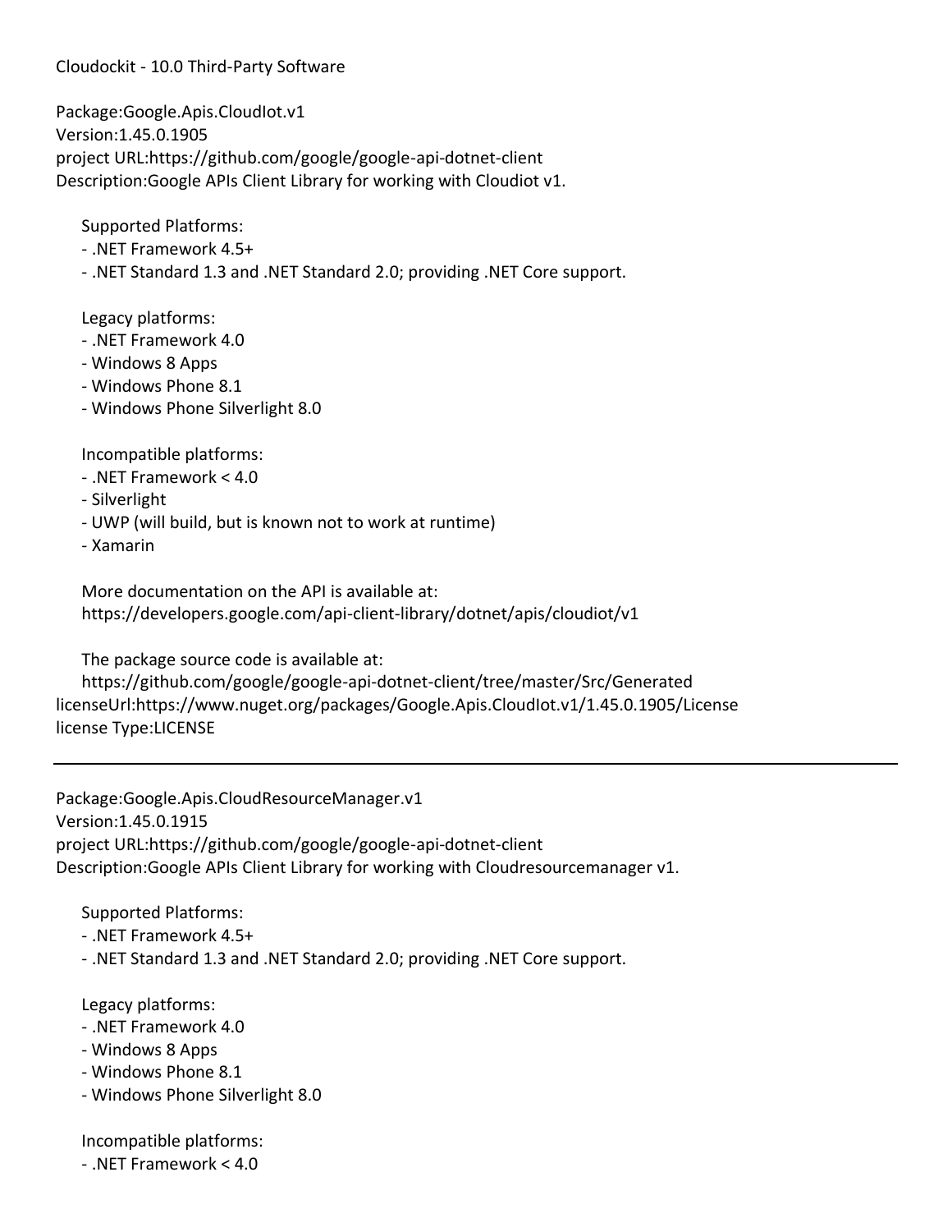Cloudockit - 10.0 Third-Party Software

Package:Google.Apis.CloudIot.v1
Version:1.45.0.1905
project URL:https://github.com/google/google-api-dotnet-client
Description:Google APIs Client Library for working with Cloudiot v1.

Supported Platforms:
- .NET Framework 4.5+
- .NET Standard 1.3 and .NET Standard 2.0; providing .NET Core support.

Legacy platforms:
- .NET Framework 4.0
- Windows 8 Apps
- Windows Phone 8.1
- Windows Phone Silverlight 8.0

Incompatible platforms:
- .NET Framework < 4.0
- Silverlight
- UWP (will build, but is known not to work at runtime)
- Xamarin

More documentation on the API is available at:
https://developers.google.com/api-client-library/dotnet/apis/cloudiot/v1

The package source code is available at:
https://github.com/google/google-api-dotnet-client/tree/master/Src/Generated
licenseUrl:https://www.nuget.org/packages/Google.Apis.CloudIot.v1/1.45.0.1905/License
license Type:LICENSE

---

Package:Google.Apis.CloudResourceManager.v1
Version:1.45.0.1915
project URL:https://github.com/google/google-api-dotnet-client
Description:Google APIs Client Library for working with Cloudresourcemanager v1.

Supported Platforms:
- .NET Framework 4.5+
- .NET Standard 1.3 and .NET Standard 2.0; providing .NET Core support.

Legacy platforms:
- .NET Framework 4.0
- Windows 8 Apps
- Windows Phone 8.1
- Windows Phone Silverlight 8.0

Incompatible platforms:
- .NET Framework < 4.0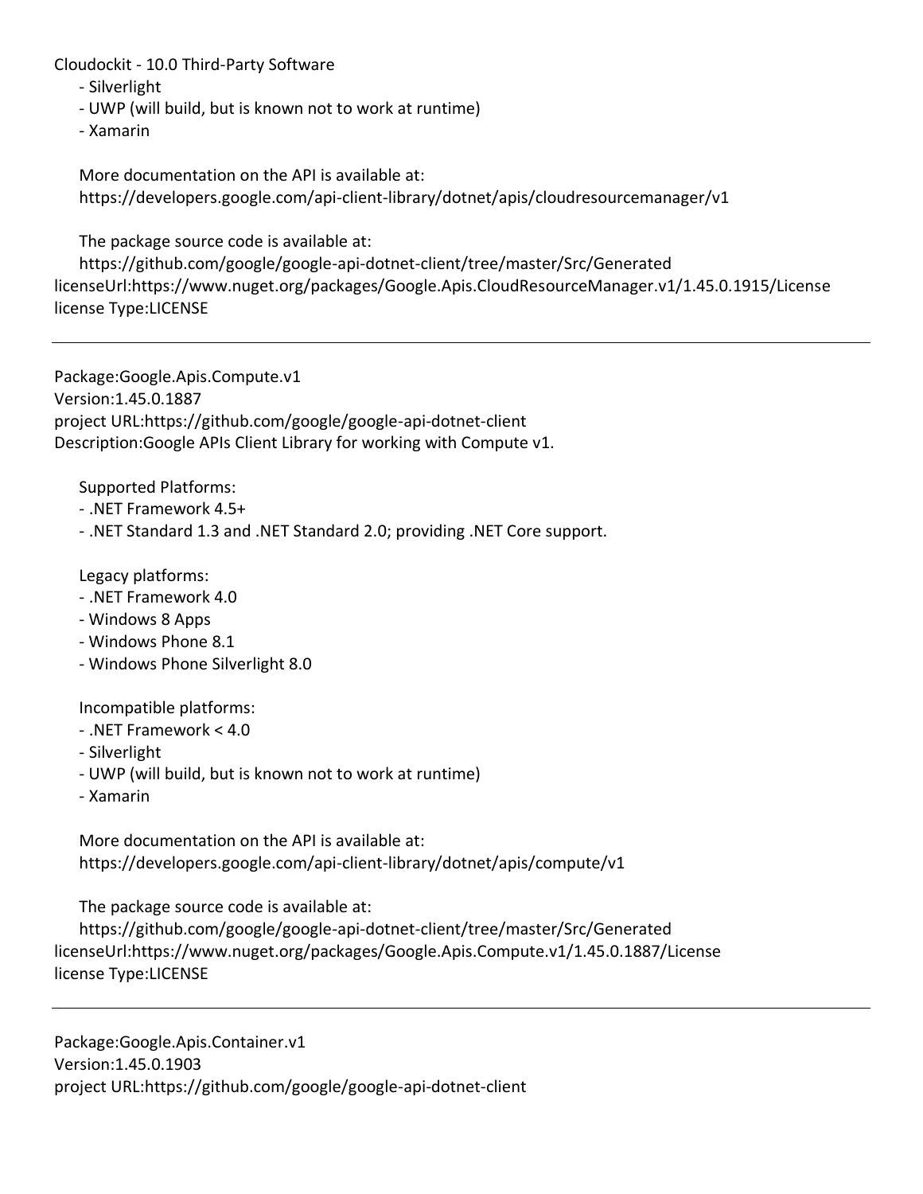- Silverlight
- UWP (will build, but is known not to work at runtime)
- Xamarin

More documentation on the API is available at:
https://developers.google.com/api-client-library/dotnet/apis/cloudresourcemanager/v1

The package source code is available at:
https://github.com/google/google-api-dotnet-client/tree/master/Src/Generated
licenseUrl:https://www.nuget.org/packages/Google.Apis.CloudResourceManager.v1/1.45.0.1915/License
license Type:LICENSE

---

Package:Google.Apis.Compute.v1
Version:1.45.0.1887
project URL:https://github.com/google/google-api-dotnet-client
Description:Google APIs Client Library for working with Compute v1.

Supported Platforms:
- .NET Framework 4.5+
- .NET Standard 1.3 and .NET Standard 2.0; providing .NET Core support.

Legacy platforms:
- .NET Framework 4.0
- Windows 8 Apps
- Windows Phone 8.1
- Windows Phone Silverlight 8.0

Incompatible platforms:
- .NET Framework < 4.0
- Silverlight
- UWP (will build, but is known not to work at runtime)
- Xamarin

More documentation on the API is available at:
https://developers.google.com/api-client-library/dotnet/apis/compute/v1

The package source code is available at:
https://github.com/google/google-api-dotnet-client/tree/master/Src/Generated
licenseUrl:https://www.nuget.org/packages/Google.Apis.Compute.v1/1.45.0.1887/License
license Type:LICENSE

---

Package:Google.Apis.Container.v1
Version:1.45.0.1903
project URL:https://github.com/google/google-api-dotnet-client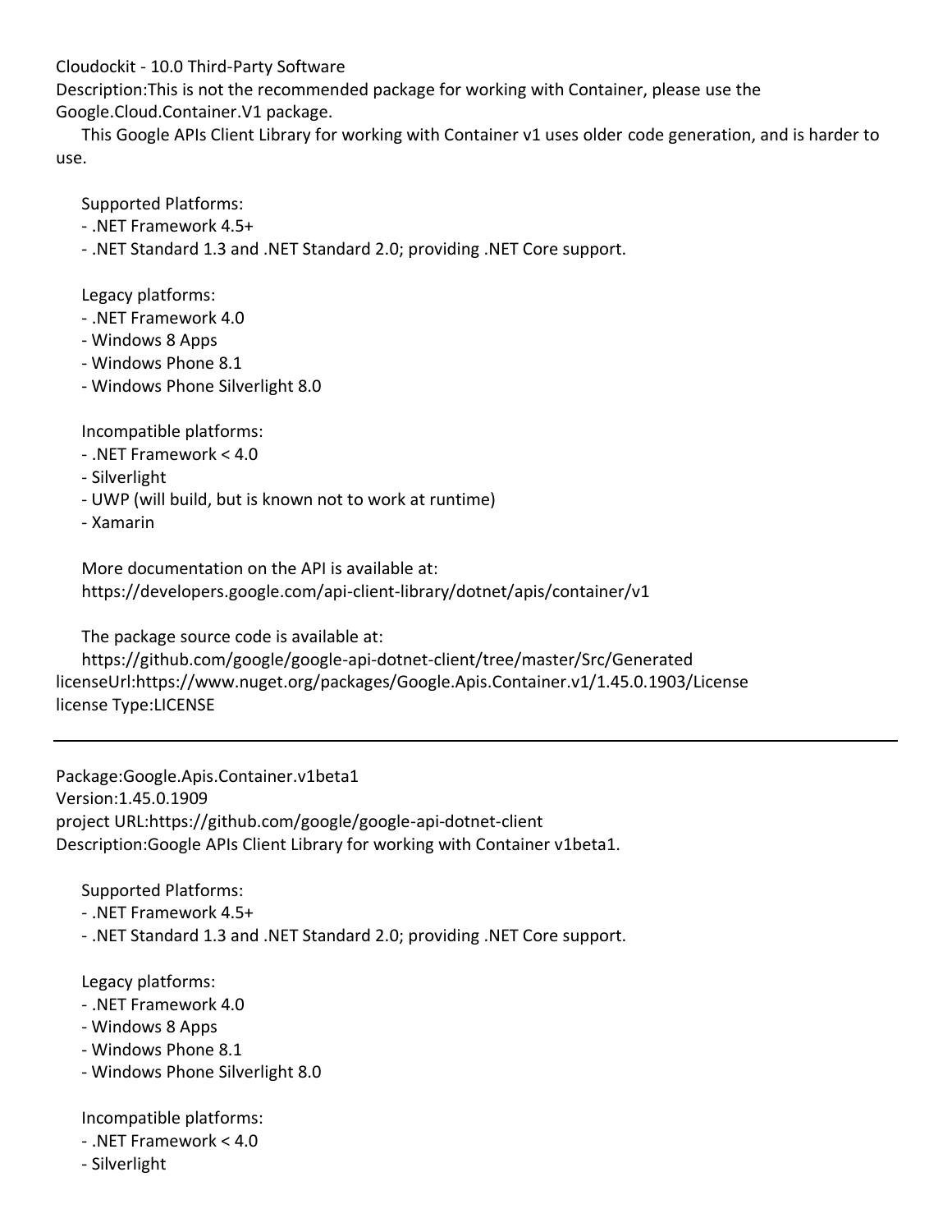Description:This is not the recommended package for working with Container, please use the Google.Cloud.Container.V1 package.

This Google APIs Client Library for working with Container v1 uses older code generation, and is harder to use.

Supported Platforms:
- .NET Framework 4.5+
- .NET Standard 1.3 and .NET Standard 2.0; providing .NET Core support.

Legacy platforms:
- .NET Framework 4.0
- Windows 8 Apps
- Windows Phone 8.1
- Windows Phone Silverlight 8.0

Incompatible platforms:
- .NET Framework < 4.0
- Silverlight
- UWP (will build, but is known not to work at runtime)
- Xamarin

More documentation on the API is available at:
https://developers.google.com/api-client-library/dotnet/apis/container/v1

The package source code is available at:
https://github.com/google/google-api-dotnet-client/tree/master/Src/Generated
licenseUrl:https://www.nuget.org/packages/Google.Apis.Container.v1/1.45.0.1903/License
license Type:LICENSE

---

Package:Google.Apis.Container.v1beta1
Version:1.45.0.1909
project URL:https://github.com/google/google-api-dotnet-client
Description:Google APIs Client Library for working with Container v1beta1.

Supported Platforms:
- .NET Framework 4.5+
- .NET Standard 1.3 and .NET Standard 2.0; providing .NET Core support.

Legacy platforms:
- .NET Framework 4.0
- Windows 8 Apps
- Windows Phone 8.1
- Windows Phone Silverlight 8.0

Incompatible platforms:
- .NET Framework < 4.0
- Silverlight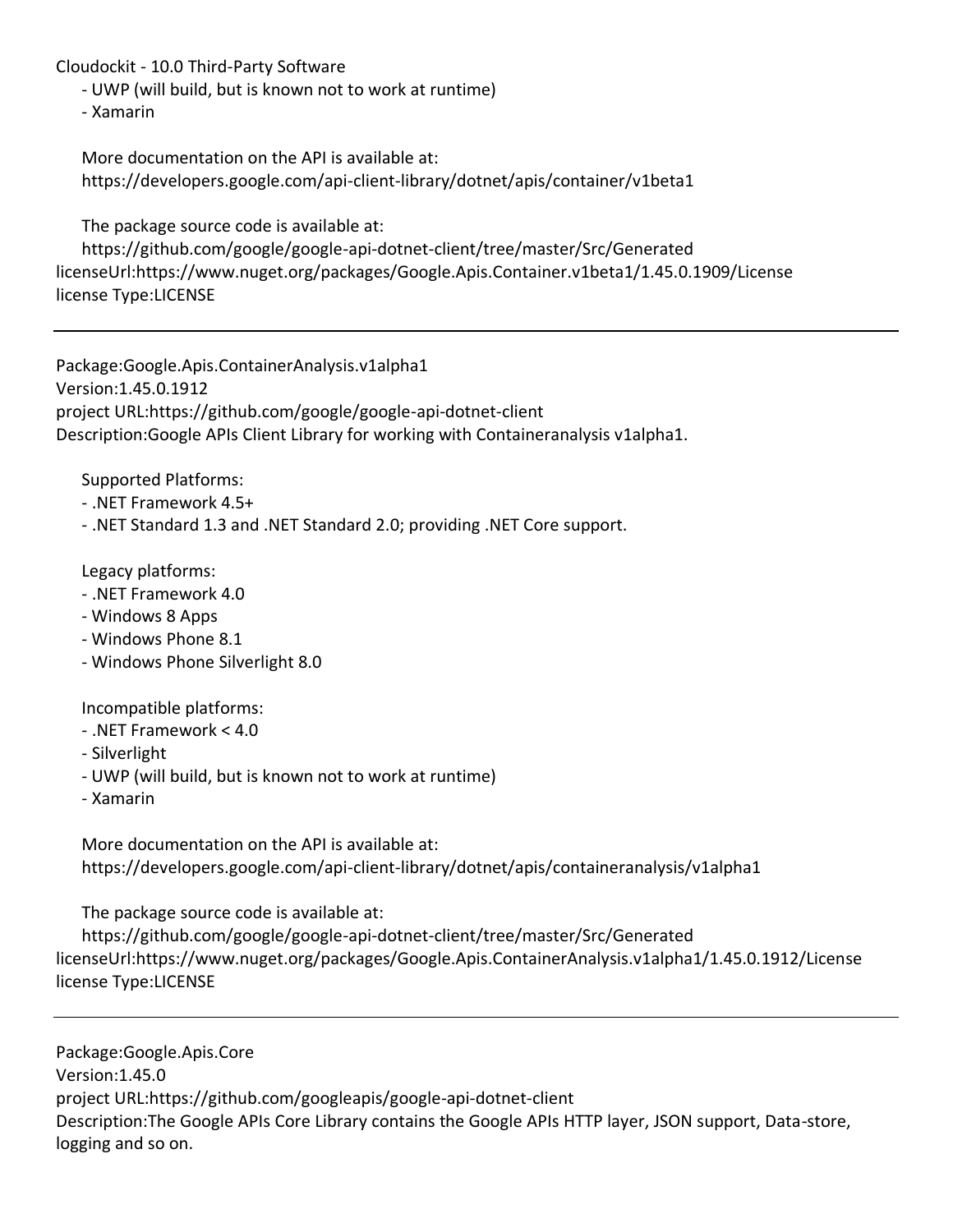- UWP (will build, but is known not to work at runtime)
- Xamarin

More documentation on the API is available at:
https://developers.google.com/api-client-library/dotnet/apis/container/v1beta1

The package source code is available at:
https://github.com/google/google-api-dotnet-client/tree/master/Src/Generated
licenseUrl:https://www.nuget.org/packages/Google.Apis.Container.v1beta1/1.45.0.1909/License
license Type:LICENSE

---

Package:Google.Apis.ContainerAnalysis.v1alpha1
Version:1.45.0.1912
project URL:https://github.com/google/google-api-dotnet-client
Description:Google APIs Client Library for working with Containeranalysis v1alpha1.

Supported Platforms:
- .NET Framework 4.5+
- .NET Standard 1.3 and .NET Standard 2.0; providing .NET Core support.

Legacy platforms:
- .NET Framework 4.0
- Windows 8 Apps
- Windows Phone 8.1
- Windows Phone Silverlight 8.0

Incompatible platforms:
- .NET Framework < 4.0
- Silverlight
- UWP (will build, but is known not to work at runtime)
- Xamarin

More documentation on the API is available at:
https://developers.google.com/api-client-library/dotnet/apis/containeranalysis/v1alpha1

The package source code is available at:
https://github.com/google/google-api-dotnet-client/tree/master/Src/Generated
licenseUrl:https://www.nuget.org/packages/Google.Apis.ContainerAnalysis.v1alpha1/1.45.0.1912/License
license Type:LICENSE

---

Package:Google.Apis.Core
Version:1.45.0
project URL:https://github.com/googleapis/google-api-dotnet-client
Description:The Google APIs Core Library contains the Google APIs HTTP layer, JSON support, Data-store, logging and so on.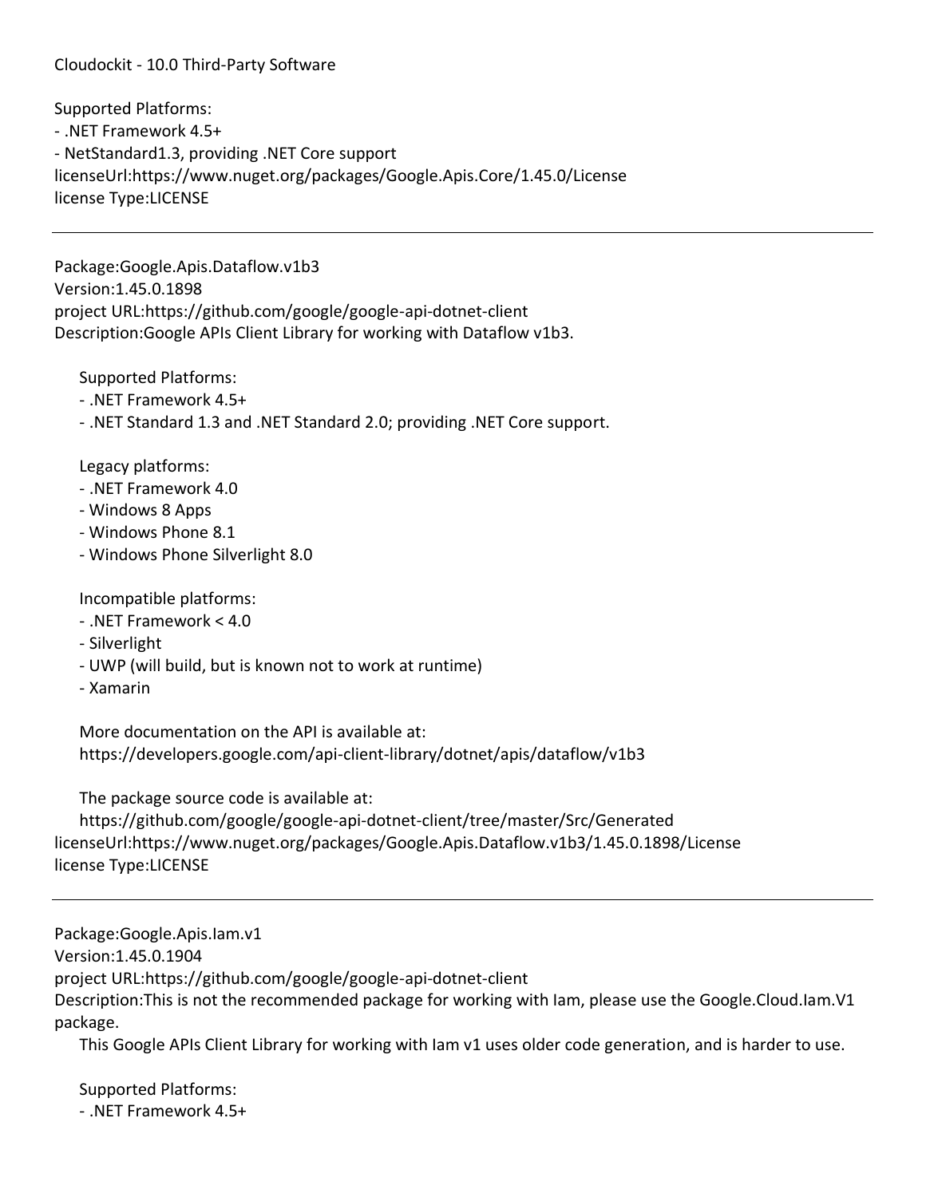Supported Platforms:
- .NET Framework 4.5+
- NetStandard1.3, providing .NET Core support
licenseUrl:https://www.nuget.org/packages/Google.Apis.Core/1.45.0/License
license Type:LICENSE

---

Package:Google.Apis.Dataflow.v1b3
Version:1.45.0.1898
project URL:https://github.com/google/google-api-dotnet-client
Description:Google APIs Client Library for working with Dataflow v1b3.

Supported Platforms:
- .NET Framework 4.5+
- .NET Standard 1.3 and .NET Standard 2.0; providing .NET Core support.

Legacy platforms:
- .NET Framework 4.0
- Windows 8 Apps
- Windows Phone 8.1
- Windows Phone Silverlight 8.0

Incompatible platforms:
- .NET Framework < 4.0
- Silverlight
- UWP (will build, but is known not to work at runtime)
- Xamarin

More documentation on the API is available at:
https://developers.google.com/api-client-library/dotnet/apis/dataflow/v1b3

The package source code is available at:
https://github.com/google/google-api-dotnet-client/tree/master/Src/Generated
licenseUrl:https://www.nuget.org/packages/Google.Apis.Dataflow.v1b3/1.45.0.1898/License
license Type:LICENSE

---

Package:Google.Apis.Iam.v1
Version:1.45.0.1904
project URL:https://github.com/google/google-api-dotnet-client
Description:This is not the recommended package for working with Iam, please use the Google.Cloud.Iam.V1 package.
This Google APIs Client Library for working with Iam v1 uses older code generation, and is harder to use.

Supported Platforms:
- .NET Framework 4.5+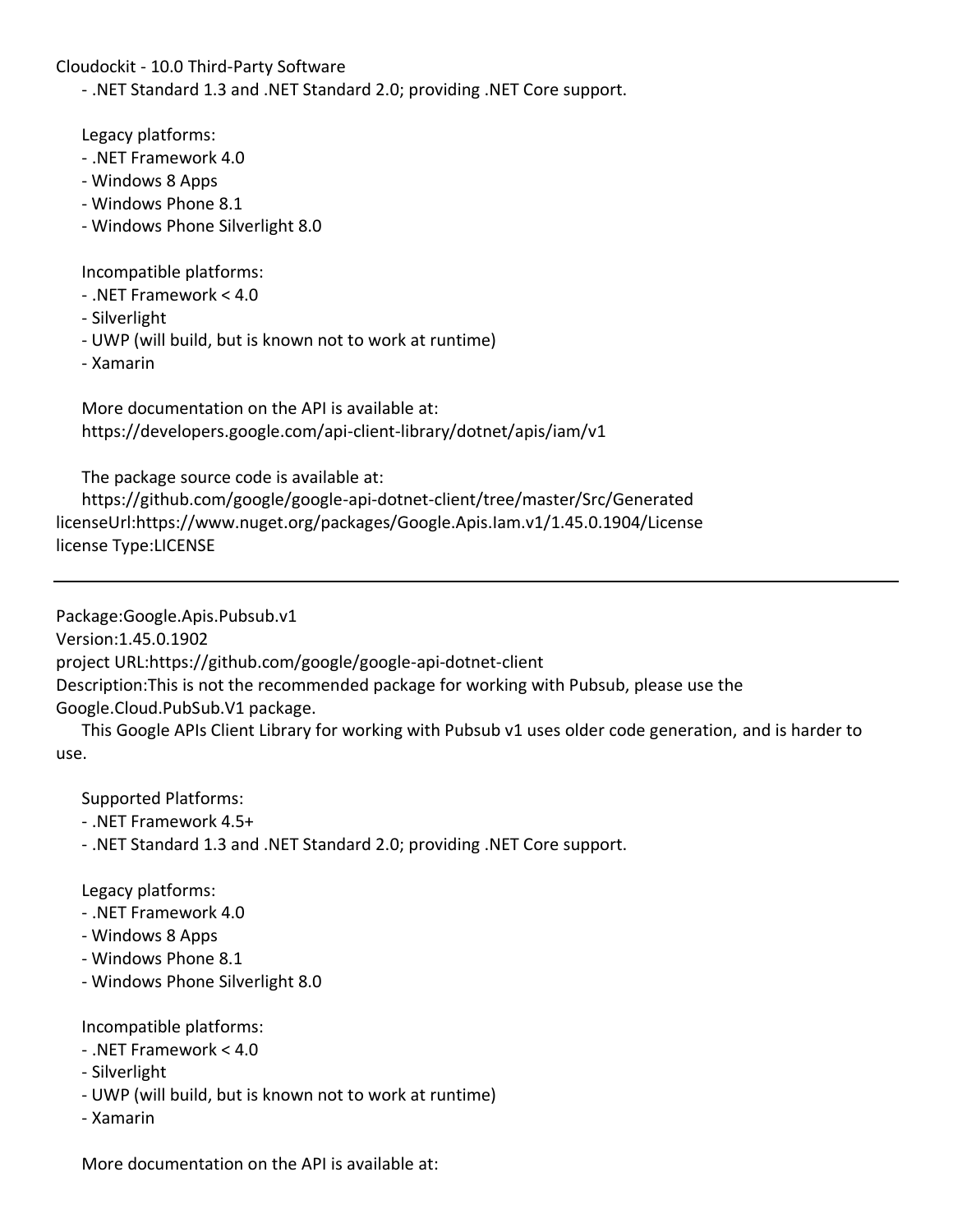- .NET Standard 1.3 and .NET Standard 2.0; providing .NET Core support.

Legacy platforms:
- .NET Framework 4.0
- Windows 8 Apps
- Windows Phone 8.1
- Windows Phone Silverlight 8.0

Incompatible platforms:
- .NET Framework < 4.0
- Silverlight
- UWP (will build, but is known not to work at runtime)
- Xamarin

More documentation on the API is available at:
https://developers.google.com/api-client-library/dotnet/apis/iam/v1

The package source code is available at:
https://github.com/google/google-api-dotnet-client/tree/master/Src/Generated
licenseUrl:https://www.nuget.org/packages/Google.Apis.Iam.v1/1.45.0.1904/License
license Type:LICENSE

---

Package:Google.Apis.Pubsub.v1
Version:1.45.0.1902
project URL:https://github.com/google/google-api-dotnet-client
Description:This is not the recommended package for working with Pubsub, please use the Google.Cloud.PubSub.V1 package.
This Google APIs Client Library for working with Pubsub v1 uses older code generation, and is harder to use.

Supported Platforms:
- .NET Framework 4.5+
- .NET Standard 1.3 and .NET Standard 2.0; providing .NET Core support.

Legacy platforms:
- .NET Framework 4.0
- Windows 8 Apps
- Windows Phone 8.1
- Windows Phone Silverlight 8.0

Incompatible platforms:
- .NET Framework < 4.0
- Silverlight
- UWP (will build, but is known not to work at runtime)
- Xamarin

More documentation on the API is available at: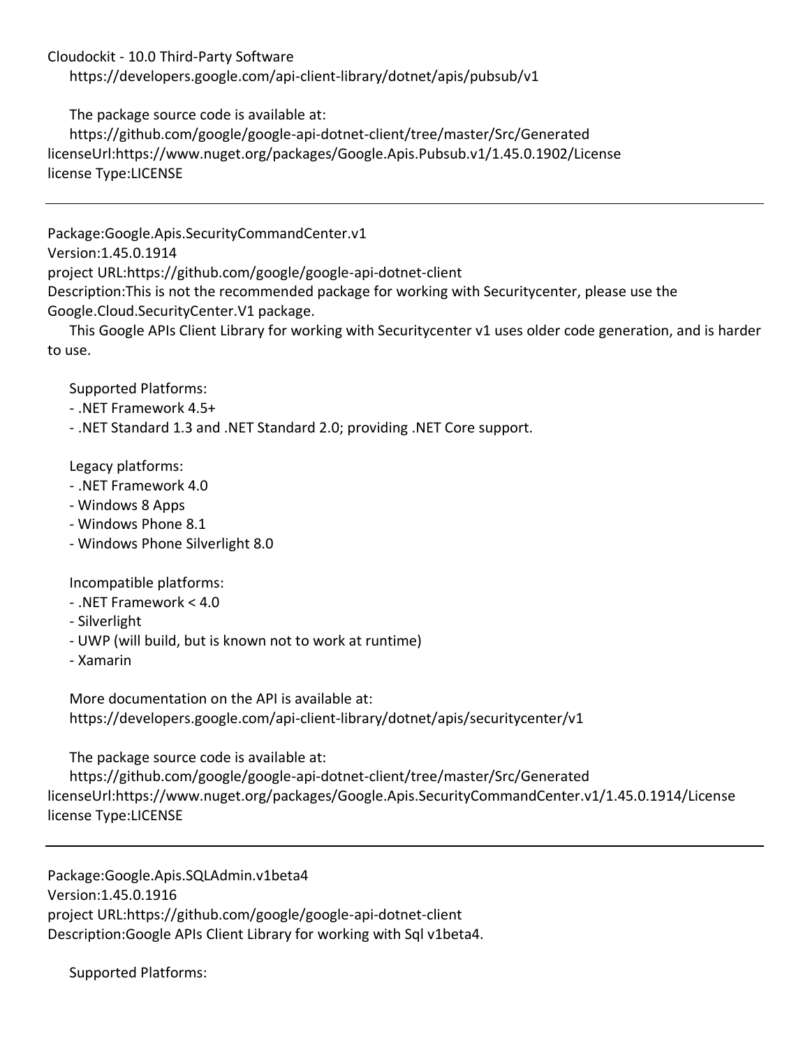https://developers.google.com/api-client-library/dotnet/apis/pubsub/v1

The package source code is available at:
https://github.com/google/google-api-dotnet-client/tree/master/Src/Generated
licenseUrl:https://www.nuget.org/packages/Google.Apis.Pubsub.v1/1.45.0.1902/License
license Type:LICENSE

---

Package:Google.Apis.SecurityCommandCenter.v1
Version:1.45.0.1914
project URL:https://github.com/google/google-api-dotnet-client
Description:This is not the recommended package for working with Securitycenter, please use the Google.Cloud.SecurityCenter.V1 package.
This Google APIs Client Library for working with Securitycenter v1 uses older code generation, and is harder to use.

Supported Platforms:
- .NET Framework 4.5+
- .NET Standard 1.3 and .NET Standard 2.0; providing .NET Core support.

Legacy platforms:
- .NET Framework 4.0
- Windows 8 Apps
- Windows Phone 8.1
- Windows Phone Silverlight 8.0

Incompatible platforms:
- .NET Framework < 4.0
- Silverlight
- UWP (will build, but is known not to work at runtime)
- Xamarin

More documentation on the API is available at:
https://developers.google.com/api-client-library/dotnet/apis/securitycenter/v1

The package source code is available at:
https://github.com/google/google-api-dotnet-client/tree/master/Src/Generated
licenseUrl:https://www.nuget.org/packages/Google.Apis.SecurityCommandCenter.v1/1.45.0.1914/License
license Type:LICENSE

---

Package:Google.Apis.SQLAdmin.v1beta4
Version:1.45.0.1916
project URL:https://github.com/google/google-api-dotnet-client
Description:Google APIs Client Library for working with Sql v1beta4.

Supported Platforms: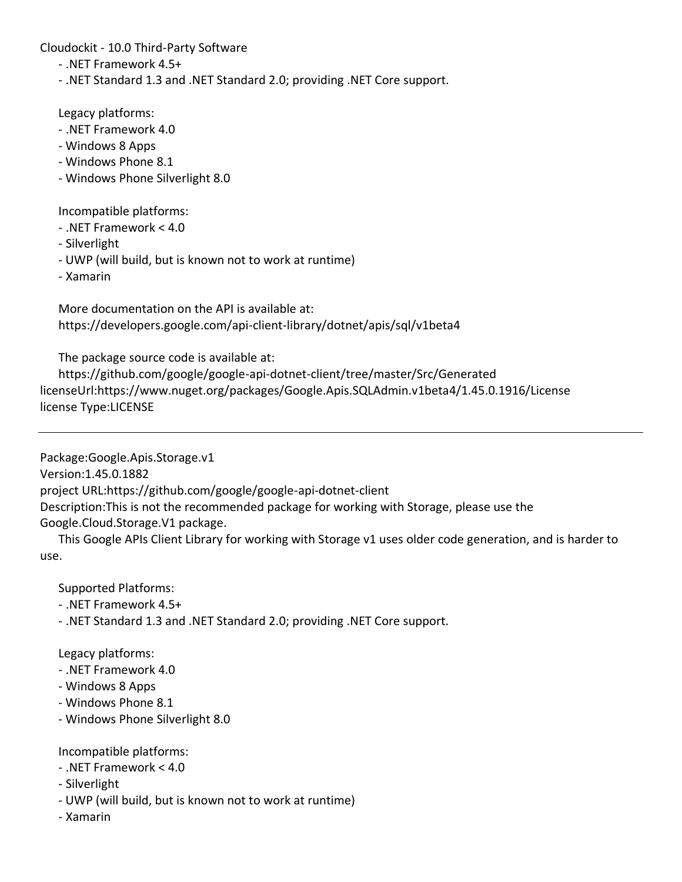- .NET Framework 4.5+
- .NET Standard 1.3 and .NET Standard 2.0; providing .NET Core support.

Legacy platforms:
- .NET Framework 4.0
- Windows 8 Apps
- Windows Phone 8.1
- Windows Phone Silverlight 8.0

Incompatible platforms:
- .NET Framework < 4.0
- Silverlight
- UWP (will build, but is known not to work at runtime)
- Xamarin

More documentation on the API is available at:
https://developers.google.com/api-client-library/dotnet/apis/sql/v1beta4

The package source code is available at:
https://github.com/google/google-api-dotnet-client/tree/master/Src/Generated
licenseUrl:https://www.nuget.org/packages/Google.Apis.SQLAdmin.v1beta4/1.45.0.1916/License
license Type:LICENSE

---

Package:Google.Apis.Storage.v1
Version:1.45.0.1882
project URL:https://github.com/google/google-api-dotnet-client
Description:This is not the recommended package for working with Storage, please use the Google.Cloud.Storage.V1 package.
This Google APIs Client Library for working with Storage v1 uses older code generation, and is harder to use.

Supported Platforms:
- .NET Framework 4.5+
- .NET Standard 1.3 and .NET Standard 2.0; providing .NET Core support.

Legacy platforms:
- .NET Framework 4.0
- Windows 8 Apps
- Windows Phone 8.1
- Windows Phone Silverlight 8.0

Incompatible platforms:
- .NET Framework < 4.0
- Silverlight
- UWP (will build, but is known not to work at runtime)
- Xamarin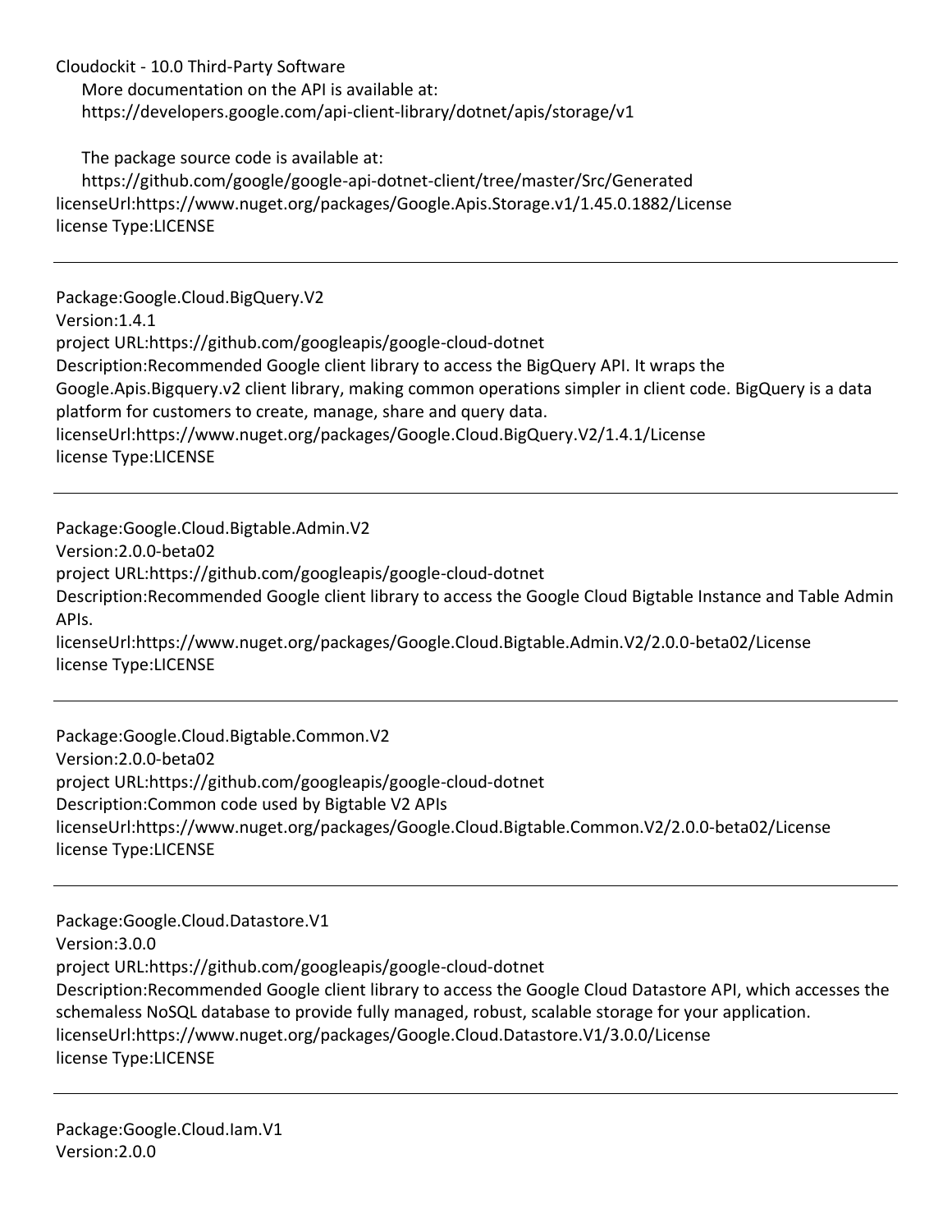More documentation on the API is available at:
https://developers.google.com/api-client-library/dotnet/apis/storage/v1

The package source code is available at:
https://github.com/google/google-api-dotnet-client/tree/master/Src/Generated
licenseUrl:https://www.nuget.org/packages/Google.Apis.Storage.v1/1.45.0.1882/License
license Type:LICENSE

---

Package:Google.Cloud.BigQuery.V2
Version:1.4.1
project URL:https://github.com/googleapis/google-cloud-dotnet
Description:Recommended Google client library to access the BigQuery API. It wraps the Google.Apis.Bigquery.v2 client library, making common operations simpler in client code. BigQuery is a data platform for customers to create, manage, share and query data.
licenseUrl:https://www.nuget.org/packages/Google.Cloud.BigQuery.V2/1.4.1/License
license Type:LICENSE

---

Package:Google.Cloud.Bigtable.Admin.V2
Version:2.0.0-beta02
project URL:https://github.com/googleapis/google-cloud-dotnet
Description:Recommended Google client library to access the Google Cloud Bigtable Instance and Table Admin APIs.
licenseUrl:https://www.nuget.org/packages/Google.Cloud.Bigtable.Admin.V2/2.0.0-beta02/License
license Type:LICENSE

---

Package:Google.Cloud.Bigtable.Common.V2
Version:2.0.0-beta02
project URL:https://github.com/googleapis/google-cloud-dotnet
Description:Common code used by Bigtable V2 APIs
licenseUrl:https://www.nuget.org/packages/Google.Cloud.Bigtable.Common.V2/2.0.0-beta02/License
license Type:LICENSE

---

Package:Google.Cloud.Datastore.V1
Version:3.0.0
project URL:https://github.com/googleapis/google-cloud-dotnet
Description:Recommended Google client library to access the Google Cloud Datastore API, which accesses the schemaless NoSQL database to provide fully managed, robust, scalable storage for your application.
licenseUrl:https://www.nuget.org/packages/Google.Cloud.Datastore.V1/3.0.0/License
license Type:LICENSE

---

Package:Google.Cloud.Iam.V1
Version:2.0.0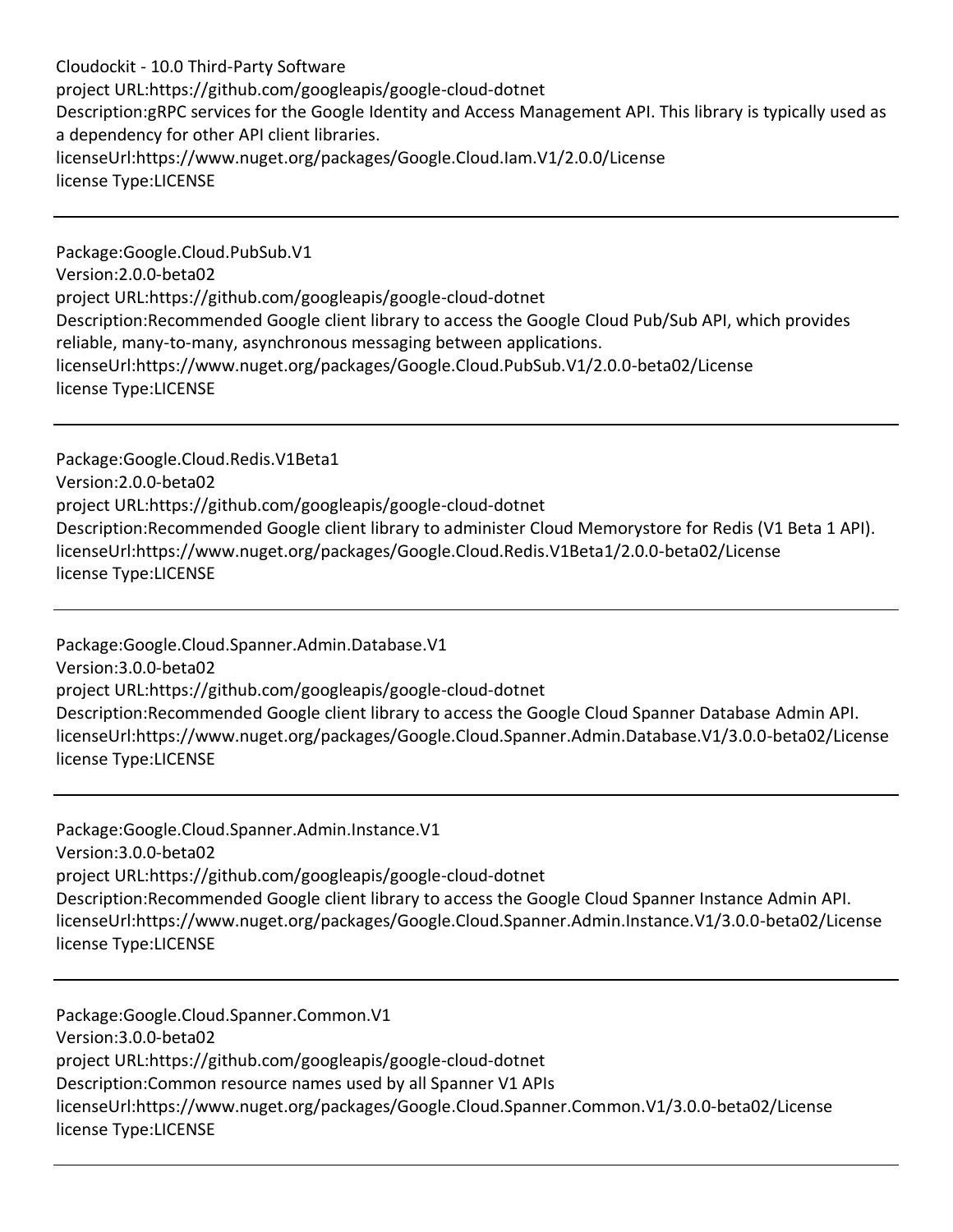project URL:https://github.com/googleapis/google-cloud-dotnet
Description:gRPC services for the Google Identity and Access Management API. This library is typically used as a dependency for other API client libraries.
licenseUrl:https://www.nuget.org/packages/Google.Cloud.Iam.V1/2.0.0/License
license Type:LICENSE

---

Package:Google.Cloud.PubSub.V1
Version:2.0.0-beta02
project URL:https://github.com/googleapis/google-cloud-dotnet
Description:Recommended Google client library to access the Google Cloud Pub/Sub API, which provides reliable, many-to-many, asynchronous messaging between applications.
licenseUrl:https://www.nuget.org/packages/Google.Cloud.PubSub.V1/2.0.0-beta02/License
license Type:LICENSE

---

Package:Google.Cloud.Redis.V1Beta1
Version:2.0.0-beta02
project URL:https://github.com/googleapis/google-cloud-dotnet
Description:Recommended Google client library to administer Cloud Memorystore for Redis (V1 Beta 1 API).
licenseUrl:https://www.nuget.org/packages/Google.Cloud.Redis.V1Beta1/2.0.0-beta02/License
license Type:LICENSE

---

Package:Google.Cloud.Spanner.Admin.Database.V1
Version:3.0.0-beta02
project URL:https://github.com/googleapis/google-cloud-dotnet
Description:Recommended Google client library to access the Google Cloud Spanner Database Admin API.
licenseUrl:https://www.nuget.org/packages/Google.Cloud.Spanner.Admin.Database.V1/3.0.0-beta02/License
license Type:LICENSE

---

Package:Google.Cloud.Spanner.Admin.Instance.V1
Version:3.0.0-beta02
project URL:https://github.com/googleapis/google-cloud-dotnet
Description:Recommended Google client library to access the Google Cloud Spanner Instance Admin API.
licenseUrl:https://www.nuget.org/packages/Google.Cloud.Spanner.Admin.Instance.V1/3.0.0-beta02/License
license Type:LICENSE

---

Package:Google.Cloud.Spanner.Common.V1
Version:3.0.0-beta02
project URL:https://github.com/googleapis/google-cloud-dotnet
Description:Common resource names used by all Spanner V1 APIs
licenseUrl:https://www.nuget.org/packages/Google.Cloud.Spanner.Common.V1/3.0.0-beta02/License
license Type:LICENSE

---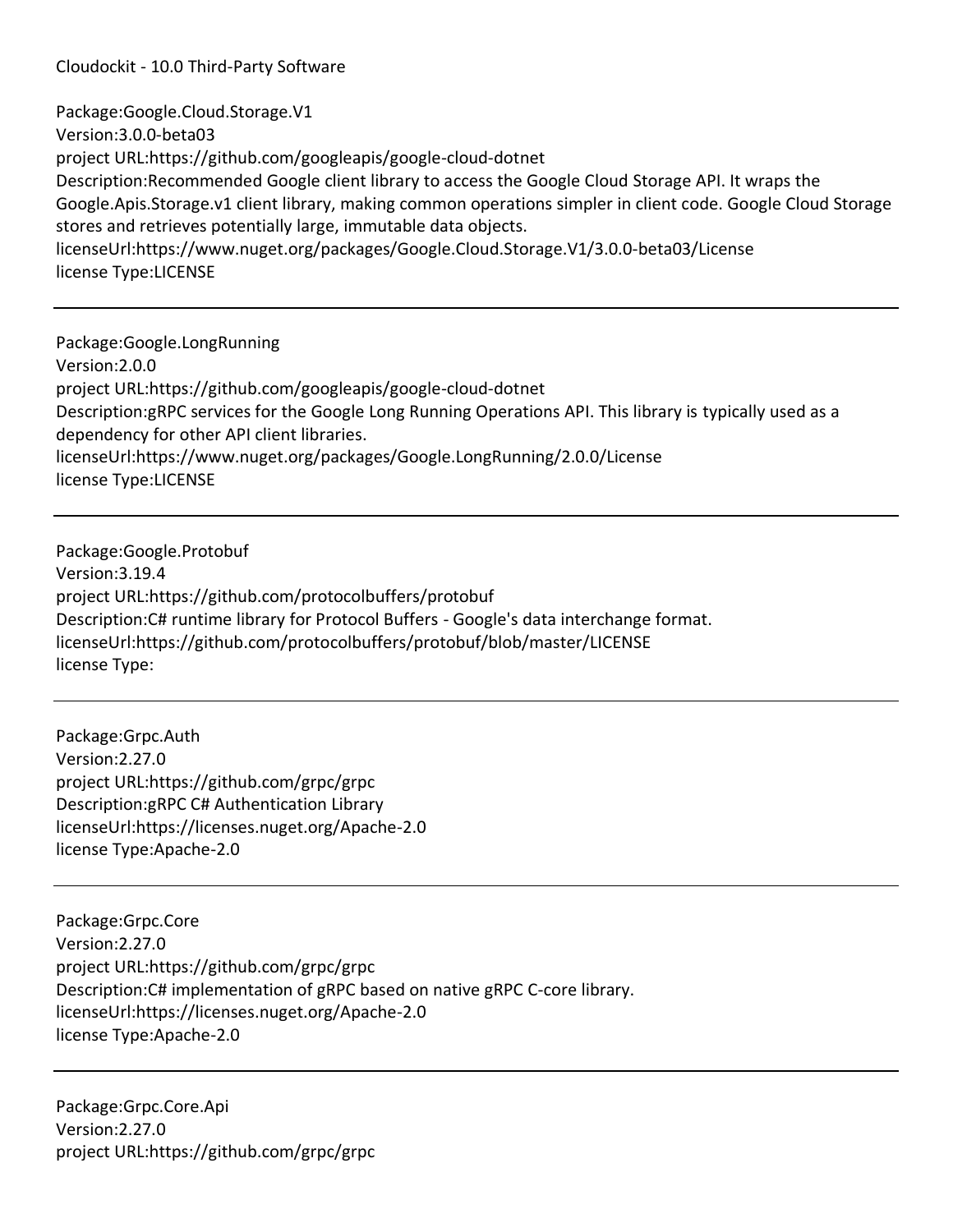Cloudockit - 10.0 Third-Party Software

Package:Google.Cloud.Storage.V1
Version:3.0.0-beta03
project URL:https://github.com/googleapis/google-cloud-dotnet
Description:Recommended Google client library to access the Google Cloud Storage API. It wraps the Google.Apis.Storage.v1 client library, making common operations simpler in client code. Google Cloud Storage stores and retrieves potentially large, immutable data objects.
licenseUrl:https://www.nuget.org/packages/Google.Cloud.Storage.V1/3.0.0-beta03/License
license Type:LICENSE

---

Package:Google.LongRunning
Version:2.0.0
project URL:https://github.com/googleapis/google-cloud-dotnet
Description:gRPC services for the Google Long Running Operations API. This library is typically used as a dependency for other API client libraries.
licenseUrl:https://www.nuget.org/packages/Google.LongRunning/2.0.0/License
license Type:LICENSE

---

Package:Google.Protobuf
Version:3.19.4
project URL:https://github.com/protocolbuffers/protobuf
Description:C# runtime library for Protocol Buffers - Google's data interchange format.
licenseUrl:https://github.com/protocolbuffers/protobuf/blob/master/LICENSE
license Type:

---

Package:Grpc.Auth
Version:2.27.0
project URL:https://github.com/grpc/grpc
Description:gRPC C# Authentication Library
licenseUrl:https://licenses.nuget.org/Apache-2.0
license Type:Apache-2.0

---

Package:Grpc.Core
Version:2.27.0
project URL:https://github.com/grpc/grpc
Description:C# implementation of gRPC based on native gRPC C-core library.
licenseUrl:https://licenses.nuget.org/Apache-2.0
license Type:Apache-2.0

---

Package:Grpc.Core.Api
Version:2.27.0
project URL:https://github.com/grpc/grpc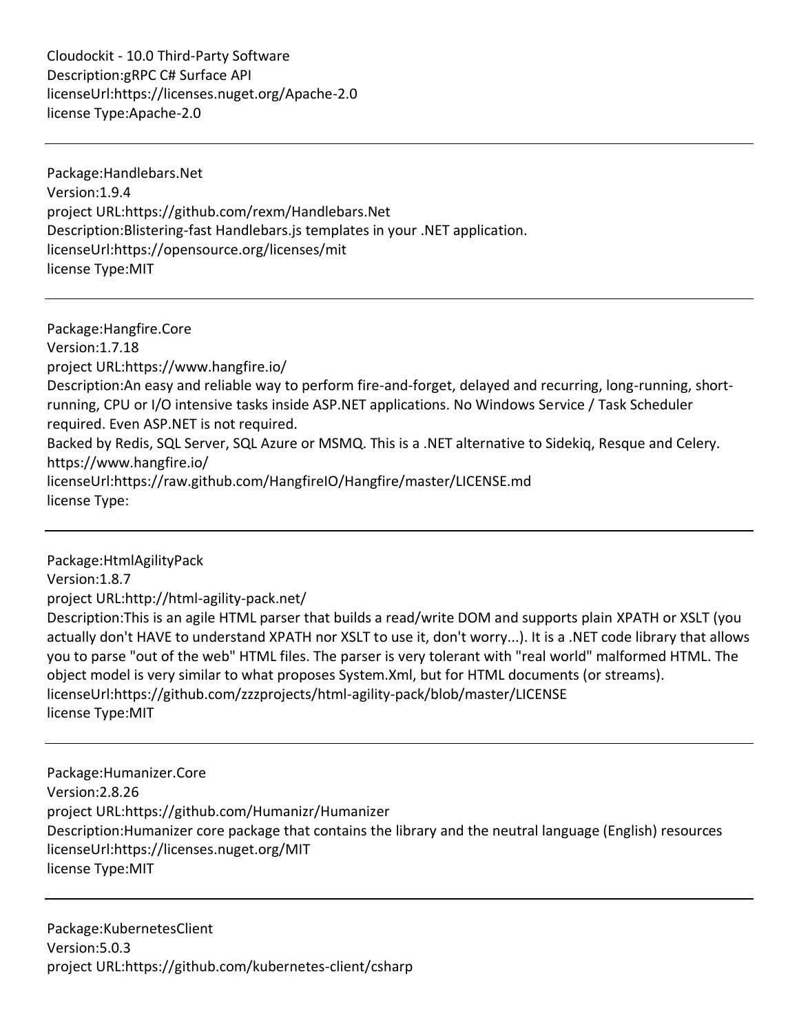Description:gRPC C# Surface API
licenseUrl:https://licenses.nuget.org/Apache-2.0
license Type:Apache-2.0

---

Package:Handlebars.Net
Version:1.9.4
project URL:https://github.com/rexm/Handlebars.Net
Description:Blistering-fast Handlebars.js templates in your .NET application.
licenseUrl:https://opensource.org/licenses/mit
license Type:MIT

---

Package:Hangfire.Core
Version:1.7.18
project URL:https://www.hangfire.io/
Description:An easy and reliable way to perform fire-and-forget, delayed and recurring, long-running, short-running, CPU or I/O intensive tasks inside ASP.NET applications. No Windows Service / Task Scheduler required. Even ASP.NET is not required.
Backed by Redis, SQL Server, SQL Azure or MSMQ. This is a .NET alternative to Sidekiq, Resque and Celery.
https://www.hangfire.io/
licenseUrl:https://raw.github.com/HangfireIO/Hangfire/master/LICENSE.md
license Type:

---

Package:HtmlAgilityPack
Version:1.8.7
project URL:http://html-agility-pack.net/
Description:This is an agile HTML parser that builds a read/write DOM and supports plain XPATH or XSLT (you actually don't HAVE to understand XPATH nor XSLT to use it, don't worry...). It is a .NET code library that allows you to parse "out of the web" HTML files. The parser is very tolerant with "real world" malformed HTML. The object model is very similar to what proposes System.Xml, but for HTML documents (or streams).
licenseUrl:https://github.com/zzzprojects/html-agility-pack/blob/master/LICENSE
license Type:MIT

---

Package:Humanizer.Core
Version:2.8.26
project URL:https://github.com/Humanizr/Humanizer
Description:Humanizer core package that contains the library and the neutral language (English) resources
licenseUrl:https://licenses.nuget.org/MIT
license Type:MIT

---

Package:KubernetesClient
Version:5.0.3
project URL:https://github.com/kubernetes-client/csharp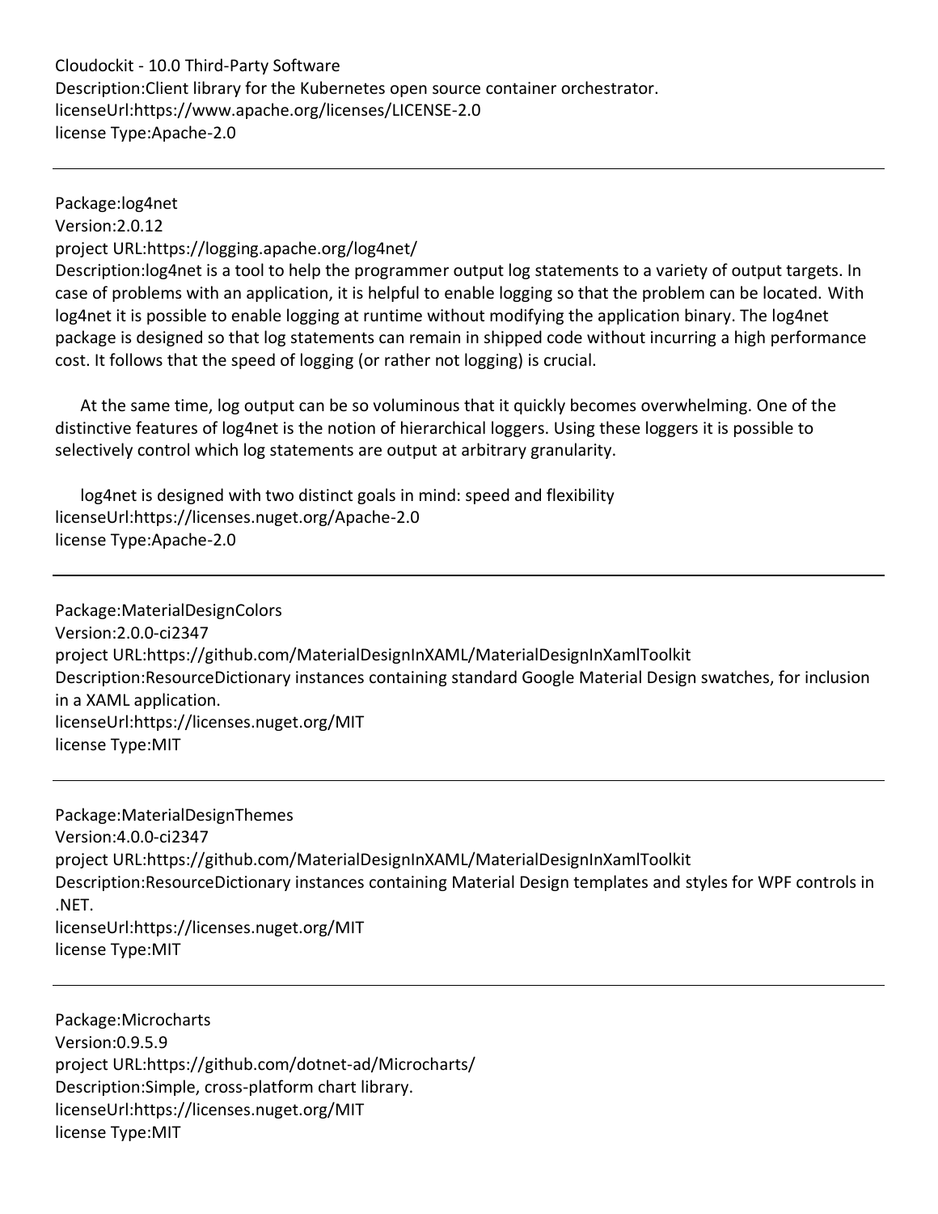Cloudockit - 10.0 Third-Party Software
Description:Client library for the Kubernetes open source container orchestrator.
licenseUrl:https://www.apache.org/licenses/LICENSE-2.0
license Type:Apache-2.0

---

Package:log4net
Version:2.0.12
project URL:https://logging.apache.org/log4net/
Description:log4net is a tool to help the programmer output log statements to a variety of output targets. In case of problems with an application, it is helpful to enable logging so that the problem can be located. With log4net it is possible to enable logging at runtime without modifying the application binary. The log4net package is designed so that log statements can remain in shipped code without incurring a high performance cost. It follows that the speed of logging (or rather not logging) is crucial.

At the same time, log output can be so voluminous that it quickly becomes overwhelming. One of the distinctive features of log4net is the notion of hierarchical loggers. Using these loggers it is possible to selectively control which log statements are output at arbitrary granularity.

log4net is designed with two distinct goals in mind: speed and flexibility
licenseUrl:https://licenses.nuget.org/Apache-2.0
license Type:Apache-2.0

---

Package:MaterialDesignColors
Version:2.0.0-ci2347
project URL:https://github.com/MaterialDesignInXAML/MaterialDesignInXamlToolkit
Description:ResourceDictionary instances containing standard Google Material Design swatches, for inclusion in a XAML application.
licenseUrl:https://licenses.nuget.org/MIT
license Type:MIT

---

Package:MaterialDesignThemes
Version:4.0.0-ci2347
project URL:https://github.com/MaterialDesignInXAML/MaterialDesignInXamlToolkit
Description:ResourceDictionary instances containing Material Design templates and styles for WPF controls in .NET.
licenseUrl:https://licenses.nuget.org/MIT
license Type:MIT

---

Package:Microcharts
Version:0.9.5.9
project URL:https://github.com/dotnet-ad/Microcharts/
Description:Simple, cross-platform chart library.
licenseUrl:https://licenses.nuget.org/MIT
license Type:MIT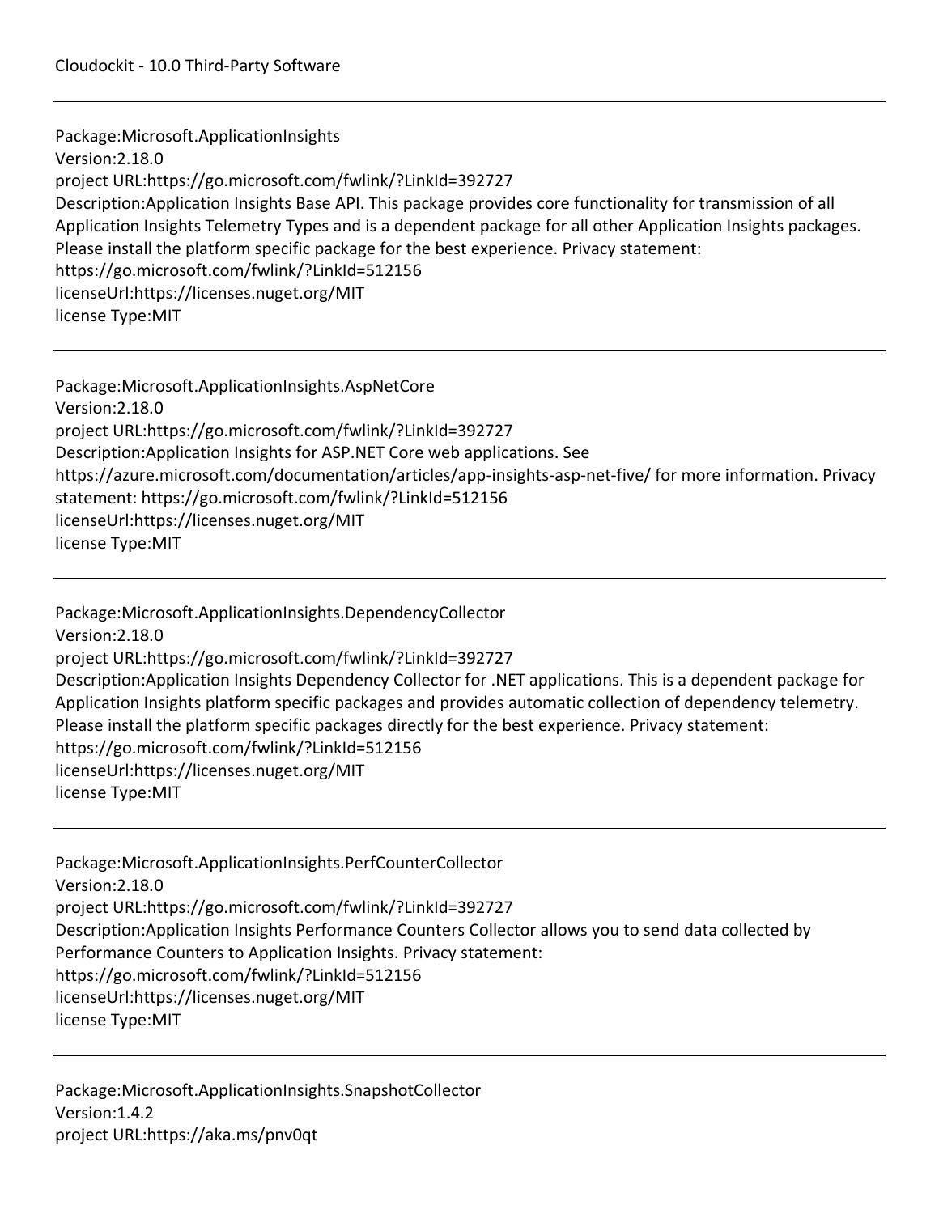---

Package:Microsoft.ApplicationInsights
Version:2.18.0
project URL:https://go.microsoft.com/fwlink/?LinkId=392727
Description:Application Insights Base API. This package provides core functionality for transmission of all Application Insights Telemetry Types and is a dependent package for all other Application Insights packages. Please install the platform specific package for the best experience. Privacy statement: https://go.microsoft.com/fwlink/?LinkId=512156
licenseUrl:https://licenses.nuget.org/MIT
license Type:MIT

---

Package:Microsoft.ApplicationInsights.AspNetCore
Version:2.18.0
project URL:https://go.microsoft.com/fwlink/?LinkId=392727
Description:Application Insights for ASP.NET Core web applications. See https://azure.microsoft.com/documentation/articles/app-insights-asp-net-five/ for more information. Privacy statement: https://go.microsoft.com/fwlink/?LinkId=512156
licenseUrl:https://licenses.nuget.org/MIT
license Type:MIT

---

Package:Microsoft.ApplicationInsights.DependencyCollector
Version:2.18.0
project URL:https://go.microsoft.com/fwlink/?LinkId=392727
Description:Application Insights Dependency Collector for .NET applications. This is a dependent package for Application Insights platform specific packages and provides automatic collection of dependency telemetry. Please install the platform specific packages directly for the best experience. Privacy statement: https://go.microsoft.com/fwlink/?LinkId=512156
licenseUrl:https://licenses.nuget.org/MIT
license Type:MIT

---

Package:Microsoft.ApplicationInsights.PerfCounterCollector
Version:2.18.0
project URL:https://go.microsoft.com/fwlink/?LinkId=392727
Description:Application Insights Performance Counters Collector allows you to send data collected by Performance Counters to Application Insights. Privacy statement: https://go.microsoft.com/fwlink/?LinkId=512156
licenseUrl:https://licenses.nuget.org/MIT
license Type:MIT

---

Package:Microsoft.ApplicationInsights.SnapshotCollector
Version:1.4.2
project URL:https://aka.ms/pnv0qt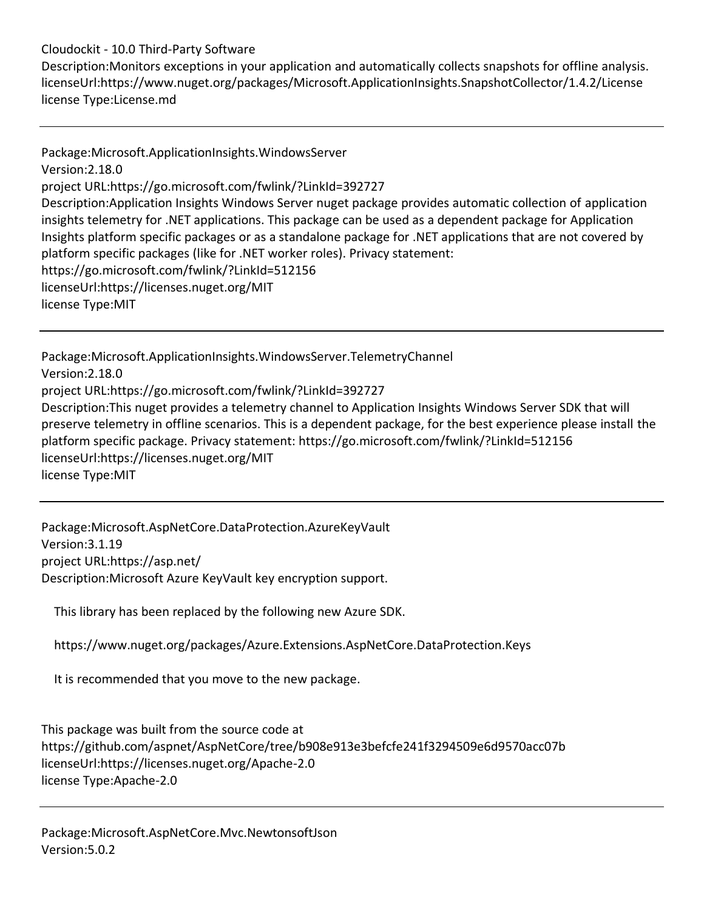Cloudockit - 10.0 Third-Party Software

Description:Monitors exceptions in your application and automatically collects snapshots for offline analysis.
licenseUrl:https://www.nuget.org/packages/Microsoft.ApplicationInsights.SnapshotCollector/1.4.2/License
license Type:License.md

---

Package:Microsoft.ApplicationInsights.WindowsServer
Version:2.18.0
project URL:https://go.microsoft.com/fwlink/?LinkId=392727
Description:Application Insights Windows Server nuget package provides automatic collection of application insights telemetry for .NET applications. This package can be used as a dependent package for Application Insights platform specific packages or as a standalone package for .NET applications that are not covered by platform specific packages (like for .NET worker roles). Privacy statement: https://go.microsoft.com/fwlink/?LinkId=512156
licenseUrl:https://licenses.nuget.org/MIT
license Type:MIT

---

Package:Microsoft.ApplicationInsights.WindowsServer.TelemetryChannel
Version:2.18.0
project URL:https://go.microsoft.com/fwlink/?LinkId=392727
Description:This nuget provides a telemetry channel to Application Insights Windows Server SDK that will preserve telemetry in offline scenarios. This is a dependent package, for the best experience please install the platform specific package. Privacy statement: https://go.microsoft.com/fwlink/?LinkId=512156
licenseUrl:https://licenses.nuget.org/MIT
license Type:MIT

---

Package:Microsoft.AspNetCore.DataProtection.AzureKeyVault
Version:3.1.19
project URL:https://asp.net/
Description:Microsoft Azure KeyVault key encryption support.

This library has been replaced by the following new Azure SDK.

https://www.nuget.org/packages/Azure.Extensions.AspNetCore.DataProtection.Keys

It is recommended that you move to the new package.

This package was built from the source code at https://github.com/aspnet/AspNetCore/tree/b908e913e3befcfe241f3294509e6d9570acc07b
licenseUrl:https://licenses.nuget.org/Apache-2.0
license Type:Apache-2.0

---

Package:Microsoft.AspNetCore.Mvc.NewtonsoftJson
Version:5.0.2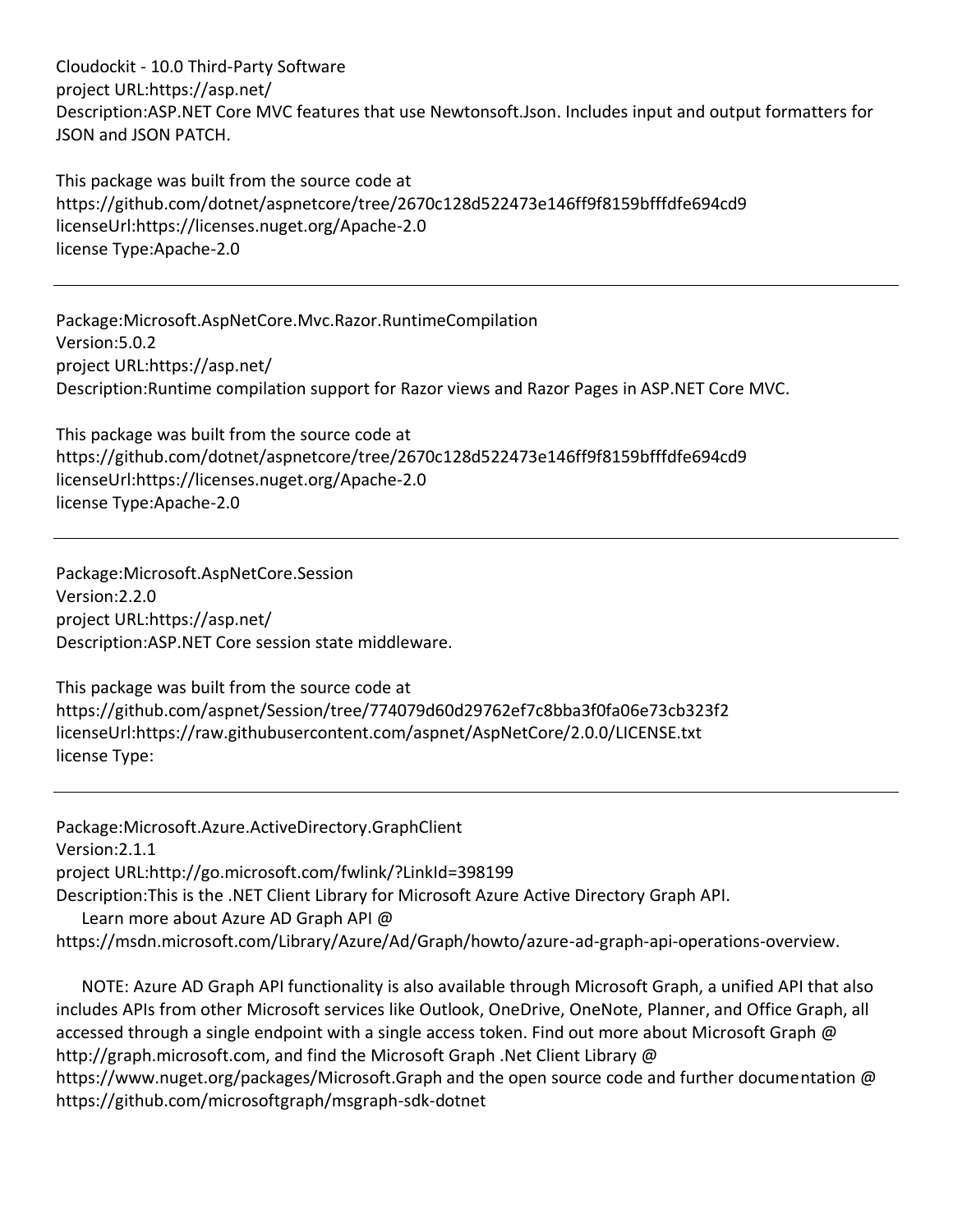project URL:https://asp.net/
Description:ASP.NET Core MVC features that use Newtonsoft.Json. Includes input and output formatters for JSON and JSON PATCH.

This package was built from the source code at https://github.com/dotnet/aspnetcore/tree/2670c128d522473e146ff9f8159bfffdfe694cd9
licenseUrl:https://licenses.nuget.org/Apache-2.0
license Type:Apache-2.0

---

Package:Microsoft.AspNetCore.Mvc.Razor.RuntimeCompilation
Version:5.0.2
project URL:https://asp.net/
Description:Runtime compilation support for Razor views and Razor Pages in ASP.NET Core MVC.

This package was built from the source code at https://github.com/dotnet/aspnetcore/tree/2670c128d522473e146ff9f8159bfffdfe694cd9
licenseUrl:https://licenses.nuget.org/Apache-2.0
license Type:Apache-2.0

---

Package:Microsoft.AspNetCore.Session
Version:2.2.0
project URL:https://asp.net/
Description:ASP.NET Core session state middleware.

This package was built from the source code at https://github.com/aspnet/Session/tree/774079d60d29762ef7c8bba3f0fa06e73cb323f2
licenseUrl:https://raw.githubusercontent.com/aspnet/AspNetCore/2.0.0/LICENSE.txt
license Type:

---

Package:Microsoft.Azure.ActiveDirectory.GraphClient
Version:2.1.1
project URL:http://go.microsoft.com/fwlink/?LinkId=398199
Description:This is the .NET Client Library for Microsoft Azure Active Directory Graph API.
Learn more about Azure AD Graph API @ https://msdn.microsoft.com/Library/Azure/Ad/Graph/howto/azure-ad-graph-api-operations-overview.

NOTE: Azure AD Graph API functionality is also available through Microsoft Graph, a unified API that also includes APIs from other Microsoft services like Outlook, OneDrive, OneNote, Planner, and Office Graph, all accessed through a single endpoint with a single access token. Find out more about Microsoft Graph @ http://graph.microsoft.com, and find the Microsoft Graph .Net Client Library @ https://www.nuget.org/packages/Microsoft.Graph and the open source code and further documentation @ https://github.com/microsoftgraph/msgraph-sdk-dotnet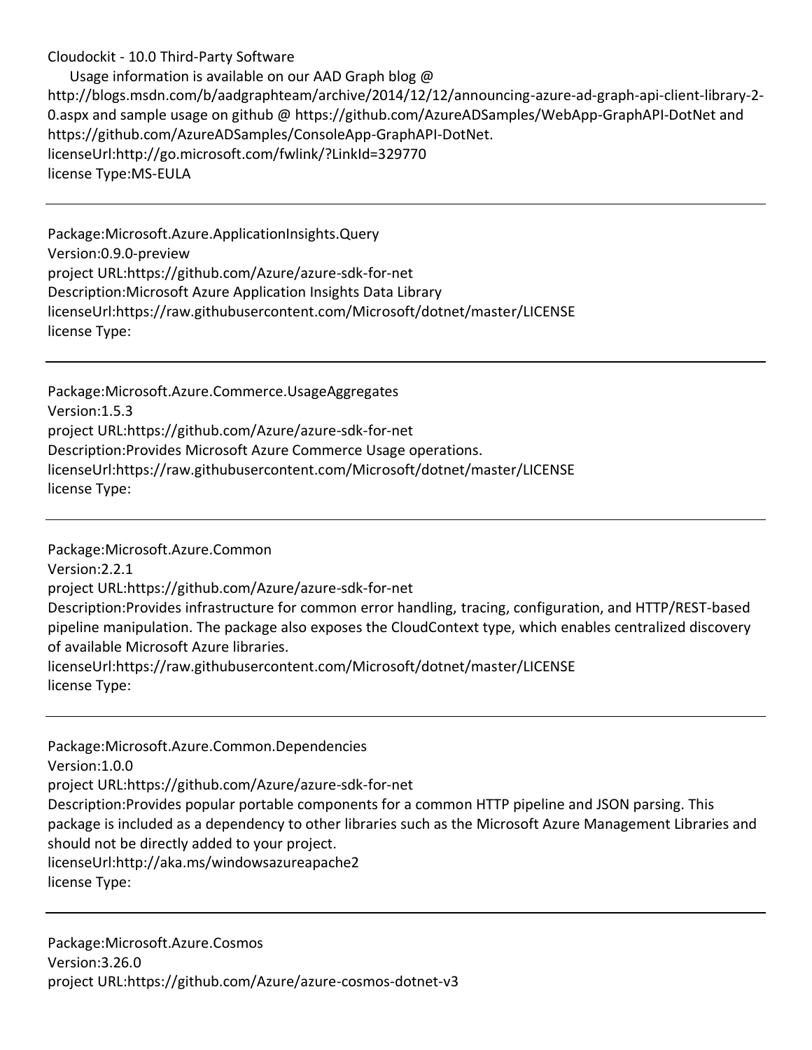Usage information is available on our AAD Graph blog @ http://blogs.msdn.com/b/aadgraphteam/archive/2014/12/12/announcing-azure-ad-graph-api-client-library-2-0.aspx and sample usage on github @ https://github.com/AzureADSamples/WebApp-GraphAPI-DotNet and https://github.com/AzureADSamples/ConsoleApp-GraphAPI-DotNet.
licenseUrl:http://go.microsoft.com/fwlink/?LinkId=329770
license Type:MS-EULA

---

Package:Microsoft.Azure.ApplicationInsights.Query
Version:0.9.0-preview
project URL:https://github.com/Azure/azure-sdk-for-net
Description:Microsoft Azure Application Insights Data Library
licenseUrl:https://raw.githubusercontent.com/Microsoft/dotnet/master/LICENSE
license Type:

---

Package:Microsoft.Azure.Commerce.UsageAggregates
Version:1.5.3
project URL:https://github.com/Azure/azure-sdk-for-net
Description:Provides Microsoft Azure Commerce Usage operations.
licenseUrl:https://raw.githubusercontent.com/Microsoft/dotnet/master/LICENSE
license Type:

---

Package:Microsoft.Azure.Common
Version:2.2.1
project URL:https://github.com/Azure/azure-sdk-for-net
Description:Provides infrastructure for common error handling, tracing, configuration, and HTTP/REST-based pipeline manipulation. The package also exposes the CloudContext type, which enables centralized discovery of available Microsoft Azure libraries.
licenseUrl:https://raw.githubusercontent.com/Microsoft/dotnet/master/LICENSE
license Type:

---

Package:Microsoft.Azure.Common.Dependencies
Version:1.0.0
project URL:https://github.com/Azure/azure-sdk-for-net
Description:Provides popular portable components for a common HTTP pipeline and JSON parsing. This package is included as a dependency to other libraries such as the Microsoft Azure Management Libraries and should not be directly added to your project.
licenseUrl:http://aka.ms/windowsazureapache2
license Type:

---

Package:Microsoft.Azure.Cosmos
Version:3.26.0
project URL:https://github.com/Azure/azure-cosmos-dotnet-v3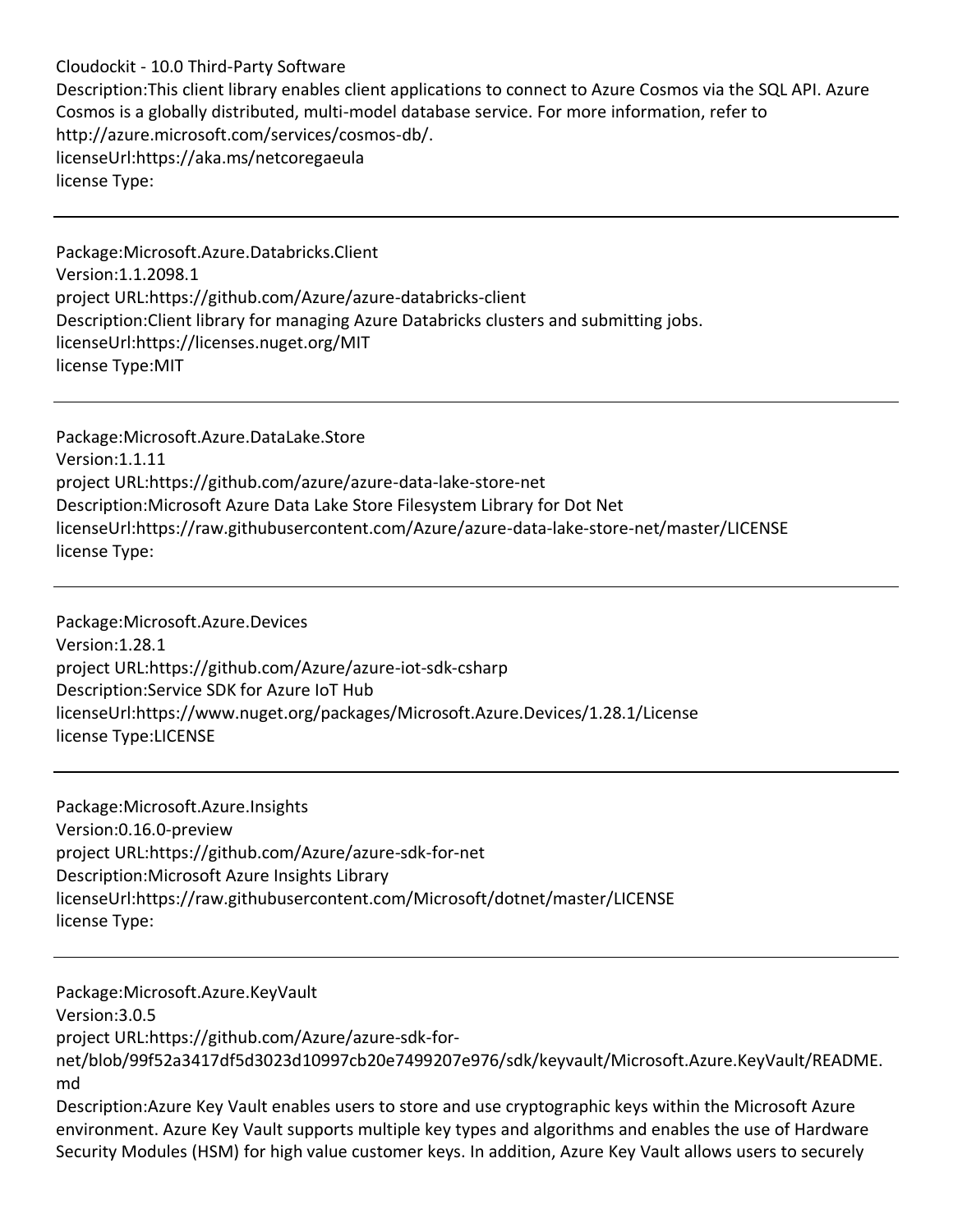Description:This client library enables client applications to connect to Azure Cosmos via the SQL API. Azure Cosmos is a globally distributed, multi-model database service. For more information, refer to http://azure.microsoft.com/services/cosmos-db/.
licenseUrl:https://aka.ms/netcoregaeula
license Type:

---

Package:Microsoft.Azure.Databricks.Client
Version:1.1.2098.1
project URL:https://github.com/Azure/azure-databricks-client
Description:Client library for managing Azure Databricks clusters and submitting jobs.
licenseUrl:https://licenses.nuget.org/MIT
license Type:MIT

---

Package:Microsoft.Azure.DataLake.Store
Version:1.1.11
project URL:https://github.com/azure/azure-data-lake-store-net
Description:Microsoft Azure Data Lake Store Filesystem Library for Dot Net
licenseUrl:https://raw.githubusercontent.com/Azure/azure-data-lake-store-net/master/LICENSE
license Type:

---

Package:Microsoft.Azure.Devices
Version:1.28.1
project URL:https://github.com/Azure/azure-iot-sdk-csharp
Description:Service SDK for Azure IoT Hub
licenseUrl:https://www.nuget.org/packages/Microsoft.Azure.Devices/1.28.1/License
license Type:LICENSE

---

Package:Microsoft.Azure.Insights
Version:0.16.0-preview
project URL:https://github.com/Azure/azure-sdk-for-net
Description:Microsoft Azure Insights Library
licenseUrl:https://raw.githubusercontent.com/Microsoft/dotnet/master/LICENSE
license Type:

---

Package:Microsoft.Azure.KeyVault
Version:3.0.5
project URL:https://github.com/Azure/azure-sdk-for-net/blob/99f52a3417df5d3023d10997cb20e7499207e976/sdk/keyvault/Microsoft.Azure.KeyVault/README.md
Description:Azure Key Vault enables users to store and use cryptographic keys within the Microsoft Azure environment. Azure Key Vault supports multiple key types and algorithms and enables the use of Hardware Security Modules (HSM) for high value customer keys. In addition, Azure Key Vault allows users to securely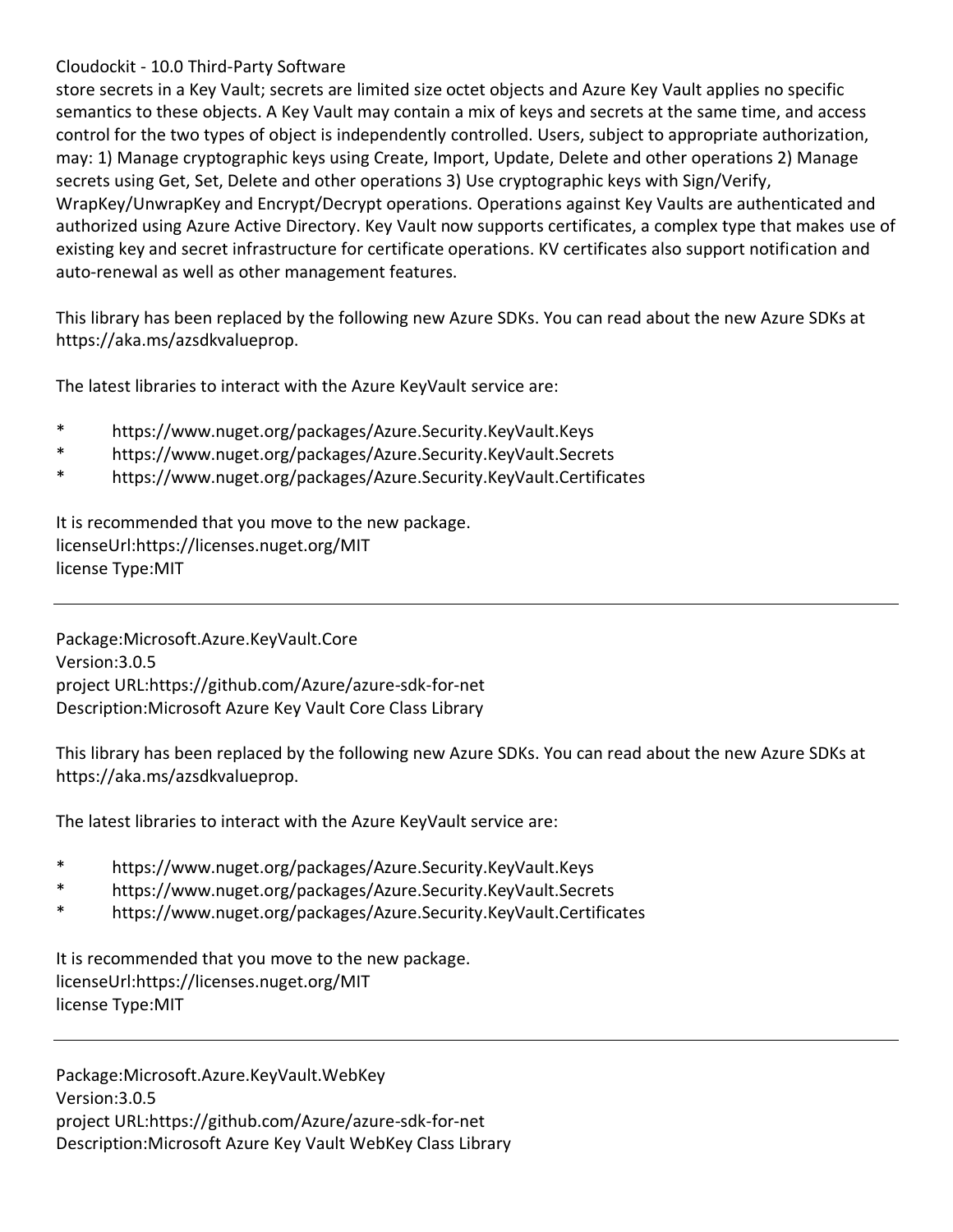store secrets in a Key Vault; secrets are limited size octet objects and Azure Key Vault applies no specific semantics to these objects. A Key Vault may contain a mix of keys and secrets at the same time, and access control for the two types of object is independently controlled. Users, subject to appropriate authorization, may: 1) Manage cryptographic keys using Create, Import, Update, Delete and other operations 2) Manage secrets using Get, Set, Delete and other operations 3) Use cryptographic keys with Sign/Verify, WrapKey/UnwrapKey and Encrypt/Decrypt operations. Operations against Key Vaults are authenticated and authorized using Azure Active Directory. Key Vault now supports certificates, a complex type that makes use of existing key and secret infrastructure for certificate operations. KV certificates also support notification and auto-renewal as well as other management features.

This library has been replaced by the following new Azure SDKs. You can read about the new Azure SDKs at https://aka.ms/azsdkvalueprop.

The latest libraries to interact with the Azure KeyVault service are:

* https://www.nuget.org/packages/Azure.Security.KeyVault.Keys
* https://www.nuget.org/packages/Azure.Security.KeyVault.Secrets
* https://www.nuget.org/packages/Azure.Security.KeyVault.Certificates

It is recommended that you move to the new package.
licenseUrl:https://licenses.nuget.org/MIT
license Type:MIT

---

Package:Microsoft.Azure.KeyVault.Core
Version:3.0.5
project URL:https://github.com/Azure/azure-sdk-for-net
Description:Microsoft Azure Key Vault Core Class Library

This library has been replaced by the following new Azure SDKs. You can read about the new Azure SDKs at https://aka.ms/azsdkvalueprop.

The latest libraries to interact with the Azure KeyVault service are:

* https://www.nuget.org/packages/Azure.Security.KeyVault.Keys
* https://www.nuget.org/packages/Azure.Security.KeyVault.Secrets
* https://www.nuget.org/packages/Azure.Security.KeyVault.Certificates

It is recommended that you move to the new package.
licenseUrl:https://licenses.nuget.org/MIT
license Type:MIT

---

Package:Microsoft.Azure.KeyVault.WebKey
Version:3.0.5
project URL:https://github.com/Azure/azure-sdk-for-net
Description:Microsoft Azure Key Vault WebKey Class Library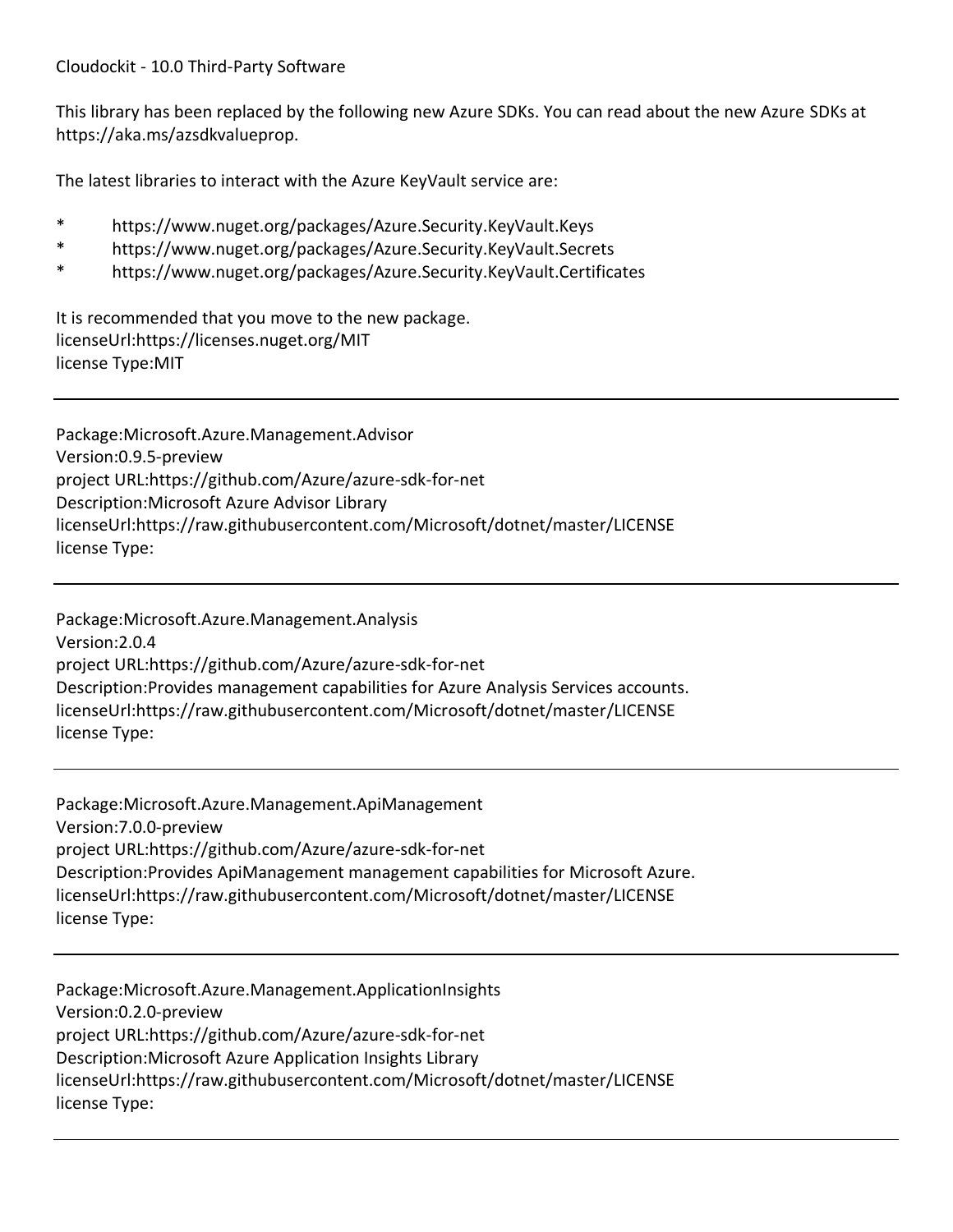This library has been replaced by the following new Azure SDKs. You can read about the new Azure SDKs at https://aka.ms/azsdkvalueprop.

The latest libraries to interact with the Azure KeyVault service are:

* https://www.nuget.org/packages/Azure.Security.KeyVault.Keys
* https://www.nuget.org/packages/Azure.Security.KeyVault.Secrets
* https://www.nuget.org/packages/Azure.Security.KeyVault.Certificates

It is recommended that you move to the new package.
licenseUrl:https://licenses.nuget.org/MIT
license Type:MIT

---

Package:Microsoft.Azure.Management.Advisor
Version:0.9.5-preview
project URL:https://github.com/Azure/azure-sdk-for-net
Description:Microsoft Azure Advisor Library
licenseUrl:https://raw.githubusercontent.com/Microsoft/dotnet/master/LICENSE
license Type:

---

Package:Microsoft.Azure.Management.Analysis
Version:2.0.4
project URL:https://github.com/Azure/azure-sdk-for-net
Description:Provides management capabilities for Azure Analysis Services accounts.
licenseUrl:https://raw.githubusercontent.com/Microsoft/dotnet/master/LICENSE
license Type:

---

Package:Microsoft.Azure.Management.ApiManagement
Version:7.0.0-preview
project URL:https://github.com/Azure/azure-sdk-for-net
Description:Provides ApiManagement management capabilities for Microsoft Azure.
licenseUrl:https://raw.githubusercontent.com/Microsoft/dotnet/master/LICENSE
license Type:

---

Package:Microsoft.Azure.Management.ApplicationInsights
Version:0.2.0-preview
project URL:https://github.com/Azure/azure-sdk-for-net
Description:Microsoft Azure Application Insights Library
licenseUrl:https://raw.githubusercontent.com/Microsoft/dotnet/master/LICENSE
license Type:

---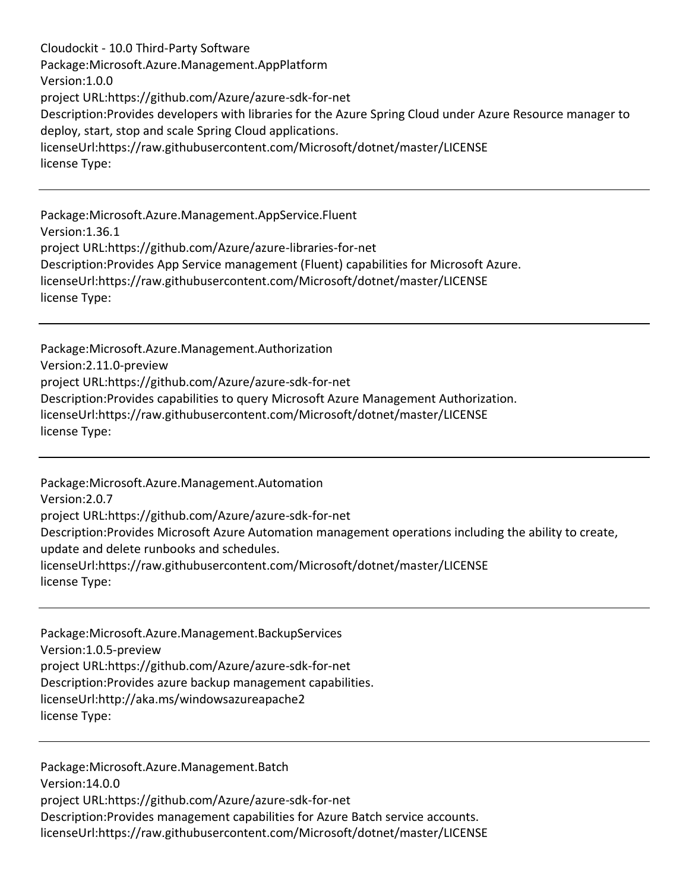Cloudockit - 10.0 Third-Party Software
Package:Microsoft.Azure.Management.AppPlatform
Version:1.0.0
project URL:https://github.com/Azure/azure-sdk-for-net
Description:Provides developers with libraries for the Azure Spring Cloud under Azure Resource manager to deploy, start, stop and scale Spring Cloud applications.
licenseUrl:https://raw.githubusercontent.com/Microsoft/dotnet/master/LICENSE
license Type:

---

Package:Microsoft.Azure.Management.AppService.Fluent
Version:1.36.1
project URL:https://github.com/Azure/azure-libraries-for-net
Description:Provides App Service management (Fluent) capabilities for Microsoft Azure.
licenseUrl:https://raw.githubusercontent.com/Microsoft/dotnet/master/LICENSE
license Type:

---

Package:Microsoft.Azure.Management.Authorization
Version:2.11.0-preview
project URL:https://github.com/Azure/azure-sdk-for-net
Description:Provides capabilities to query Microsoft Azure Management Authorization.
licenseUrl:https://raw.githubusercontent.com/Microsoft/dotnet/master/LICENSE
license Type:

---

Package:Microsoft.Azure.Management.Automation
Version:2.0.7
project URL:https://github.com/Azure/azure-sdk-for-net
Description:Provides Microsoft Azure Automation management operations including the ability to create, update and delete runbooks and schedules.
licenseUrl:https://raw.githubusercontent.com/Microsoft/dotnet/master/LICENSE
license Type:

---

Package:Microsoft.Azure.Management.BackupServices
Version:1.0.5-preview
project URL:https://github.com/Azure/azure-sdk-for-net
Description:Provides azure backup management capabilities.
licenseUrl:http://aka.ms/windowsazureapache2
license Type:

---

Package:Microsoft.Azure.Management.Batch
Version:14.0.0
project URL:https://github.com/Azure/azure-sdk-for-net
Description:Provides management capabilities for Azure Batch service accounts.
licenseUrl:https://raw.githubusercontent.com/Microsoft/dotnet/master/LICENSE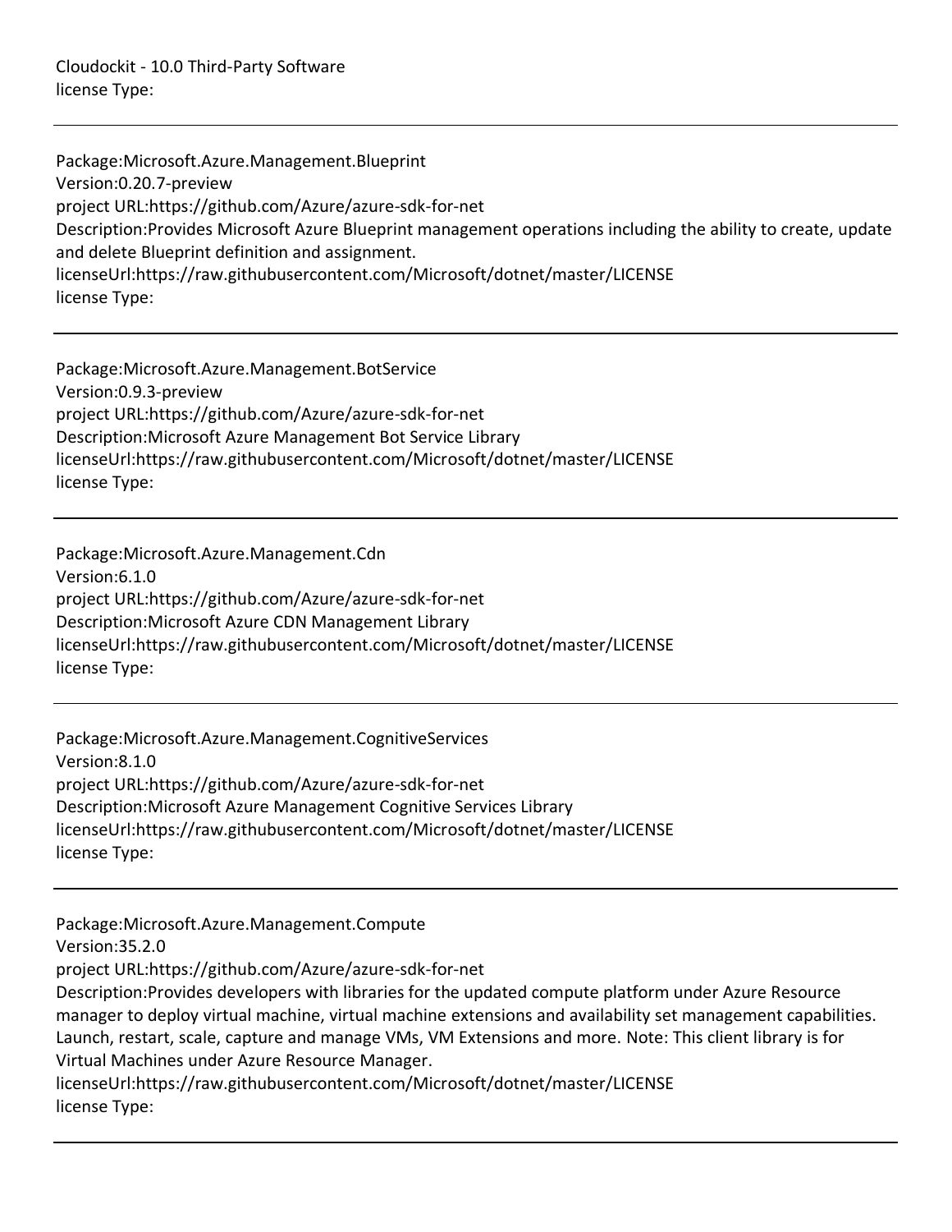Cloudockit - 10.0 Third-Party Software
license Type:

---

Package:Microsoft.Azure.Management.Blueprint
Version:0.20.7-preview
project URL:https://github.com/Azure/azure-sdk-for-net
Description:Provides Microsoft Azure Blueprint management operations including the ability to create, update and delete Blueprint definition and assignment.
licenseUrl:https://raw.githubusercontent.com/Microsoft/dotnet/master/LICENSE
license Type:

---

Package:Microsoft.Azure.Management.BotService
Version:0.9.3-preview
project URL:https://github.com/Azure/azure-sdk-for-net
Description:Microsoft Azure Management Bot Service Library
licenseUrl:https://raw.githubusercontent.com/Microsoft/dotnet/master/LICENSE
license Type:

---

Package:Microsoft.Azure.Management.Cdn
Version:6.1.0
project URL:https://github.com/Azure/azure-sdk-for-net
Description:Microsoft Azure CDN Management Library
licenseUrl:https://raw.githubusercontent.com/Microsoft/dotnet/master/LICENSE
license Type:

---

Package:Microsoft.Azure.Management.CognitiveServices
Version:8.1.0
project URL:https://github.com/Azure/azure-sdk-for-net
Description:Microsoft Azure Management Cognitive Services Library
licenseUrl:https://raw.githubusercontent.com/Microsoft/dotnet/master/LICENSE
license Type:

---

Package:Microsoft.Azure.Management.Compute
Version:35.2.0
project URL:https://github.com/Azure/azure-sdk-for-net
Description:Provides developers with libraries for the updated compute platform under Azure Resource manager to deploy virtual machine, virtual machine extensions and availability set management capabilities. Launch, restart, scale, capture and manage VMs, VM Extensions and more. Note: This client library is for Virtual Machines under Azure Resource Manager.
licenseUrl:https://raw.githubusercontent.com/Microsoft/dotnet/master/LICENSE
license Type:

---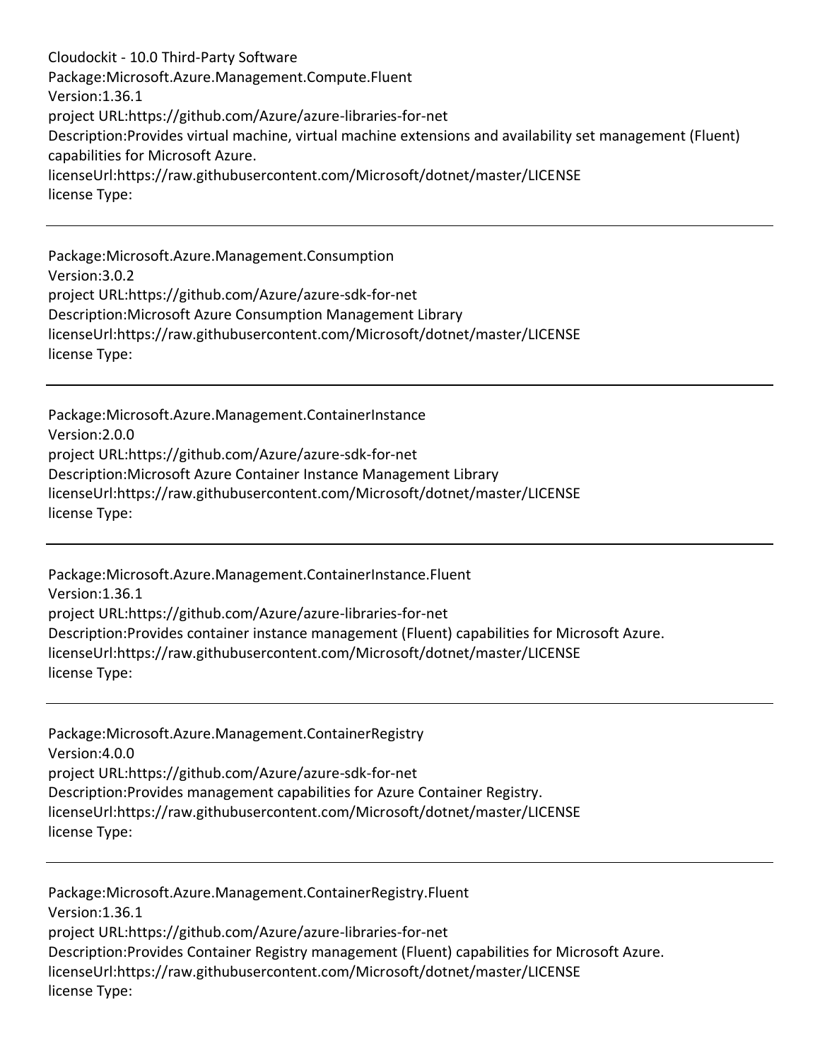Cloudockit - 10.0 Third-Party Software
Package:Microsoft.Azure.Management.Compute.Fluent
Version:1.36.1
project URL:https://github.com/Azure/azure-libraries-for-net
Description:Provides virtual machine, virtual machine extensions and availability set management (Fluent) capabilities for Microsoft Azure.
licenseUrl:https://raw.githubusercontent.com/Microsoft/dotnet/master/LICENSE
license Type:

---

Package:Microsoft.Azure.Management.Consumption
Version:3.0.2
project URL:https://github.com/Azure/azure-sdk-for-net
Description:Microsoft Azure Consumption Management Library
licenseUrl:https://raw.githubusercontent.com/Microsoft/dotnet/master/LICENSE
license Type:

---

Package:Microsoft.Azure.Management.ContainerInstance
Version:2.0.0
project URL:https://github.com/Azure/azure-sdk-for-net
Description:Microsoft Azure Container Instance Management Library
licenseUrl:https://raw.githubusercontent.com/Microsoft/dotnet/master/LICENSE
license Type:

---

Package:Microsoft.Azure.Management.ContainerInstance.Fluent
Version:1.36.1
project URL:https://github.com/Azure/azure-libraries-for-net
Description:Provides container instance management (Fluent) capabilities for Microsoft Azure.
licenseUrl:https://raw.githubusercontent.com/Microsoft/dotnet/master/LICENSE
license Type:

---

Package:Microsoft.Azure.Management.ContainerRegistry
Version:4.0.0
project URL:https://github.com/Azure/azure-sdk-for-net
Description:Provides management capabilities for Azure Container Registry.
licenseUrl:https://raw.githubusercontent.com/Microsoft/dotnet/master/LICENSE
license Type:

---

Package:Microsoft.Azure.Management.ContainerRegistry.Fluent
Version:1.36.1
project URL:https://github.com/Azure/azure-libraries-for-net
Description:Provides Container Registry management (Fluent) capabilities for Microsoft Azure.
licenseUrl:https://raw.githubusercontent.com/Microsoft/dotnet/master/LICENSE
license Type: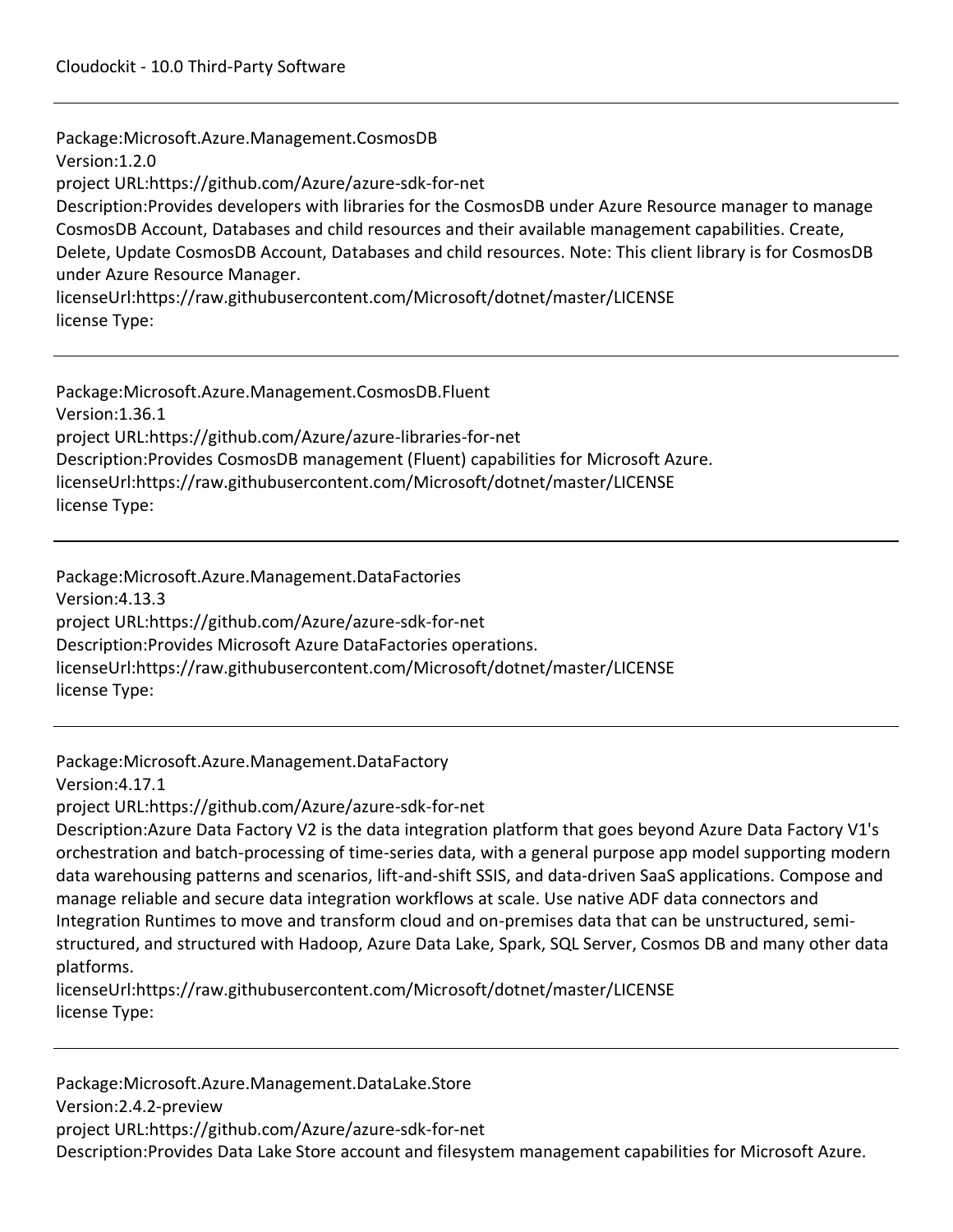Package:Microsoft.Azure.Management.CosmosDB
Version:1.2.0
project URL:https://github.com/Azure/azure-sdk-for-net
Description:Provides developers with libraries for the CosmosDB under Azure Resource manager to manage CosmosDB Account, Databases and child resources and their available management capabilities. Create, Delete, Update CosmosDB Account, Databases and child resources. Note: This client library is for CosmosDB under Azure Resource Manager.
licenseUrl:https://raw.githubusercontent.com/Microsoft/dotnet/master/LICENSE
license Type:

---

Package:Microsoft.Azure.Management.CosmosDB.Fluent
Version:1.36.1
project URL:https://github.com/Azure/azure-libraries-for-net
Description:Provides CosmosDB management (Fluent) capabilities for Microsoft Azure.
licenseUrl:https://raw.githubusercontent.com/Microsoft/dotnet/master/LICENSE
license Type:

---

Package:Microsoft.Azure.Management.DataFactories
Version:4.13.3
project URL:https://github.com/Azure/azure-sdk-for-net
Description:Provides Microsoft Azure DataFactories operations.
licenseUrl:https://raw.githubusercontent.com/Microsoft/dotnet/master/LICENSE
license Type:

---

Package:Microsoft.Azure.Management.DataFactory
Version:4.17.1
project URL:https://github.com/Azure/azure-sdk-for-net
Description:Azure Data Factory V2 is the data integration platform that goes beyond Azure Data Factory V1's orchestration and batch-processing of time-series data, with a general purpose app model supporting modern data warehousing patterns and scenarios, lift-and-shift SSIS, and data-driven SaaS applications. Compose and manage reliable and secure data integration workflows at scale. Use native ADF data connectors and Integration Runtimes to move and transform cloud and on-premises data that can be unstructured, semi-structured, and structured with Hadoop, Azure Data Lake, Spark, SQL Server, Cosmos DB and many other data platforms.
licenseUrl:https://raw.githubusercontent.com/Microsoft/dotnet/master/LICENSE
license Type:

---

Package:Microsoft.Azure.Management.DataLake.Store
Version:2.4.2-preview
project URL:https://github.com/Azure/azure-sdk-for-net
Description:Provides Data Lake Store account and filesystem management capabilities for Microsoft Azure.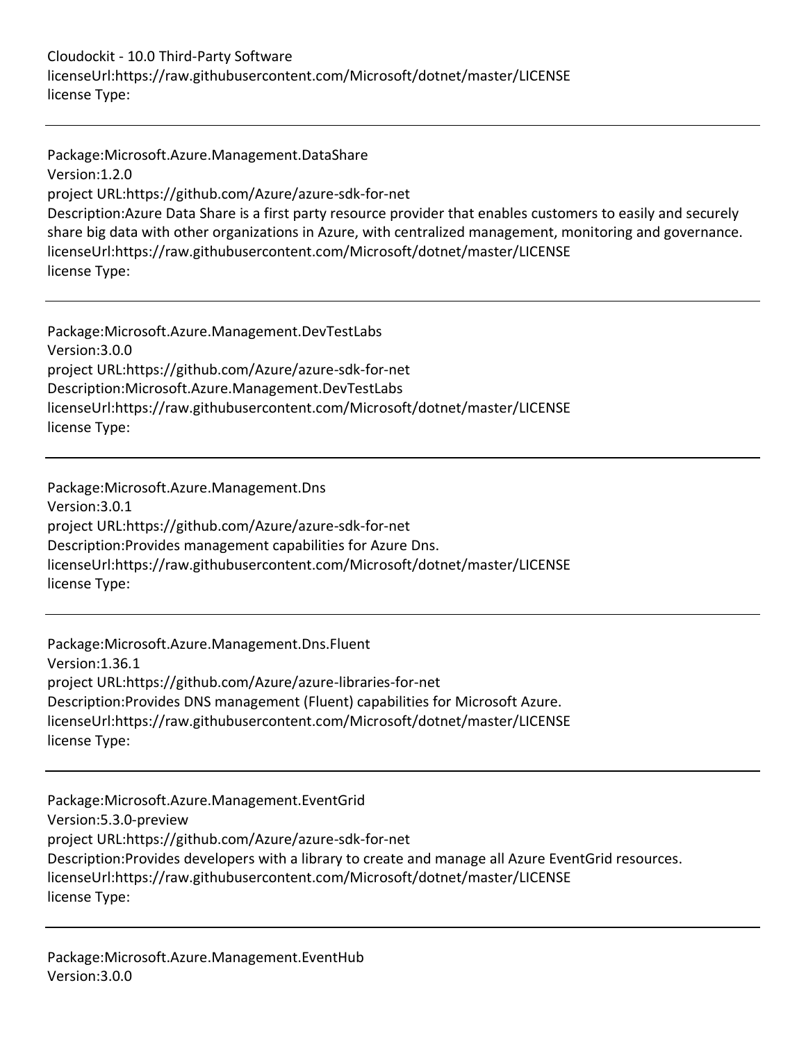licenseUrl:https://raw.githubusercontent.com/Microsoft/dotnet/master/LICENSE
license Type:

---

Package:Microsoft.Azure.Management.DataShare
Version:1.2.0
project URL:https://github.com/Azure/azure-sdk-for-net
Description:Azure Data Share is a first party resource provider that enables customers to easily and securely share big data with other organizations in Azure, with centralized management, monitoring and governance.
licenseUrl:https://raw.githubusercontent.com/Microsoft/dotnet/master/LICENSE
license Type:

---

Package:Microsoft.Azure.Management.DevTestLabs
Version:3.0.0
project URL:https://github.com/Azure/azure-sdk-for-net
Description:Microsoft.Azure.Management.DevTestLabs
licenseUrl:https://raw.githubusercontent.com/Microsoft/dotnet/master/LICENSE
license Type:

---

Package:Microsoft.Azure.Management.Dns
Version:3.0.1
project URL:https://github.com/Azure/azure-sdk-for-net
Description:Provides management capabilities for Azure Dns.
licenseUrl:https://raw.githubusercontent.com/Microsoft/dotnet/master/LICENSE
license Type:

---

Package:Microsoft.Azure.Management.Dns.Fluent
Version:1.36.1
project URL:https://github.com/Azure/azure-libraries-for-net
Description:Provides DNS management (Fluent) capabilities for Microsoft Azure.
licenseUrl:https://raw.githubusercontent.com/Microsoft/dotnet/master/LICENSE
license Type:

---

Package:Microsoft.Azure.Management.EventGrid
Version:5.3.0-preview
project URL:https://github.com/Azure/azure-sdk-for-net
Description:Provides developers with a library to create and manage all Azure EventGrid resources.
licenseUrl:https://raw.githubusercontent.com/Microsoft/dotnet/master/LICENSE
license Type:

---

Package:Microsoft.Azure.Management.EventHub
Version:3.0.0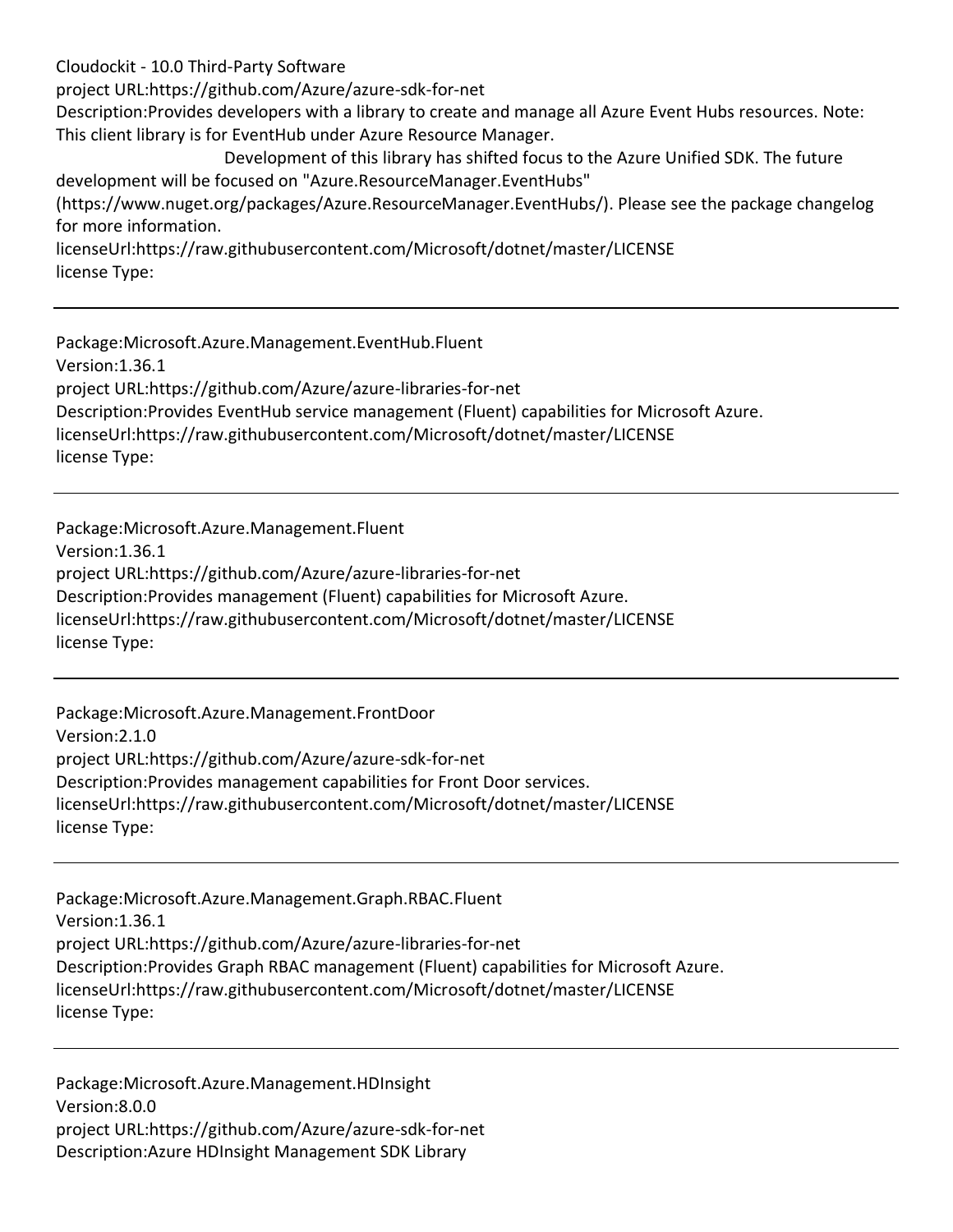Cloudockit - 10.0 Third-Party Software

project URL:https://github.com/Azure/azure-sdk-for-net

Description:Provides developers with a library to create and manage all Azure Event Hubs resources. Note: This client library is for EventHub under Azure Resource Manager.

Development of this library has shifted focus to the Azure Unified SDK. The future development will be focused on "Azure.ResourceManager.EventHubs" (https://www.nuget.org/packages/Azure.ResourceManager.EventHubs/). Please see the package changelog for more information.

licenseUrl:https://raw.githubusercontent.com/Microsoft/dotnet/master/LICENSE

license Type:

---

Package:Microsoft.Azure.Management.EventHub.Fluent

Version:1.36.1

project URL:https://github.com/Azure/azure-libraries-for-net

Description:Provides EventHub service management (Fluent) capabilities for Microsoft Azure.

licenseUrl:https://raw.githubusercontent.com/Microsoft/dotnet/master/LICENSE

license Type:

---

Package:Microsoft.Azure.Management.Fluent

Version:1.36.1

project URL:https://github.com/Azure/azure-libraries-for-net

Description:Provides management (Fluent) capabilities for Microsoft Azure.

licenseUrl:https://raw.githubusercontent.com/Microsoft/dotnet/master/LICENSE

license Type:

---

Package:Microsoft.Azure.Management.FrontDoor

Version:2.1.0

project URL:https://github.com/Azure/azure-sdk-for-net

Description:Provides management capabilities for Front Door services.

licenseUrl:https://raw.githubusercontent.com/Microsoft/dotnet/master/LICENSE

license Type:

---

Package:Microsoft.Azure.Management.Graph.RBAC.Fluent

Version:1.36.1

project URL:https://github.com/Azure/azure-libraries-for-net

Description:Provides Graph RBAC management (Fluent) capabilities for Microsoft Azure.

licenseUrl:https://raw.githubusercontent.com/Microsoft/dotnet/master/LICENSE

license Type:

---

Package:Microsoft.Azure.Management.HDInsight

Version:8.0.0

project URL:https://github.com/Azure/azure-sdk-for-net

Description:Azure HDInsight Management SDK Library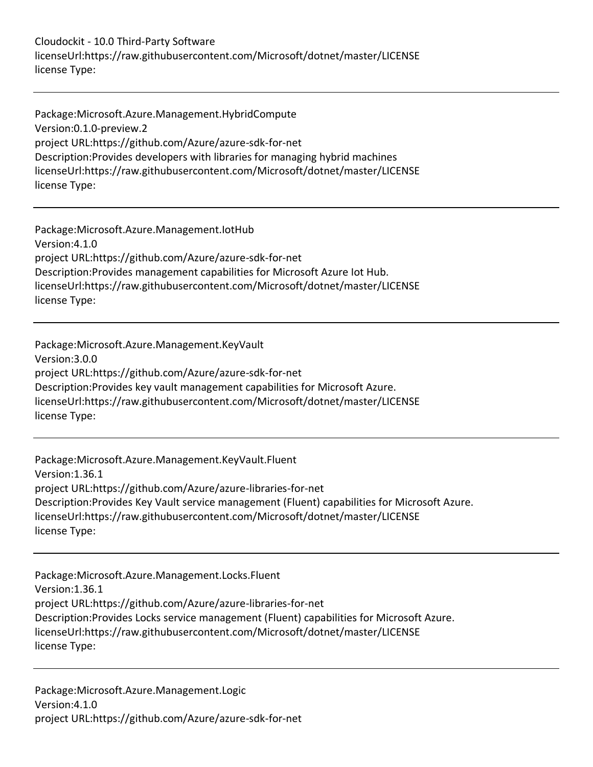licenseUrl:https://raw.githubusercontent.com/Microsoft/dotnet/master/LICENSE
license Type:

---

Package:Microsoft.Azure.Management.HybridCompute
Version:0.1.0-preview.2
project URL:https://github.com/Azure/azure-sdk-for-net
Description:Provides developers with libraries for managing hybrid machines
licenseUrl:https://raw.githubusercontent.com/Microsoft/dotnet/master/LICENSE
license Type:

---

Package:Microsoft.Azure.Management.IotHub
Version:4.1.0
project URL:https://github.com/Azure/azure-sdk-for-net
Description:Provides management capabilities for Microsoft Azure Iot Hub.
licenseUrl:https://raw.githubusercontent.com/Microsoft/dotnet/master/LICENSE
license Type:

---

Package:Microsoft.Azure.Management.KeyVault
Version:3.0.0
project URL:https://github.com/Azure/azure-sdk-for-net
Description:Provides key vault management capabilities for Microsoft Azure.
licenseUrl:https://raw.githubusercontent.com/Microsoft/dotnet/master/LICENSE
license Type:

---

Package:Microsoft.Azure.Management.KeyVault.Fluent
Version:1.36.1
project URL:https://github.com/Azure/azure-libraries-for-net
Description:Provides Key Vault service management (Fluent) capabilities for Microsoft Azure.
licenseUrl:https://raw.githubusercontent.com/Microsoft/dotnet/master/LICENSE
license Type:

---

Package:Microsoft.Azure.Management.Locks.Fluent
Version:1.36.1
project URL:https://github.com/Azure/azure-libraries-for-net
Description:Provides Locks service management (Fluent) capabilities for Microsoft Azure.
licenseUrl:https://raw.githubusercontent.com/Microsoft/dotnet/master/LICENSE
license Type:

---

Package:Microsoft.Azure.Management.Logic
Version:4.1.0
project URL:https://github.com/Azure/azure-sdk-for-net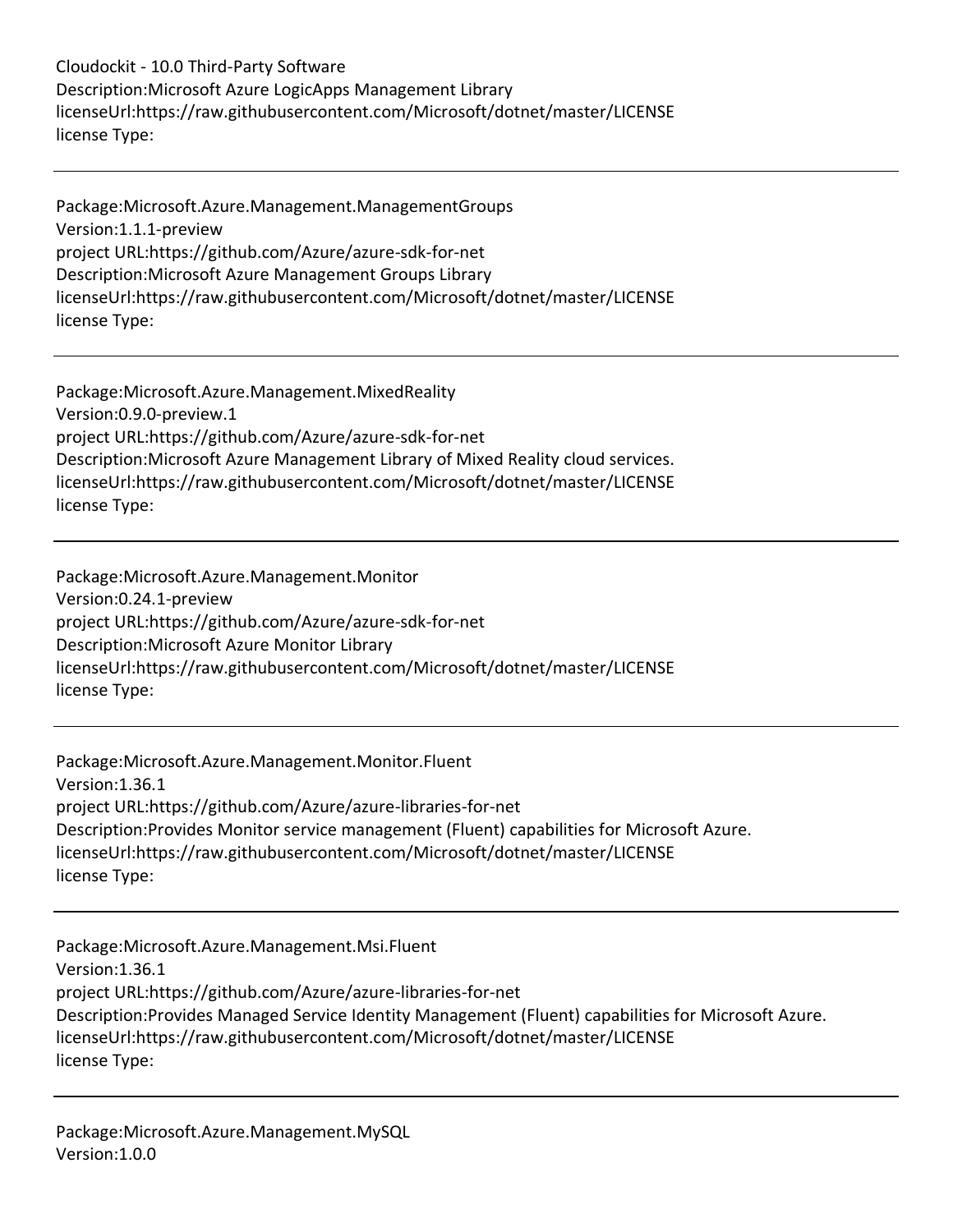Description:Microsoft Azure LogicApps Management Library
licenseUrl:https://raw.githubusercontent.com/Microsoft/dotnet/master/LICENSE
license Type:

---

Package:Microsoft.Azure.Management.ManagementGroups
Version:1.1.1-preview
project URL:https://github.com/Azure/azure-sdk-for-net
Description:Microsoft Azure Management Groups Library
licenseUrl:https://raw.githubusercontent.com/Microsoft/dotnet/master/LICENSE
license Type:

---

Package:Microsoft.Azure.Management.MixedReality
Version:0.9.0-preview.1
project URL:https://github.com/Azure/azure-sdk-for-net
Description:Microsoft Azure Management Library of Mixed Reality cloud services.
licenseUrl:https://raw.githubusercontent.com/Microsoft/dotnet/master/LICENSE
license Type:

---

Package:Microsoft.Azure.Management.Monitor
Version:0.24.1-preview
project URL:https://github.com/Azure/azure-sdk-for-net
Description:Microsoft Azure Monitor Library
licenseUrl:https://raw.githubusercontent.com/Microsoft/dotnet/master/LICENSE
license Type:

---

Package:Microsoft.Azure.Management.Monitor.Fluent
Version:1.36.1
project URL:https://github.com/Azure/azure-libraries-for-net
Description:Provides Monitor service management (Fluent) capabilities for Microsoft Azure.
licenseUrl:https://raw.githubusercontent.com/Microsoft/dotnet/master/LICENSE
license Type:

---

Package:Microsoft.Azure.Management.Msi.Fluent
Version:1.36.1
project URL:https://github.com/Azure/azure-libraries-for-net
Description:Provides Managed Service Identity Management (Fluent) capabilities for Microsoft Azure.
licenseUrl:https://raw.githubusercontent.com/Microsoft/dotnet/master/LICENSE
license Type:

---

Package:Microsoft.Azure.Management.MySQL
Version:1.0.0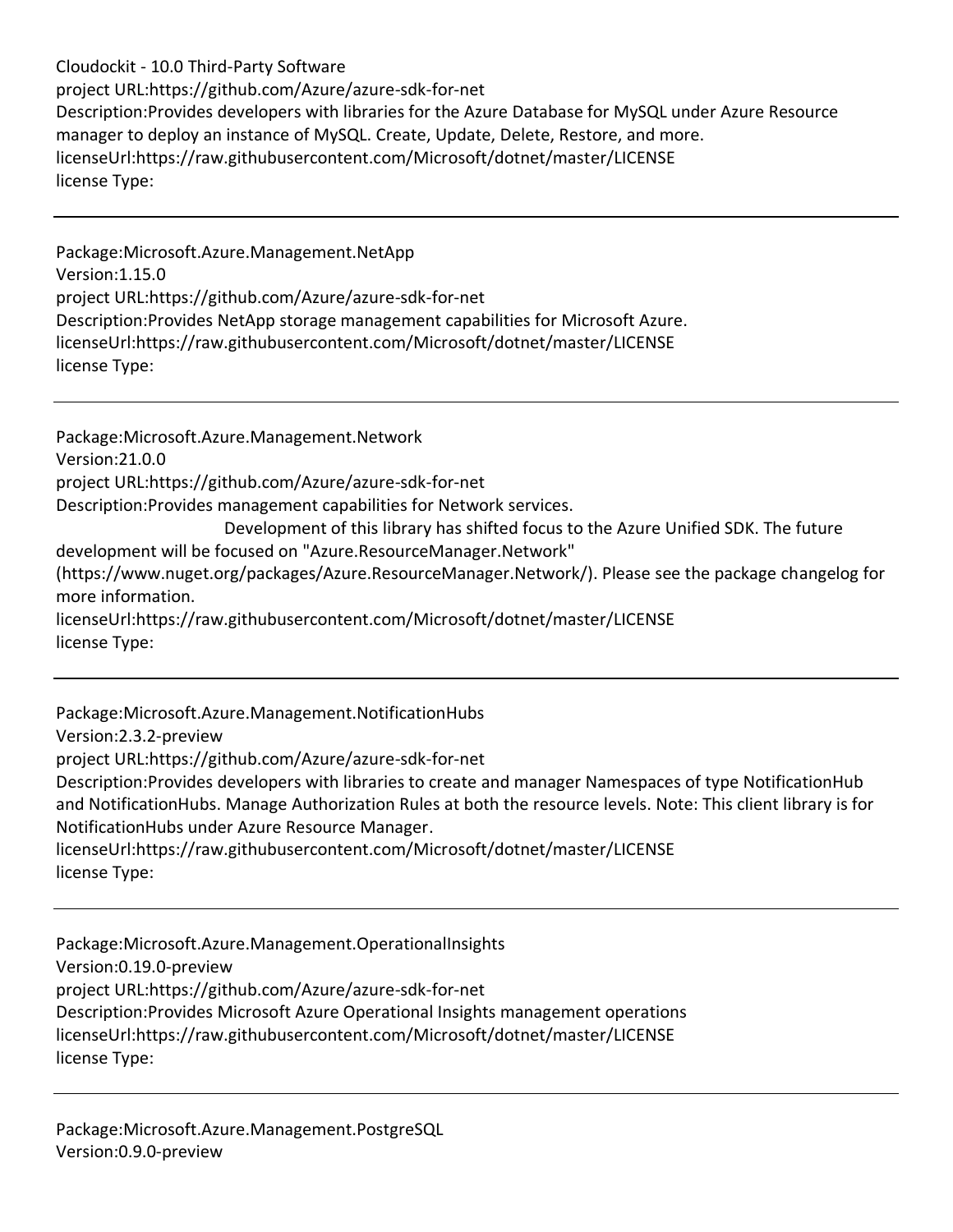project URL:https://github.com/Azure/azure-sdk-for-net
Description:Provides developers with libraries for the Azure Database for MySQL under Azure Resource manager to deploy an instance of MySQL. Create, Update, Delete, Restore, and more.
licenseUrl:https://raw.githubusercontent.com/Microsoft/dotnet/master/LICENSE
license Type:

---

Package:Microsoft.Azure.Management.NetApp
Version:1.15.0
project URL:https://github.com/Azure/azure-sdk-for-net
Description:Provides NetApp storage management capabilities for Microsoft Azure.
licenseUrl:https://raw.githubusercontent.com/Microsoft/dotnet/master/LICENSE
license Type:

---

Package:Microsoft.Azure.Management.Network
Version:21.0.0
project URL:https://github.com/Azure/azure-sdk-for-net
Description:Provides management capabilities for Network services.
Development of this library has shifted focus to the Azure Unified SDK. The future development will be focused on "Azure.ResourceManager.Network" (https://www.nuget.org/packages/Azure.ResourceManager.Network/). Please see the package changelog for more information.
licenseUrl:https://raw.githubusercontent.com/Microsoft/dotnet/master/LICENSE
license Type:

---

Package:Microsoft.Azure.Management.NotificationHubs
Version:2.3.2-preview
project URL:https://github.com/Azure/azure-sdk-for-net
Description:Provides developers with libraries to create and manager Namespaces of type NotificationHub and NotificationHubs. Manage Authorization Rules at both the resource levels. Note: This client library is for NotificationHubs under Azure Resource Manager.
licenseUrl:https://raw.githubusercontent.com/Microsoft/dotnet/master/LICENSE
license Type:

---

Package:Microsoft.Azure.Management.OperationalInsights
Version:0.19.0-preview
project URL:https://github.com/Azure/azure-sdk-for-net
Description:Provides Microsoft Azure Operational Insights management operations
licenseUrl:https://raw.githubusercontent.com/Microsoft/dotnet/master/LICENSE
license Type:

---

Package:Microsoft.Azure.Management.PostgreSQL
Version:0.9.0-preview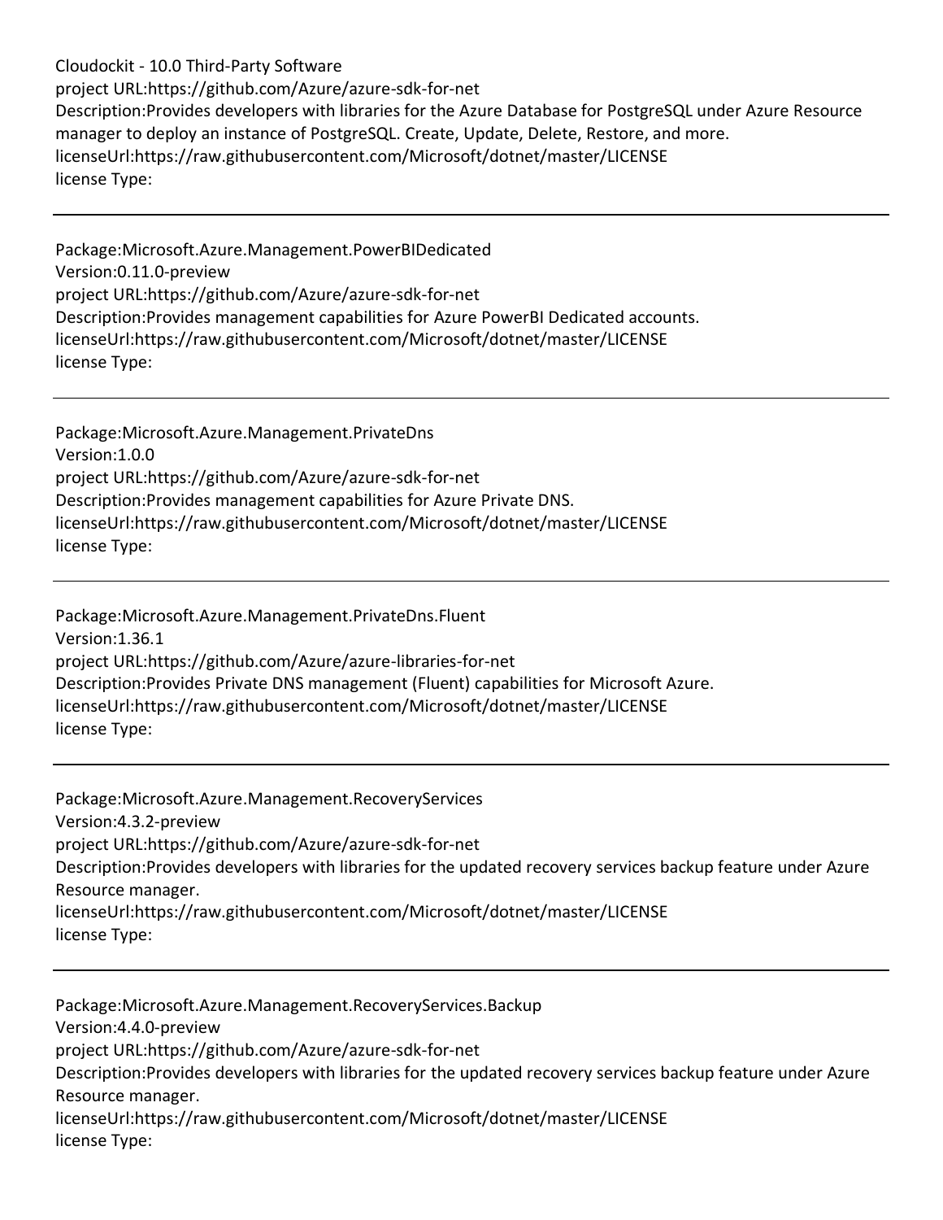project URL:https://github.com/Azure/azure-sdk-for-net
Description:Provides developers with libraries for the Azure Database for PostgreSQL under Azure Resource manager to deploy an instance of PostgreSQL. Create, Update, Delete, Restore, and more.
licenseUrl:https://raw.githubusercontent.com/Microsoft/dotnet/master/LICENSE
license Type:

---

Package:Microsoft.Azure.Management.PowerBIDedicated
Version:0.11.0-preview
project URL:https://github.com/Azure/azure-sdk-for-net
Description:Provides management capabilities for Azure PowerBI Dedicated accounts.
licenseUrl:https://raw.githubusercontent.com/Microsoft/dotnet/master/LICENSE
license Type:

---

Package:Microsoft.Azure.Management.PrivateDns
Version:1.0.0
project URL:https://github.com/Azure/azure-sdk-for-net
Description:Provides management capabilities for Azure Private DNS.
licenseUrl:https://raw.githubusercontent.com/Microsoft/dotnet/master/LICENSE
license Type:

---

Package:Microsoft.Azure.Management.PrivateDns.Fluent
Version:1.36.1
project URL:https://github.com/Azure/azure-libraries-for-net
Description:Provides Private DNS management (Fluent) capabilities for Microsoft Azure.
licenseUrl:https://raw.githubusercontent.com/Microsoft/dotnet/master/LICENSE
license Type:

---

Package:Microsoft.Azure.Management.RecoveryServices
Version:4.3.2-preview
project URL:https://github.com/Azure/azure-sdk-for-net
Description:Provides developers with libraries for the updated recovery services backup feature under Azure Resource manager.
licenseUrl:https://raw.githubusercontent.com/Microsoft/dotnet/master/LICENSE
license Type:

---

Package:Microsoft.Azure.Management.RecoveryServices.Backup
Version:4.4.0-preview
project URL:https://github.com/Azure/azure-sdk-for-net
Description:Provides developers with libraries for the updated recovery services backup feature under Azure Resource manager.
licenseUrl:https://raw.githubusercontent.com/Microsoft/dotnet/master/LICENSE
license Type: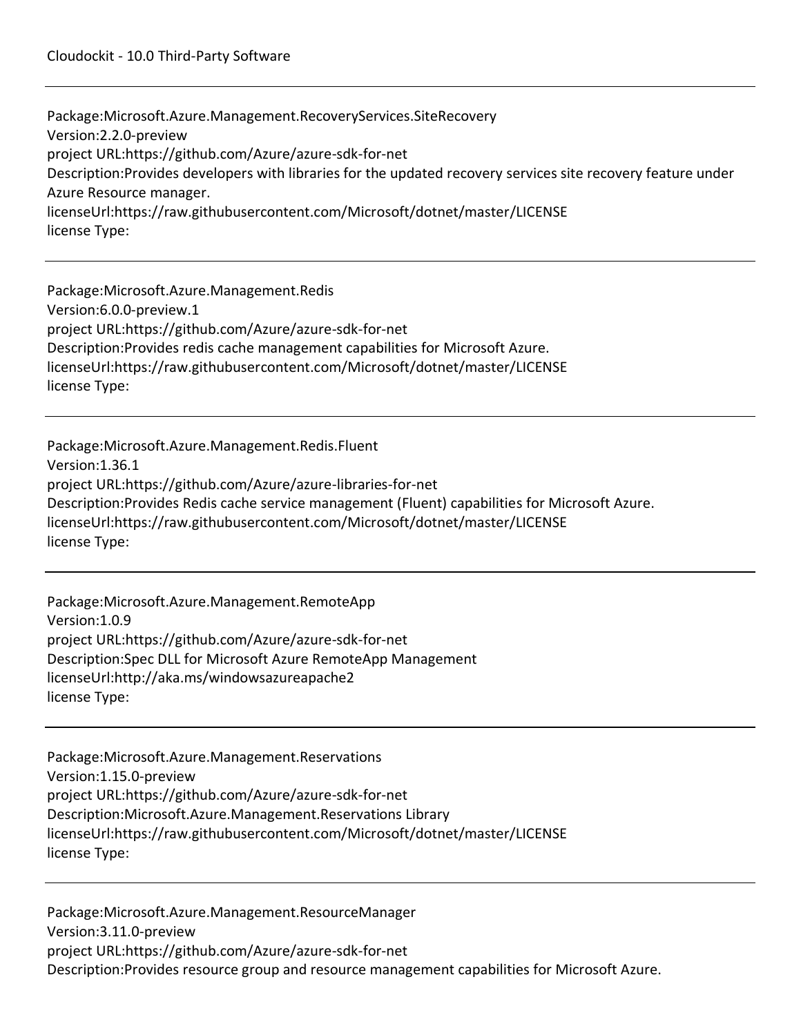Package:Microsoft.Azure.Management.RecoveryServices.SiteRecovery
Version:2.2.0-preview
project URL:https://github.com/Azure/azure-sdk-for-net
Description:Provides developers with libraries for the updated recovery services site recovery feature under Azure Resource manager.
licenseUrl:https://raw.githubusercontent.com/Microsoft/dotnet/master/LICENSE
license Type:

---

Package:Microsoft.Azure.Management.Redis
Version:6.0.0-preview.1
project URL:https://github.com/Azure/azure-sdk-for-net
Description:Provides redis cache management capabilities for Microsoft Azure.
licenseUrl:https://raw.githubusercontent.com/Microsoft/dotnet/master/LICENSE
license Type:

---

Package:Microsoft.Azure.Management.Redis.Fluent
Version:1.36.1
project URL:https://github.com/Azure/azure-libraries-for-net
Description:Provides Redis cache service management (Fluent) capabilities for Microsoft Azure.
licenseUrl:https://raw.githubusercontent.com/Microsoft/dotnet/master/LICENSE
license Type:

---

Package:Microsoft.Azure.Management.RemoteApp
Version:1.0.9
project URL:https://github.com/Azure/azure-sdk-for-net
Description:Spec DLL for Microsoft Azure RemoteApp Management
licenseUrl:http://aka.ms/windowsazureapache2
license Type:

---

Package:Microsoft.Azure.Management.Reservations
Version:1.15.0-preview
project URL:https://github.com/Azure/azure-sdk-for-net
Description:Microsoft.Azure.Management.Reservations Library
licenseUrl:https://raw.githubusercontent.com/Microsoft/dotnet/master/LICENSE
license Type:

---

Package:Microsoft.Azure.Management.ResourceManager
Version:3.11.0-preview
project URL:https://github.com/Azure/azure-sdk-for-net
Description:Provides resource group and resource management capabilities for Microsoft Azure.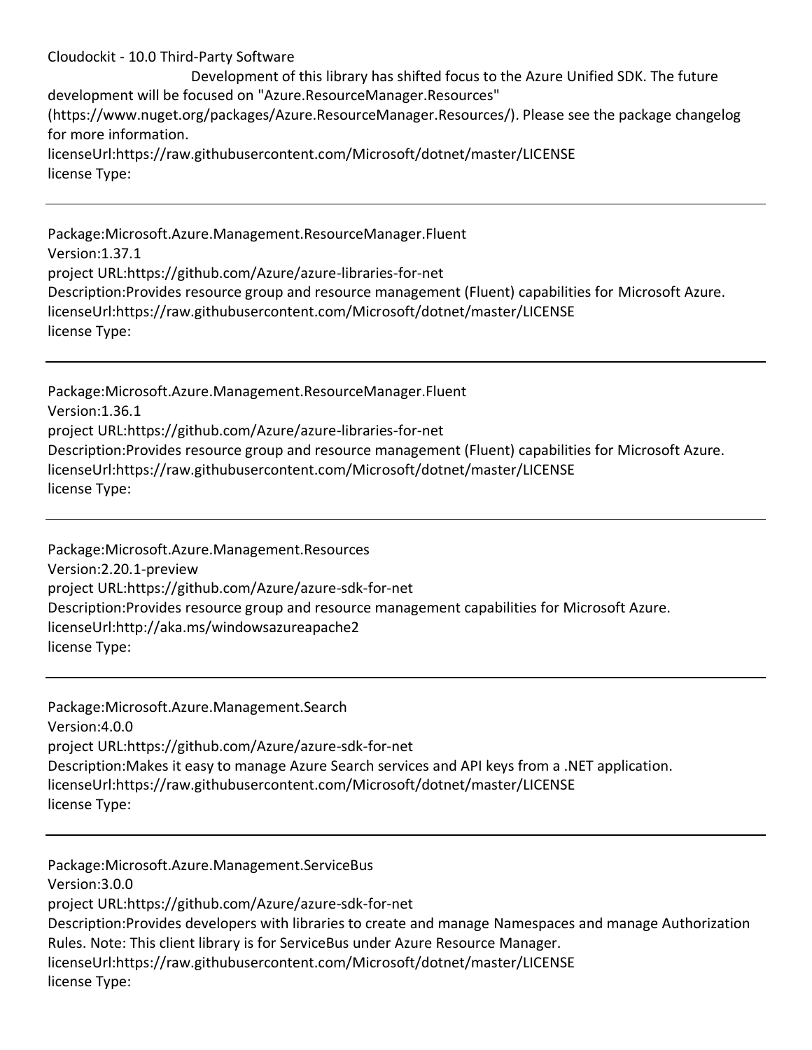Development of this library has shifted focus to the Azure Unified SDK. The future development will be focused on "Azure.ResourceManager.Resources" (https://www.nuget.org/packages/Azure.ResourceManager.Resources/). Please see the package changelog for more information.
licenseUrl:https://raw.githubusercontent.com/Microsoft/dotnet/master/LICENSE
license Type:

---

Package:Microsoft.Azure.Management.ResourceManager.Fluent
Version:1.37.1
project URL:https://github.com/Azure/azure-libraries-for-net
Description:Provides resource group and resource management (Fluent) capabilities for Microsoft Azure.
licenseUrl:https://raw.githubusercontent.com/Microsoft/dotnet/master/LICENSE
license Type:

---

Package:Microsoft.Azure.Management.ResourceManager.Fluent
Version:1.36.1
project URL:https://github.com/Azure/azure-libraries-for-net
Description:Provides resource group and resource management (Fluent) capabilities for Microsoft Azure.
licenseUrl:https://raw.githubusercontent.com/Microsoft/dotnet/master/LICENSE
license Type:

---

Package:Microsoft.Azure.Management.Resources
Version:2.20.1-preview
project URL:https://github.com/Azure/azure-sdk-for-net
Description:Provides resource group and resource management capabilities for Microsoft Azure.
licenseUrl:http://aka.ms/windowsazureapache2
license Type:

---

Package:Microsoft.Azure.Management.Search
Version:4.0.0
project URL:https://github.com/Azure/azure-sdk-for-net
Description:Makes it easy to manage Azure Search services and API keys from a .NET application.
licenseUrl:https://raw.githubusercontent.com/Microsoft/dotnet/master/LICENSE
license Type:

---

Package:Microsoft.Azure.Management.ServiceBus
Version:3.0.0
project URL:https://github.com/Azure/azure-sdk-for-net
Description:Provides developers with libraries to create and manage Namespaces and manage Authorization Rules. Note: This client library is for ServiceBus under Azure Resource Manager.
licenseUrl:https://raw.githubusercontent.com/Microsoft/dotnet/master/LICENSE
license Type: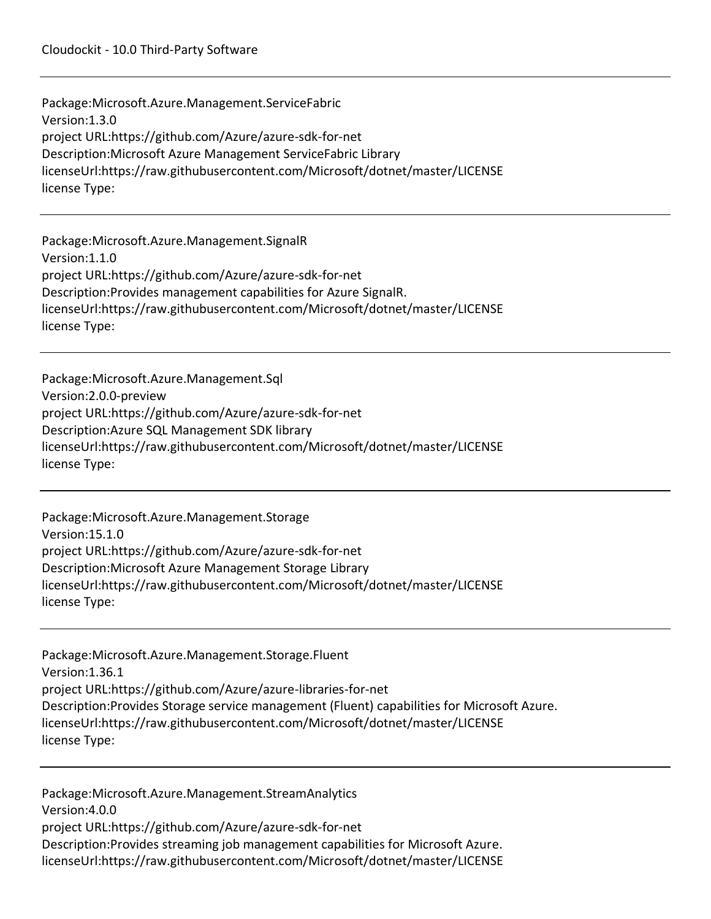---

Package:Microsoft.Azure.Management.ServiceFabric
Version:1.3.0
project URL:https://github.com/Azure/azure-sdk-for-net
Description:Microsoft Azure Management ServiceFabric Library
licenseUrl:https://raw.githubusercontent.com/Microsoft/dotnet/master/LICENSE
license Type:

---

Package:Microsoft.Azure.Management.SignalR
Version:1.1.0
project URL:https://github.com/Azure/azure-sdk-for-net
Description:Provides management capabilities for Azure SignalR.
licenseUrl:https://raw.githubusercontent.com/Microsoft/dotnet/master/LICENSE
license Type:

---

Package:Microsoft.Azure.Management.Sql
Version:2.0.0-preview
project URL:https://github.com/Azure/azure-sdk-for-net
Description:Azure SQL Management SDK library
licenseUrl:https://raw.githubusercontent.com/Microsoft/dotnet/master/LICENSE
license Type:

---

Package:Microsoft.Azure.Management.Storage
Version:15.1.0
project URL:https://github.com/Azure/azure-sdk-for-net
Description:Microsoft Azure Management Storage Library
licenseUrl:https://raw.githubusercontent.com/Microsoft/dotnet/master/LICENSE
license Type:

---

Package:Microsoft.Azure.Management.Storage.Fluent
Version:1.36.1
project URL:https://github.com/Azure/azure-libraries-for-net
Description:Provides Storage service management (Fluent) capabilities for Microsoft Azure.
licenseUrl:https://raw.githubusercontent.com/Microsoft/dotnet/master/LICENSE
license Type:

---

Package:Microsoft.Azure.Management.StreamAnalytics
Version:4.0.0
project URL:https://github.com/Azure/azure-sdk-for-net
Description:Provides streaming job management capabilities for Microsoft Azure.
licenseUrl:https://raw.githubusercontent.com/Microsoft/dotnet/master/LICENSE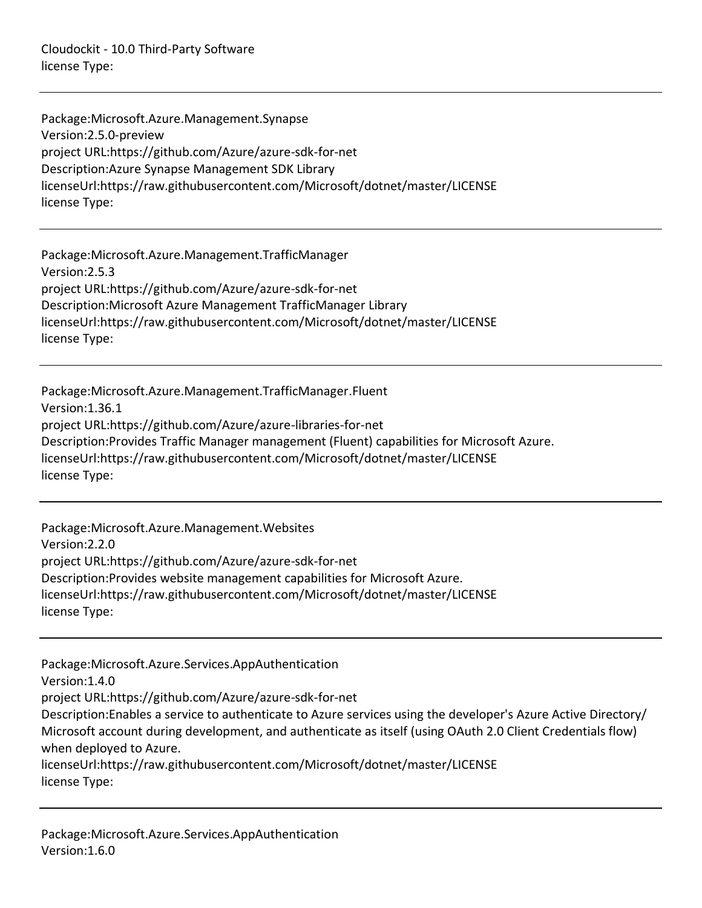Cloudockit - 10.0 Third-Party Software
license Type:

---

Package:Microsoft.Azure.Management.Synapse
Version:2.5.0-preview
project URL:https://github.com/Azure/azure-sdk-for-net
Description:Azure Synapse Management SDK Library
licenseUrl:https://raw.githubusercontent.com/Microsoft/dotnet/master/LICENSE
license Type:

---

Package:Microsoft.Azure.Management.TrafficManager
Version:2.5.3
project URL:https://github.com/Azure/azure-sdk-for-net
Description:Microsoft Azure Management TrafficManager Library
licenseUrl:https://raw.githubusercontent.com/Microsoft/dotnet/master/LICENSE
license Type:

---

Package:Microsoft.Azure.Management.TrafficManager.Fluent
Version:1.36.1
project URL:https://github.com/Azure/azure-libraries-for-net
Description:Provides Traffic Manager management (Fluent) capabilities for Microsoft Azure.
licenseUrl:https://raw.githubusercontent.com/Microsoft/dotnet/master/LICENSE
license Type:

---

Package:Microsoft.Azure.Management.Websites
Version:2.2.0
project URL:https://github.com/Azure/azure-sdk-for-net
Description:Provides website management capabilities for Microsoft Azure.
licenseUrl:https://raw.githubusercontent.com/Microsoft/dotnet/master/LICENSE
license Type:

---

Package:Microsoft.Azure.Services.AppAuthentication
Version:1.4.0
project URL:https://github.com/Azure/azure-sdk-for-net
Description:Enables a service to authenticate to Azure services using the developer's Azure Active Directory/ Microsoft account during development, and authenticate as itself (using OAuth 2.0 Client Credentials flow) when deployed to Azure.
licenseUrl:https://raw.githubusercontent.com/Microsoft/dotnet/master/LICENSE
license Type:

---

Package:Microsoft.Azure.Services.AppAuthentication
Version:1.6.0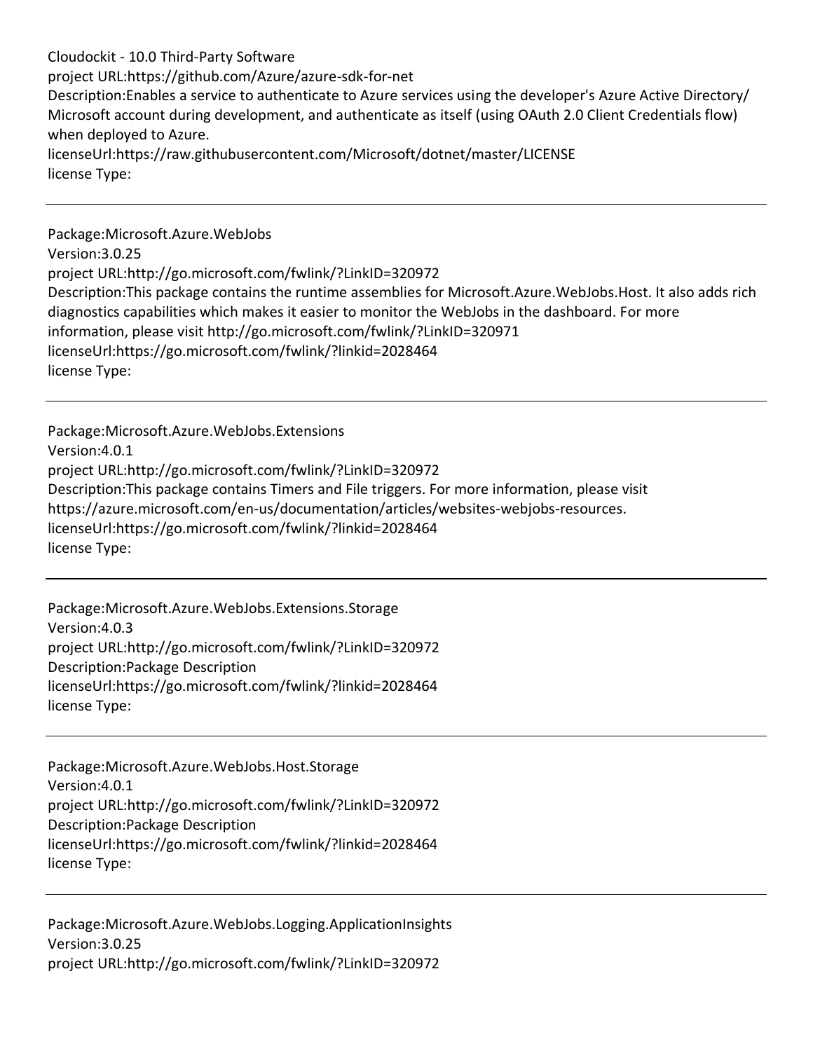Cloudockit - 10.0 Third-Party Software
project URL:https://github.com/Azure/azure-sdk-for-net
Description:Enables a service to authenticate to Azure services using the developer's Azure Active Directory/ Microsoft account during development, and authenticate as itself (using OAuth 2.0 Client Credentials flow) when deployed to Azure.
licenseUrl:https://raw.githubusercontent.com/Microsoft/dotnet/master/LICENSE
license Type:

---

Package:Microsoft.Azure.WebJobs
Version:3.0.25
project URL:http://go.microsoft.com/fwlink/?LinkID=320972
Description:This package contains the runtime assemblies for Microsoft.Azure.WebJobs.Host. It also adds rich diagnostics capabilities which makes it easier to monitor the WebJobs in the dashboard. For more information, please visit http://go.microsoft.com/fwlink/?LinkID=320971
licenseUrl:https://go.microsoft.com/fwlink/?linkid=2028464
license Type:

---

Package:Microsoft.Azure.WebJobs.Extensions
Version:4.0.1
project URL:http://go.microsoft.com/fwlink/?LinkID=320972
Description:This package contains Timers and File triggers. For more information, please visit https://azure.microsoft.com/en-us/documentation/articles/websites-webjobs-resources.
licenseUrl:https://go.microsoft.com/fwlink/?linkid=2028464
license Type:

---

Package:Microsoft.Azure.WebJobs.Extensions.Storage
Version:4.0.3
project URL:http://go.microsoft.com/fwlink/?LinkID=320972
Description:Package Description
licenseUrl:https://go.microsoft.com/fwlink/?linkid=2028464
license Type:

---

Package:Microsoft.Azure.WebJobs.Host.Storage
Version:4.0.1
project URL:http://go.microsoft.com/fwlink/?LinkID=320972
Description:Package Description
licenseUrl:https://go.microsoft.com/fwlink/?linkid=2028464
license Type:

---

Package:Microsoft.Azure.WebJobs.Logging.ApplicationInsights
Version:3.0.25
project URL:http://go.microsoft.com/fwlink/?LinkID=320972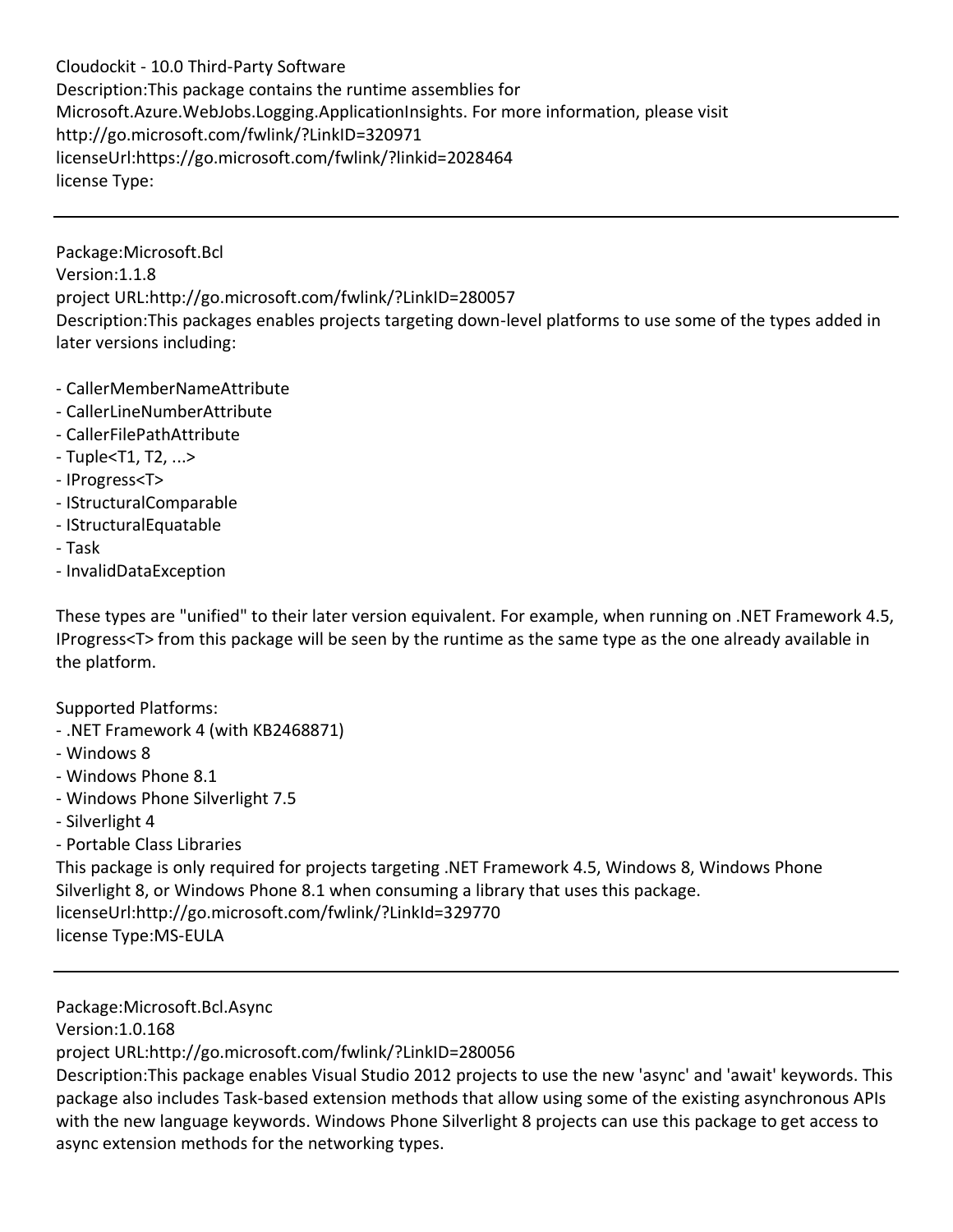Cloudockit - 10.0 Third-Party Software
Description:This package contains the runtime assemblies for Microsoft.Azure.WebJobs.Logging.ApplicationInsights. For more information, please visit http://go.microsoft.com/fwlink/?LinkID=320971
licenseUrl:https://go.microsoft.com/fwlink/?linkid=2028464
license Type:

---

Package:Microsoft.Bcl
Version:1.1.8
project URL:http://go.microsoft.com/fwlink/?LinkID=280057
Description:This packages enables projects targeting down-level platforms to use some of the types added in later versions including:

- CallerMemberNameAttribute
- CallerLineNumberAttribute
- CallerFilePathAttribute
- Tuple<T1, T2, ...>
- IProgress<T>
- IStructuralComparable
- IStructuralEquatable
- Task
- InvalidDataException

These types are "unified" to their later version equivalent. For example, when running on .NET Framework 4.5, IProgress<T> from this package will be seen by the runtime as the same type as the one already available in the platform.

Supported Platforms:
- .NET Framework 4 (with KB2468871)
- Windows 8
- Windows Phone 8.1
- Windows Phone Silverlight 7.5
- Silverlight 4
- Portable Class Libraries

This package is only required for projects targeting .NET Framework 4.5, Windows 8, Windows Phone Silverlight 8, or Windows Phone 8.1 when consuming a library that uses this package.
licenseUrl:http://go.microsoft.com/fwlink/?LinkId=329770
license Type:MS-EULA

---

Package:Microsoft.Bcl.Async
Version:1.0.168
project URL:http://go.microsoft.com/fwlink/?LinkID=280056
Description:This package enables Visual Studio 2012 projects to use the new 'async' and 'await' keywords. This package also includes Task-based extension methods that allow using some of the existing asynchronous APIs with the new language keywords. Windows Phone Silverlight 8 projects can use this package to get access to async extension methods for the networking types.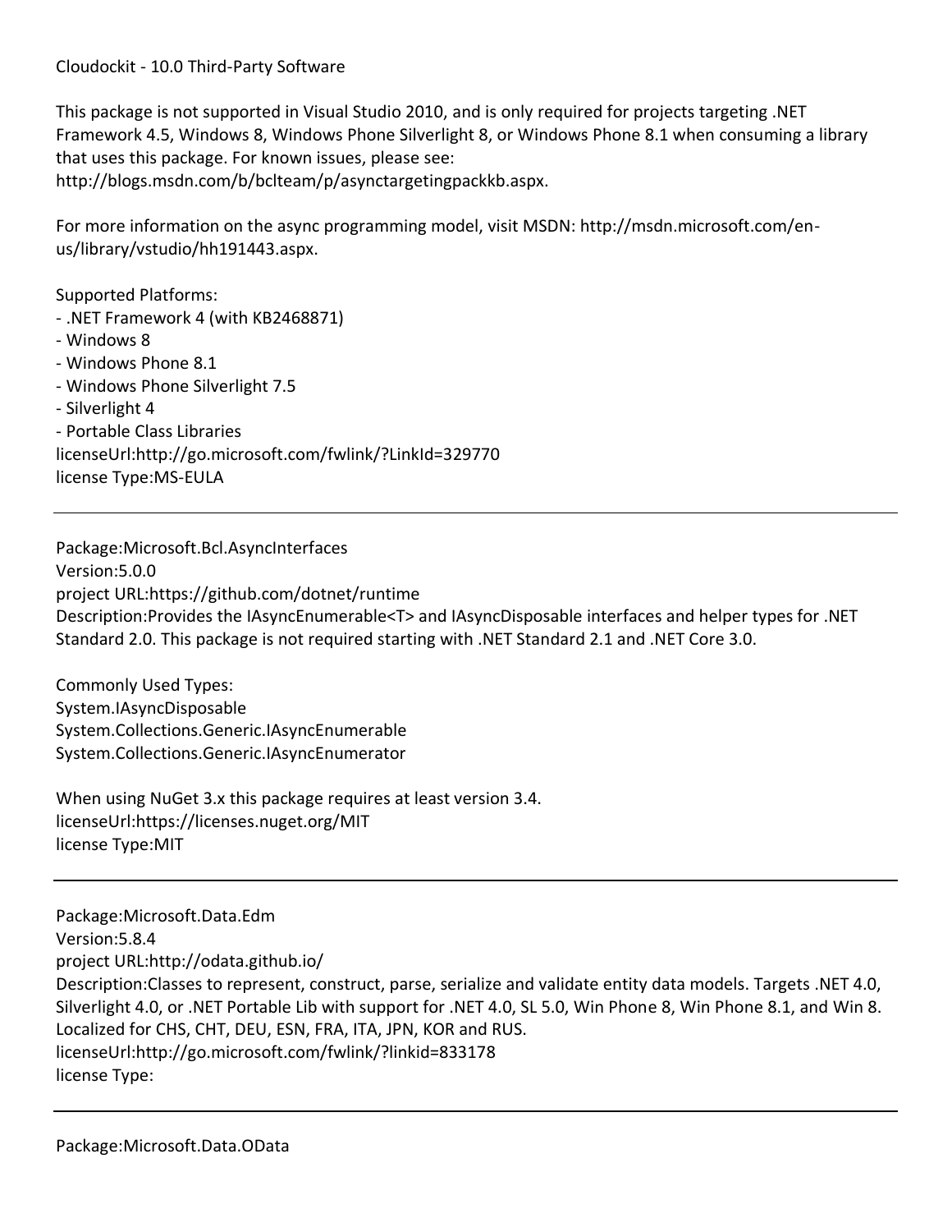This package is not supported in Visual Studio 2010, and is only required for projects targeting .NET Framework 4.5, Windows 8, Windows Phone Silverlight 8, or Windows Phone 8.1 when consuming a library that uses this package. For known issues, please see: http://blogs.msdn.com/b/bclteam/p/asynctargetingpackkb.aspx.

For more information on the async programming model, visit MSDN: http://msdn.microsoft.com/en-us/library/vstudio/hh191443.aspx.

Supported Platforms:
- .NET Framework 4 (with KB2468871)
- Windows 8
- Windows Phone 8.1
- Windows Phone Silverlight 7.5
- Silverlight 4
- Portable Class Libraries

licenseUrl:http://go.microsoft.com/fwlink/?LinkId=329770
license Type:MS-EULA

---

Package:Microsoft.Bcl.AsyncInterfaces
Version:5.0.0
project URL:https://github.com/dotnet/runtime
Description:Provides the IAsyncEnumerable<T> and IAsyncDisposable interfaces and helper types for .NET Standard 2.0. This package is not required starting with .NET Standard 2.1 and .NET Core 3.0.

Commonly Used Types:
System.IAsyncDisposable
System.Collections.Generic.IAsyncEnumerable
System.Collections.Generic.IAsyncEnumerator

When using NuGet 3.x this package requires at least version 3.4.
licenseUrl:https://licenses.nuget.org/MIT
license Type:MIT

---

Package:Microsoft.Data.Edm
Version:5.8.4
project URL:http://odata.github.io/
Description:Classes to represent, construct, parse, serialize and validate entity data models. Targets .NET 4.0, Silverlight 4.0, or .NET Portable Lib with support for .NET 4.0, SL 5.0, Win Phone 8, Win Phone 8.1, and Win 8. Localized for CHS, CHT, DEU, ESN, FRA, ITA, JPN, KOR and RUS.
licenseUrl:http://go.microsoft.com/fwlink/?linkid=833178
license Type:

---

Package:Microsoft.Data.OData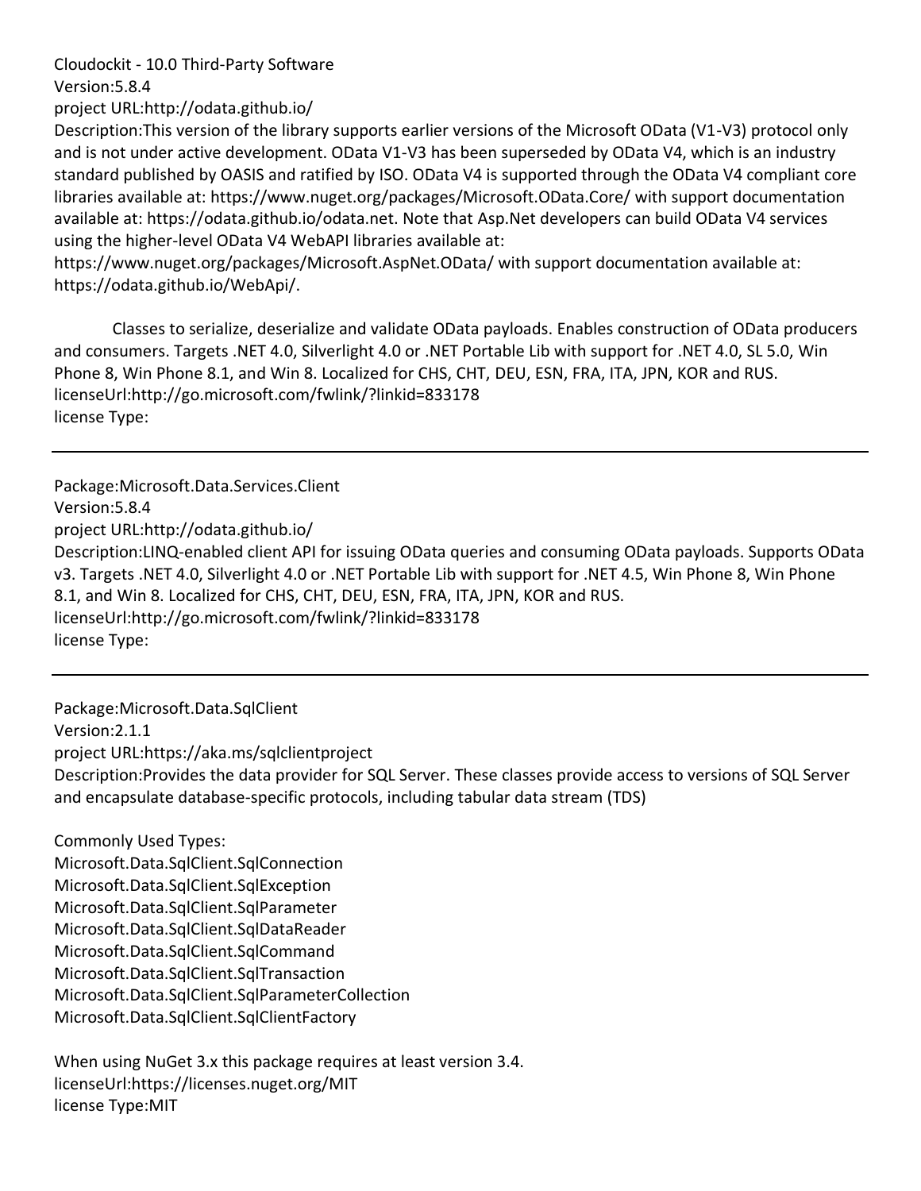Cloudockit - 10.0 Third-Party Software
Version:5.8.4
project URL:http://odata.github.io/
Description:This version of the library supports earlier versions of the Microsoft OData (V1-V3) protocol only and is not under active development. OData V1-V3 has been superseded by OData V4, which is an industry standard published by OASIS and ratified by ISO. OData V4 is supported through the OData V4 compliant core libraries available at: https://www.nuget.org/packages/Microsoft.OData.Core/ with support documentation available at: https://odata.github.io/odata.net. Note that Asp.Net developers can build OData V4 services using the higher-level OData V4 WebAPI libraries available at: https://www.nuget.org/packages/Microsoft.AspNet.OData/ with support documentation available at: https://odata.github.io/WebApi/.

Classes to serialize, deserialize and validate OData payloads. Enables construction of OData producers and consumers. Targets .NET 4.0, Silverlight 4.0 or .NET Portable Lib with support for .NET 4.0, SL 5.0, Win Phone 8, Win Phone 8.1, and Win 8. Localized for CHS, CHT, DEU, ESN, FRA, ITA, JPN, KOR and RUS.
licenseUrl:http://go.microsoft.com/fwlink/?linkid=833178
license Type:

---

Package:Microsoft.Data.Services.Client
Version:5.8.4
project URL:http://odata.github.io/
Description:LINQ-enabled client API for issuing OData queries and consuming OData payloads. Supports OData v3. Targets .NET 4.0, Silverlight 4.0 or .NET Portable Lib with support for .NET 4.5, Win Phone 8, Win Phone 8.1, and Win 8. Localized for CHS, CHT, DEU, ESN, FRA, ITA, JPN, KOR and RUS.
licenseUrl:http://go.microsoft.com/fwlink/?linkid=833178
license Type:

---

Package:Microsoft.Data.SqlClient
Version:2.1.1
project URL:https://aka.ms/sqlclientproject
Description:Provides the data provider for SQL Server. These classes provide access to versions of SQL Server and encapsulate database-specific protocols, including tabular data stream (TDS)

Commonly Used Types:
Microsoft.Data.SqlClient.SqlConnection
Microsoft.Data.SqlClient.SqlException
Microsoft.Data.SqlClient.SqlParameter
Microsoft.Data.SqlClient.SqlDataReader
Microsoft.Data.SqlClient.SqlCommand
Microsoft.Data.SqlClient.SqlTransaction
Microsoft.Data.SqlClient.SqlParameterCollection
Microsoft.Data.SqlClient.SqlClientFactory

When using NuGet 3.x this package requires at least version 3.4.
licenseUrl:https://licenses.nuget.org/MIT
license Type:MIT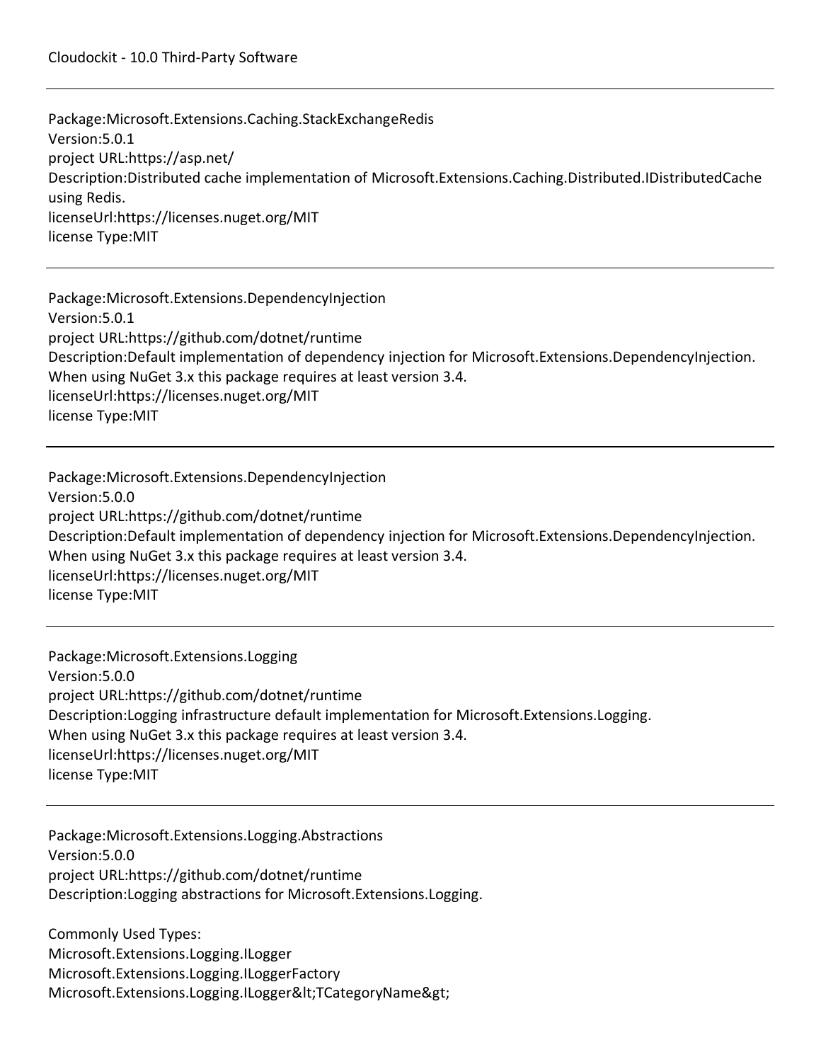---

Package:Microsoft.Extensions.Caching.StackExchangeRedis
Version:5.0.1
project URL:https://asp.net/
Description:Distributed cache implementation of Microsoft.Extensions.Caching.Distributed.IDistributedCache using Redis.
licenseUrl:https://licenses.nuget.org/MIT
license Type:MIT

---

Package:Microsoft.Extensions.DependencyInjection
Version:5.0.1
project URL:https://github.com/dotnet/runtime
Description:Default implementation of dependency injection for Microsoft.Extensions.DependencyInjection.
When using NuGet 3.x this package requires at least version 3.4.
licenseUrl:https://licenses.nuget.org/MIT
license Type:MIT

---

Package:Microsoft.Extensions.DependencyInjection
Version:5.0.0
project URL:https://github.com/dotnet/runtime
Description:Default implementation of dependency injection for Microsoft.Extensions.DependencyInjection.
When using NuGet 3.x this package requires at least version 3.4.
licenseUrl:https://licenses.nuget.org/MIT
license Type:MIT

---

Package:Microsoft.Extensions.Logging
Version:5.0.0
project URL:https://github.com/dotnet/runtime
Description:Logging infrastructure default implementation for Microsoft.Extensions.Logging.
When using NuGet 3.x this package requires at least version 3.4.
licenseUrl:https://licenses.nuget.org/MIT
license Type:MIT

---

Package:Microsoft.Extensions.Logging.Abstractions
Version:5.0.0
project URL:https://github.com/dotnet/runtime
Description:Logging abstractions for Microsoft.Extensions.Logging.

Commonly Used Types:
Microsoft.Extensions.Logging.ILogger
Microsoft.Extensions.Logging.ILoggerFactory
Microsoft.Extensions.Logging.ILogger&lt;TCategoryName&gt;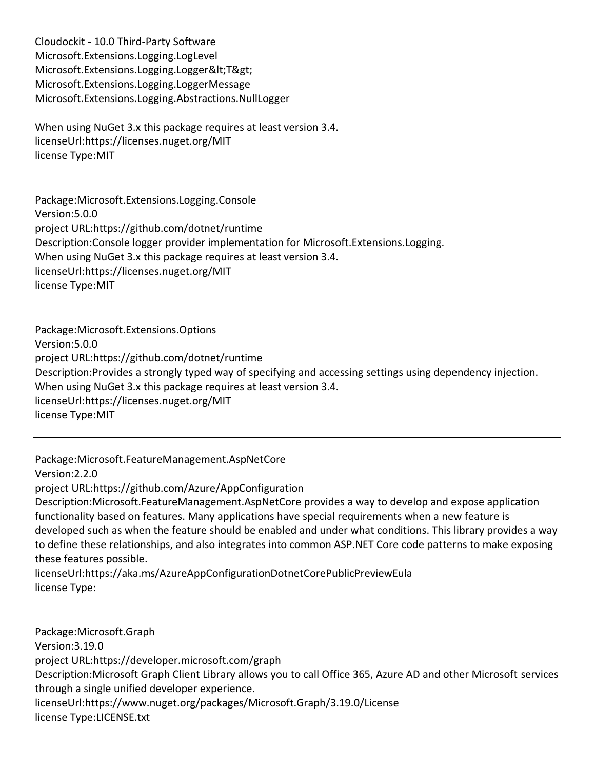Cloudockit - 10.0 Third-Party Software
Microsoft.Extensions.Logging.LogLevel
Microsoft.Extensions.Logging.Logger&lt;T&gt;
Microsoft.Extensions.Logging.LoggerMessage
Microsoft.Extensions.Logging.Abstractions.NullLogger

When using NuGet 3.x this package requires at least version 3.4.
licenseUrl:https://licenses.nuget.org/MIT
license Type:MIT

---

Package:Microsoft.Extensions.Logging.Console
Version:5.0.0
project URL:https://github.com/dotnet/runtime
Description:Console logger provider implementation for Microsoft.Extensions.Logging.
When using NuGet 3.x this package requires at least version 3.4.
licenseUrl:https://licenses.nuget.org/MIT
license Type:MIT

---

Package:Microsoft.Extensions.Options
Version:5.0.0
project URL:https://github.com/dotnet/runtime
Description:Provides a strongly typed way of specifying and accessing settings using dependency injection.
When using NuGet 3.x this package requires at least version 3.4.
licenseUrl:https://licenses.nuget.org/MIT
license Type:MIT

---

Package:Microsoft.FeatureManagement.AspNetCore
Version:2.2.0
project URL:https://github.com/Azure/AppConfiguration
Description:Microsoft.FeatureManagement.AspNetCore provides a way to develop and expose application functionality based on features. Many applications have special requirements when a new feature is developed such as when the feature should be enabled and under what conditions. This library provides a way to define these relationships, and also integrates into common ASP.NET Core code patterns to make exposing these features possible.
licenseUrl:https://aka.ms/AzureAppConfigurationDotnetCorePublicPreviewEula
license Type:

---

Package:Microsoft.Graph
Version:3.19.0
project URL:https://developer.microsoft.com/graph
Description:Microsoft Graph Client Library allows you to call Office 365, Azure AD and other Microsoft services through a single unified developer experience.
licenseUrl:https://www.nuget.org/packages/Microsoft.Graph/3.19.0/License
license Type:LICENSE.txt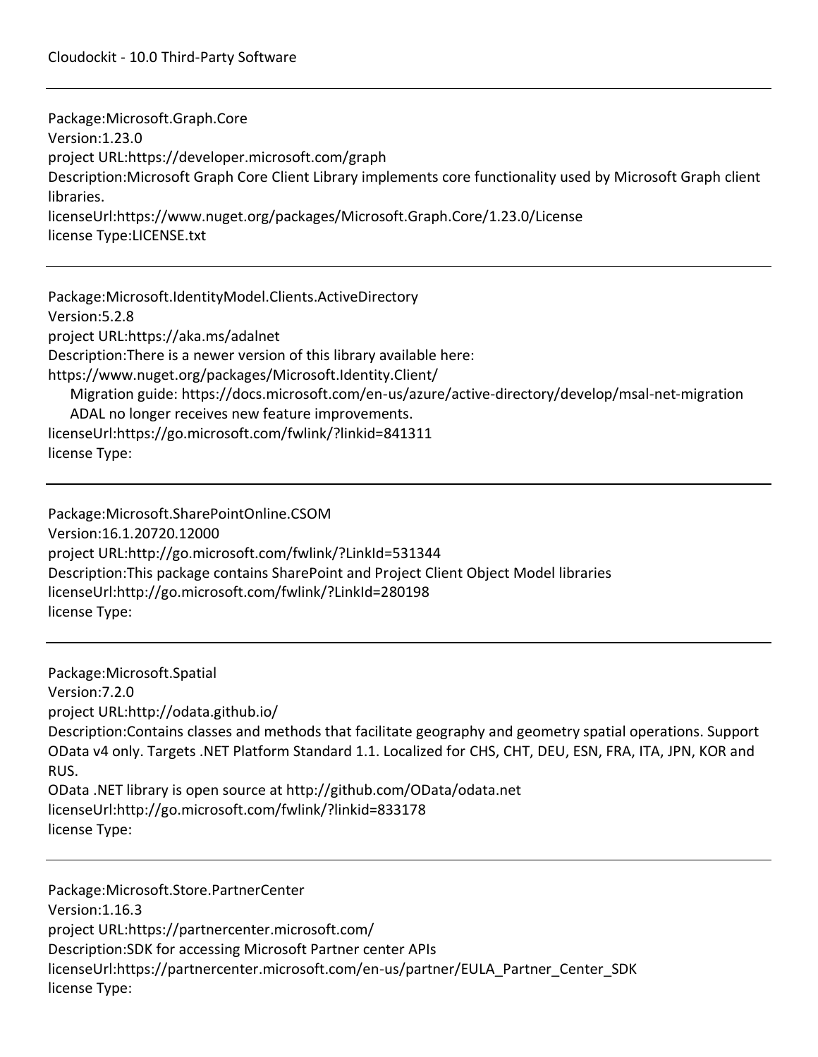Package:Microsoft.Graph.Core
Version:1.23.0
project URL:https://developer.microsoft.com/graph
Description:Microsoft Graph Core Client Library implements core functionality used by Microsoft Graph client libraries.
licenseUrl:https://www.nuget.org/packages/Microsoft.Graph.Core/1.23.0/License
license Type:LICENSE.txt

---

Package:Microsoft.IdentityModel.Clients.ActiveDirectory
Version:5.2.8
project URL:https://aka.ms/adalnet
Description:There is a newer version of this library available here:
https://www.nuget.org/packages/Microsoft.Identity.Client/
Migration guide: https://docs.microsoft.com/en-us/azure/active-directory/develop/msal-net-migration
ADAL no longer receives new feature improvements.
licenseUrl:https://go.microsoft.com/fwlink/?linkid=841311
license Type:

---

Package:Microsoft.SharePointOnline.CSOM
Version:16.1.20720.12000
project URL:http://go.microsoft.com/fwlink/?LinkId=531344
Description:This package contains SharePoint and Project Client Object Model libraries
licenseUrl:http://go.microsoft.com/fwlink/?LinkId=280198
license Type:

---

Package:Microsoft.Spatial
Version:7.2.0
project URL:http://odata.github.io/
Description:Contains classes and methods that facilitate geography and geometry spatial operations. Support OData v4 only. Targets .NET Platform Standard 1.1. Localized for CHS, CHT, DEU, ESN, FRA, ITA, JPN, KOR and RUS.
OData .NET library is open source at http://github.com/OData/odata.net
licenseUrl:http://go.microsoft.com/fwlink/?linkid=833178
license Type:

---

Package:Microsoft.Store.PartnerCenter
Version:1.16.3
project URL:https://partnercenter.microsoft.com/
Description:SDK for accessing Microsoft Partner center APIs
licenseUrl:https://partnercenter.microsoft.com/en-us/partner/EULA_Partner_Center_SDK
license Type: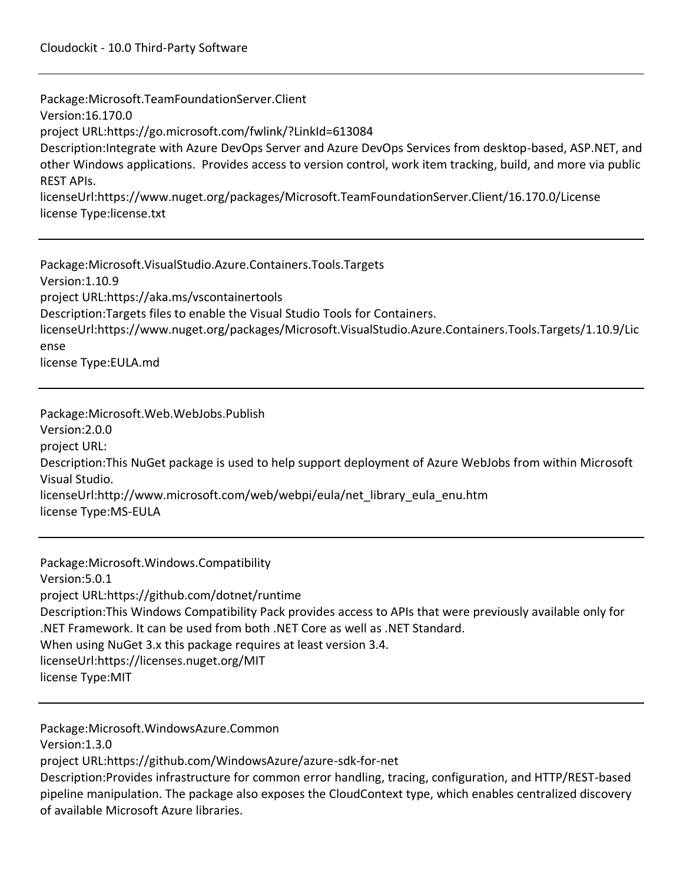Package:Microsoft.TeamFoundationServer.Client
Version:16.170.0
project URL:https://go.microsoft.com/fwlink/?LinkId=613084
Description:Integrate with Azure DevOps Server and Azure DevOps Services from desktop-based, ASP.NET, and other Windows applications. Provides access to version control, work item tracking, build, and more via public REST APIs.
licenseUrl:https://www.nuget.org/packages/Microsoft.TeamFoundationServer.Client/16.170.0/License
license Type:license.txt

---

Package:Microsoft.VisualStudio.Azure.Containers.Tools.Targets
Version:1.10.9
project URL:https://aka.ms/vscontainertools
Description:Targets files to enable the Visual Studio Tools for Containers.
licenseUrl:https://www.nuget.org/packages/Microsoft.VisualStudio.Azure.Containers.Tools.Targets/1.10.9/License
license Type:EULA.md

---

Package:Microsoft.Web.WebJobs.Publish
Version:2.0.0
project URL:
Description:This NuGet package is used to help support deployment of Azure WebJobs from within Microsoft Visual Studio.
licenseUrl:http://www.microsoft.com/web/webpi/eula/net_library_eula_enu.htm
license Type:MS-EULA

---

Package:Microsoft.Windows.Compatibility
Version:5.0.1
project URL:https://github.com/dotnet/runtime
Description:This Windows Compatibility Pack provides access to APIs that were previously available only for .NET Framework. It can be used from both .NET Core as well as .NET Standard.
When using NuGet 3.x this package requires at least version 3.4.
licenseUrl:https://licenses.nuget.org/MIT
license Type:MIT

---

Package:Microsoft.WindowsAzure.Common
Version:1.3.0
project URL:https://github.com/WindowsAzure/azure-sdk-for-net
Description:Provides infrastructure for common error handling, tracing, configuration, and HTTP/REST-based pipeline manipulation. The package also exposes the CloudContext type, which enables centralized discovery of available Microsoft Azure libraries.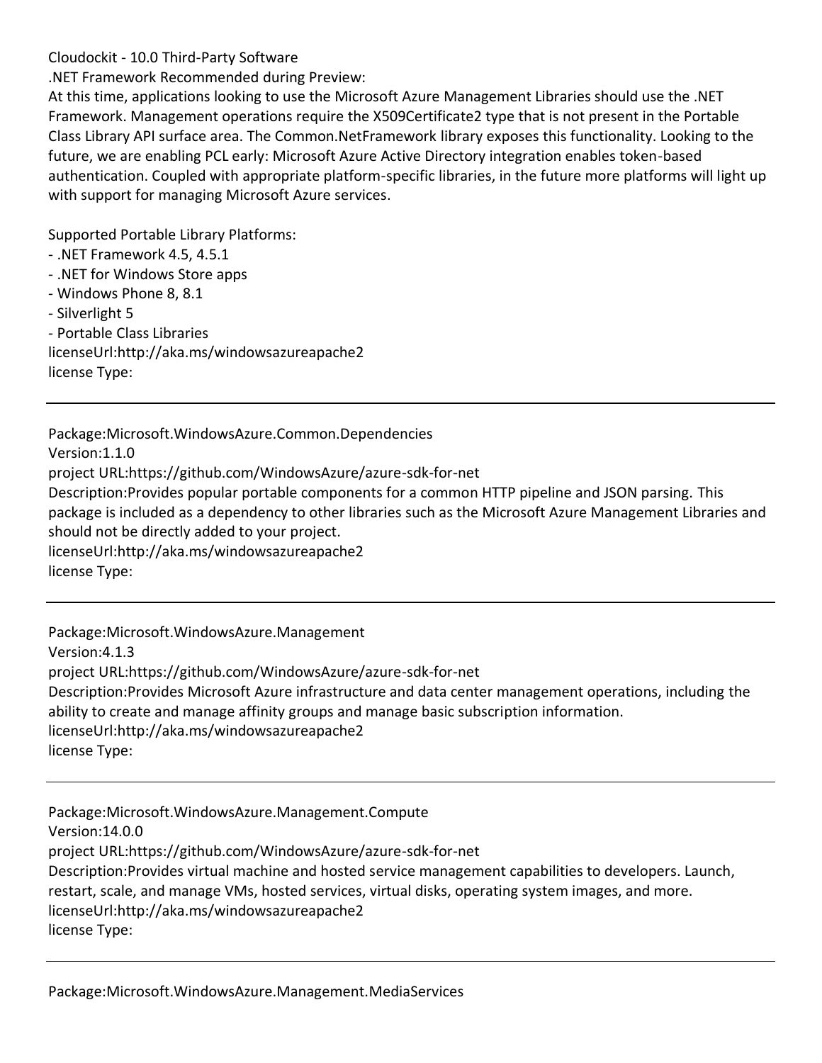Cloudockit - 10.0 Third-Party Software

.NET Framework Recommended during Preview:
At this time, applications looking to use the Microsoft Azure Management Libraries should use the .NET Framework. Management operations require the X509Certificate2 type that is not present in the Portable Class Library API surface area. The Common.NetFramework library exposes this functionality. Looking to the future, we are enabling PCL early: Microsoft Azure Active Directory integration enables token-based authentication. Coupled with appropriate platform-specific libraries, in the future more platforms will light up with support for managing Microsoft Azure services.

Supported Portable Library Platforms:
- .NET Framework 4.5, 4.5.1
- .NET for Windows Store apps
- Windows Phone 8, 8.1
- Silverlight 5
- Portable Class Libraries

licenseUrl:http://aka.ms/windowsazureapache2
license Type:

---

Package:Microsoft.WindowsAzure.Common.Dependencies
Version:1.1.0
project URL:https://github.com/WindowsAzure/azure-sdk-for-net
Description:Provides popular portable components for a common HTTP pipeline and JSON parsing. This package is included as a dependency to other libraries such as the Microsoft Azure Management Libraries and should not be directly added to your project.
licenseUrl:http://aka.ms/windowsazureapache2
license Type:

---

Package:Microsoft.WindowsAzure.Management
Version:4.1.3
project URL:https://github.com/WindowsAzure/azure-sdk-for-net
Description:Provides Microsoft Azure infrastructure and data center management operations, including the ability to create and manage affinity groups and manage basic subscription information.
licenseUrl:http://aka.ms/windowsazureapache2
license Type:

---

Package:Microsoft.WindowsAzure.Management.Compute
Version:14.0.0
project URL:https://github.com/WindowsAzure/azure-sdk-for-net
Description:Provides virtual machine and hosted service management capabilities to developers. Launch, restart, scale, and manage VMs, hosted services, virtual disks, operating system images, and more.
licenseUrl:http://aka.ms/windowsazureapache2
license Type:

---

Package:Microsoft.WindowsAzure.Management.MediaServices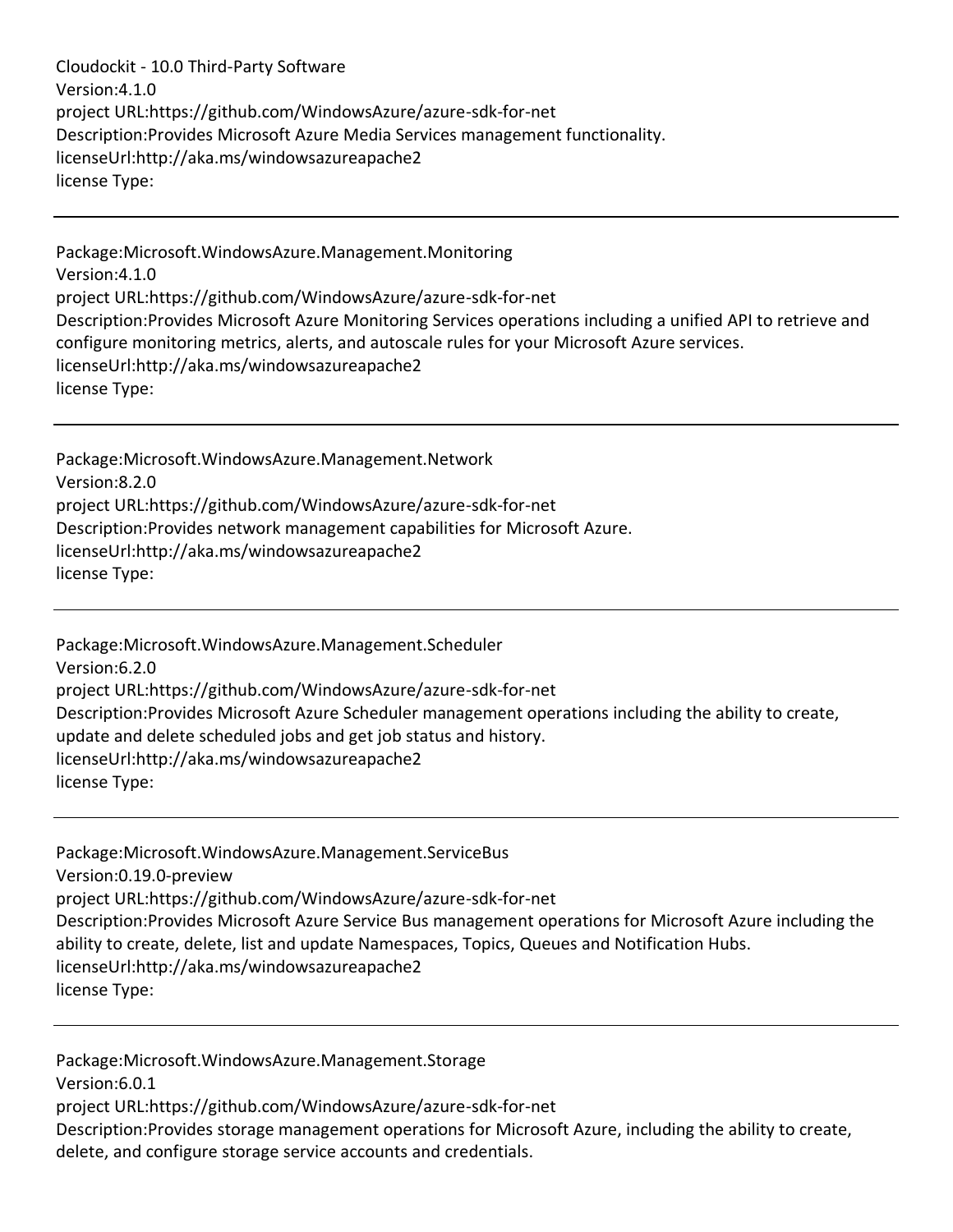Version:4.1.0
project URL:https://github.com/WindowsAzure/azure-sdk-for-net
Description:Provides Microsoft Azure Media Services management functionality.
licenseUrl:http://aka.ms/windowsazureapache2
license Type:

---

Package:Microsoft.WindowsAzure.Management.Monitoring
Version:4.1.0
project URL:https://github.com/WindowsAzure/azure-sdk-for-net
Description:Provides Microsoft Azure Monitoring Services operations including a unified API to retrieve and configure monitoring metrics, alerts, and autoscale rules for your Microsoft Azure services.
licenseUrl:http://aka.ms/windowsazureapache2
license Type:

---

Package:Microsoft.WindowsAzure.Management.Network
Version:8.2.0
project URL:https://github.com/WindowsAzure/azure-sdk-for-net
Description:Provides network management capabilities for Microsoft Azure.
licenseUrl:http://aka.ms/windowsazureapache2
license Type:

---

Package:Microsoft.WindowsAzure.Management.Scheduler
Version:6.2.0
project URL:https://github.com/WindowsAzure/azure-sdk-for-net
Description:Provides Microsoft Azure Scheduler management operations including the ability to create, update and delete scheduled jobs and get job status and history.
licenseUrl:http://aka.ms/windowsazureapache2
license Type:

---

Package:Microsoft.WindowsAzure.Management.ServiceBus
Version:0.19.0-preview
project URL:https://github.com/WindowsAzure/azure-sdk-for-net
Description:Provides Microsoft Azure Service Bus management operations for Microsoft Azure including the ability to create, delete, list and update Namespaces, Topics, Queues and Notification Hubs.
licenseUrl:http://aka.ms/windowsazureapache2
license Type:

---

Package:Microsoft.WindowsAzure.Management.Storage
Version:6.0.1
project URL:https://github.com/WindowsAzure/azure-sdk-for-net
Description:Provides storage management operations for Microsoft Azure, including the ability to create, delete, and configure storage service accounts and credentials.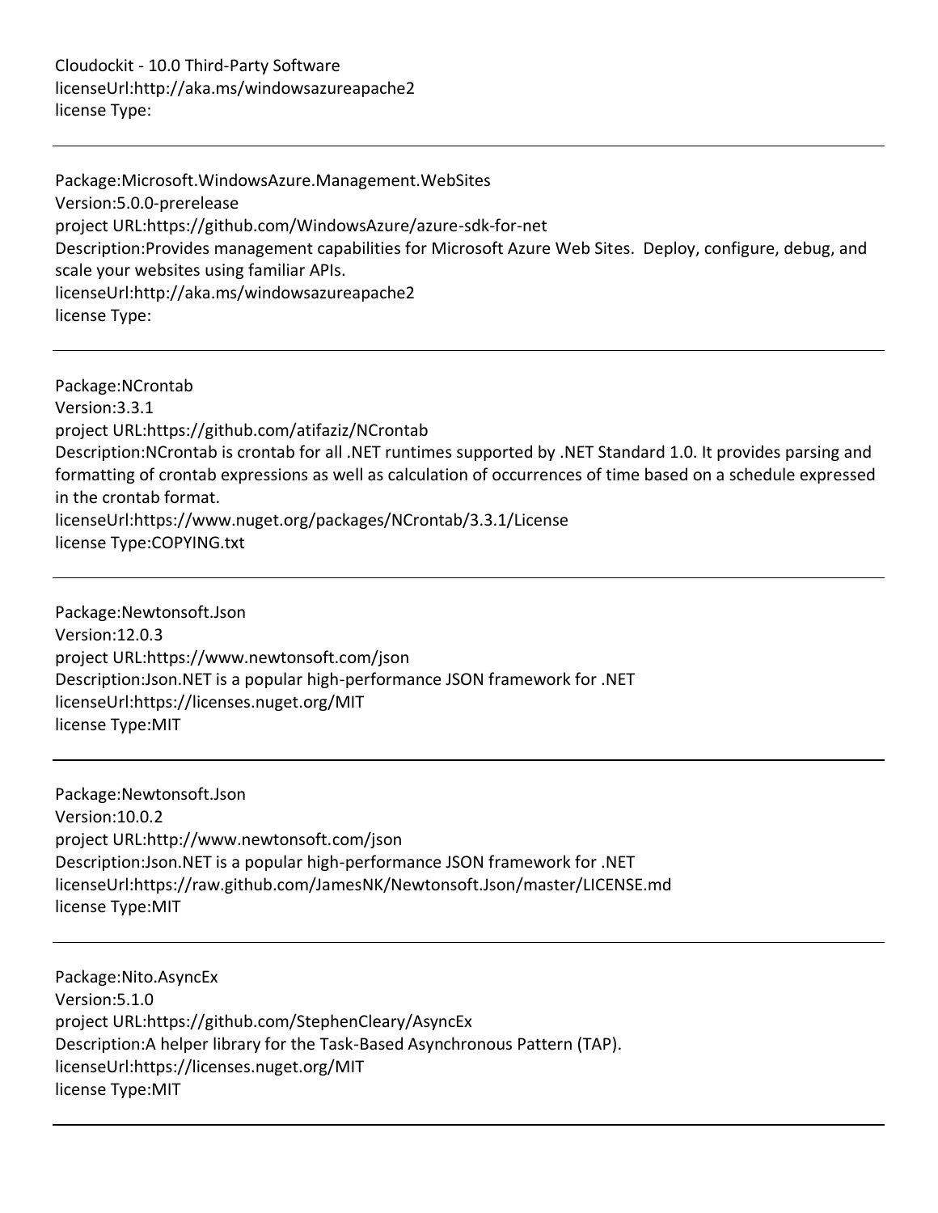Cloudockit - 10.0 Third-Party Software
licenseUrl:http://aka.ms/windowsazureapache2
license Type:

---

Package:Microsoft.WindowsAzure.Management.WebSites
Version:5.0.0-prerelease
project URL:https://github.com/WindowsAzure/azure-sdk-for-net
Description:Provides management capabilities for Microsoft Azure Web Sites.  Deploy, configure, debug, and scale your websites using familiar APIs.
licenseUrl:http://aka.ms/windowsazureapache2
license Type:

---

Package:NCrontab
Version:3.3.1
project URL:https://github.com/atifaziz/NCrontab
Description:NCrontab is crontab for all .NET runtimes supported by .NET Standard 1.0. It provides parsing and formatting of crontab expressions as well as calculation of occurrences of time based on a schedule expressed in the crontab format.
licenseUrl:https://www.nuget.org/packages/NCrontab/3.3.1/License
license Type:COPYING.txt

---

Package:Newtonsoft.Json
Version:12.0.3
project URL:https://www.newtonsoft.com/json
Description:Json.NET is a popular high-performance JSON framework for .NET
licenseUrl:https://licenses.nuget.org/MIT
license Type:MIT

---

Package:Newtonsoft.Json
Version:10.0.2
project URL:http://www.newtonsoft.com/json
Description:Json.NET is a popular high-performance JSON framework for .NET
licenseUrl:https://raw.github.com/JamesNK/Newtonsoft.Json/master/LICENSE.md
license Type:MIT

---

Package:Nito.AsyncEx
Version:5.1.0
project URL:https://github.com/StephenCleary/AsyncEx
Description:A helper library for the Task-Based Asynchronous Pattern (TAP).
licenseUrl:https://licenses.nuget.org/MIT
license Type:MIT

---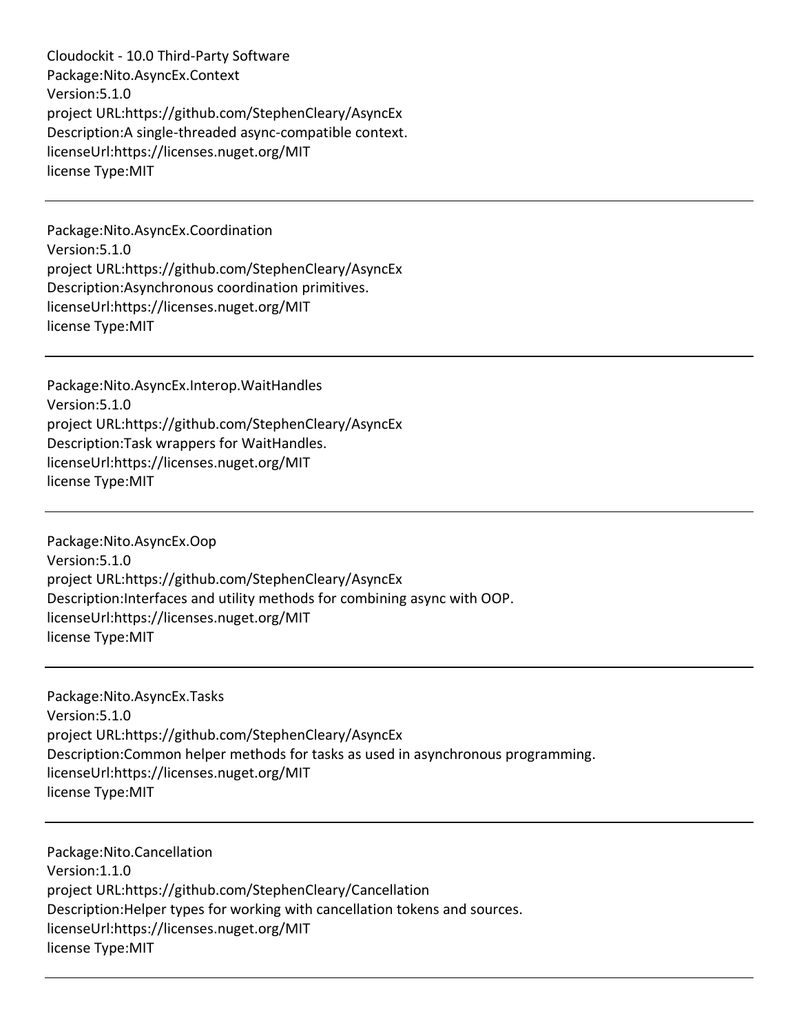Cloudockit - 10.0 Third-Party Software
Package:Nito.AsyncEx.Context
Version:5.1.0
project URL:https://github.com/StephenCleary/AsyncEx
Description:A single-threaded async-compatible context.
licenseUrl:https://licenses.nuget.org/MIT
license Type:MIT

---

Package:Nito.AsyncEx.Coordination
Version:5.1.0
project URL:https://github.com/StephenCleary/AsyncEx
Description:Asynchronous coordination primitives.
licenseUrl:https://licenses.nuget.org/MIT
license Type:MIT

---

Package:Nito.AsyncEx.Interop.WaitHandles
Version:5.1.0
project URL:https://github.com/StephenCleary/AsyncEx
Description:Task wrappers for WaitHandles.
licenseUrl:https://licenses.nuget.org/MIT
license Type:MIT

---

Package:Nito.AsyncEx.Oop
Version:5.1.0
project URL:https://github.com/StephenCleary/AsyncEx
Description:Interfaces and utility methods for combining async with OOP.
licenseUrl:https://licenses.nuget.org/MIT
license Type:MIT

---

Package:Nito.AsyncEx.Tasks
Version:5.1.0
project URL:https://github.com/StephenCleary/AsyncEx
Description:Common helper methods for tasks as used in asynchronous programming.
licenseUrl:https://licenses.nuget.org/MIT
license Type:MIT

---

Package:Nito.Cancellation
Version:1.1.0
project URL:https://github.com/StephenCleary/Cancellation
Description:Helper types for working with cancellation tokens and sources.
licenseUrl:https://licenses.nuget.org/MIT
license Type:MIT

---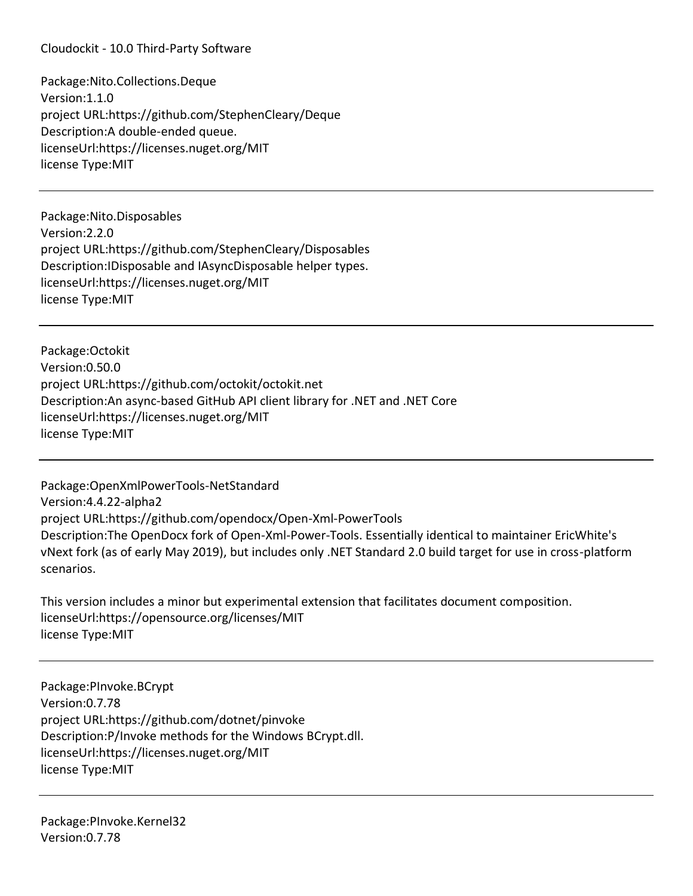Cloudockit - 10.0 Third-Party Software

Package:Nito.Collections.Deque
Version:1.1.0
project URL:https://github.com/StephenCleary/Deque
Description:A double-ended queue.
licenseUrl:https://licenses.nuget.org/MIT
license Type:MIT

---

Package:Nito.Disposables
Version:2.2.0
project URL:https://github.com/StephenCleary/Disposables
Description:IDisposable and IAsyncDisposable helper types.
licenseUrl:https://licenses.nuget.org/MIT
license Type:MIT

---

Package:Octokit
Version:0.50.0
project URL:https://github.com/octokit/octokit.net
Description:An async-based GitHub API client library for .NET and .NET Core
licenseUrl:https://licenses.nuget.org/MIT
license Type:MIT

---

Package:OpenXmlPowerTools-NetStandard
Version:4.4.22-alpha2
project URL:https://github.com/opendocx/Open-Xml-PowerTools
Description:The OpenDocx fork of Open-Xml-Power-Tools. Essentially identical to maintainer EricWhite's vNext fork (as of early May 2019), but includes only .NET Standard 2.0 build target for use in cross-platform scenarios.

This version includes a minor but experimental extension that facilitates document composition.
licenseUrl:https://opensource.org/licenses/MIT
license Type:MIT

---

Package:PInvoke.BCrypt
Version:0.7.78
project URL:https://github.com/dotnet/pinvoke
Description:P/Invoke methods for the Windows BCrypt.dll.
licenseUrl:https://licenses.nuget.org/MIT
license Type:MIT

---

Package:PInvoke.Kernel32
Version:0.7.78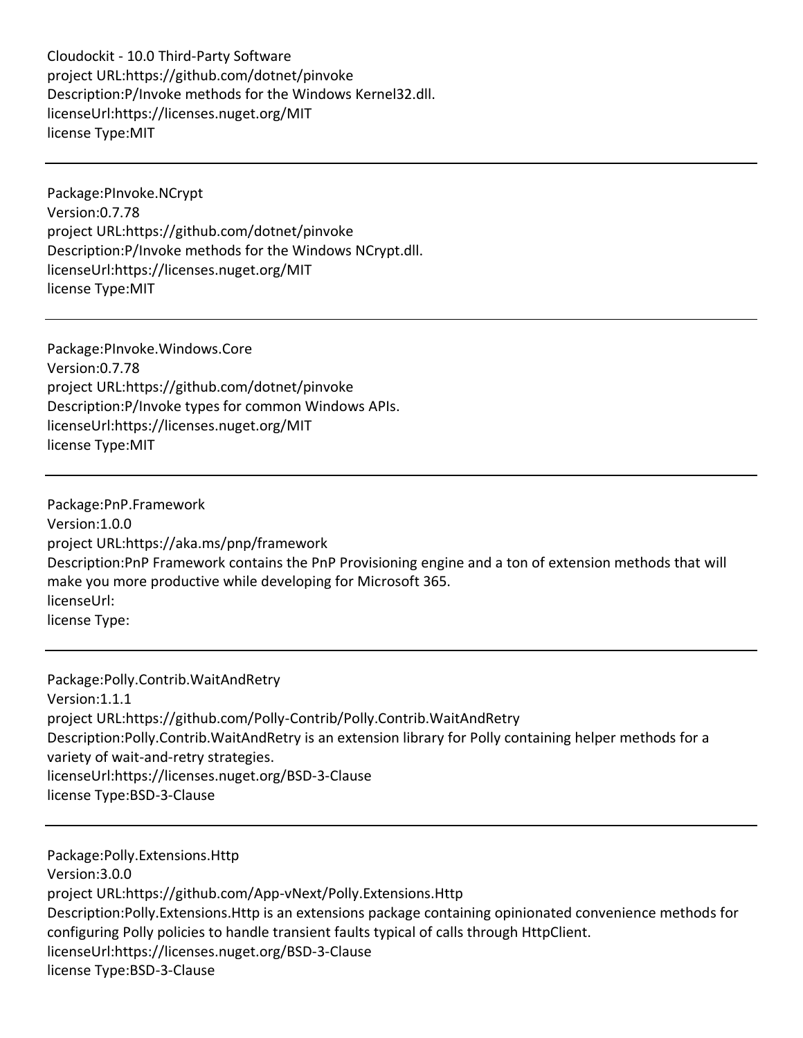Cloudockit - 10.0 Third-Party Software
project URL:https://github.com/dotnet/pinvoke
Description:P/Invoke methods for the Windows Kernel32.dll.
licenseUrl:https://licenses.nuget.org/MIT
license Type:MIT

---

Package:PInvoke.NCrypt
Version:0.7.78
project URL:https://github.com/dotnet/pinvoke
Description:P/Invoke methods for the Windows NCrypt.dll.
licenseUrl:https://licenses.nuget.org/MIT
license Type:MIT

---

Package:PInvoke.Windows.Core
Version:0.7.78
project URL:https://github.com/dotnet/pinvoke
Description:P/Invoke types for common Windows APIs.
licenseUrl:https://licenses.nuget.org/MIT
license Type:MIT

---

Package:PnP.Framework
Version:1.0.0
project URL:https://aka.ms/pnp/framework
Description:PnP Framework contains the PnP Provisioning engine and a ton of extension methods that will make you more productive while developing for Microsoft 365.
licenseUrl:
license Type:

---

Package:Polly.Contrib.WaitAndRetry
Version:1.1.1
project URL:https://github.com/Polly-Contrib/Polly.Contrib.WaitAndRetry
Description:Polly.Contrib.WaitAndRetry is an extension library for Polly containing helper methods for a variety of wait-and-retry strategies.
licenseUrl:https://licenses.nuget.org/BSD-3-Clause
license Type:BSD-3-Clause

---

Package:Polly.Extensions.Http
Version:3.0.0
project URL:https://github.com/App-vNext/Polly.Extensions.Http
Description:Polly.Extensions.Http is an extensions package containing opinionated convenience methods for configuring Polly policies to handle transient faults typical of calls through HttpClient.
licenseUrl:https://licenses.nuget.org/BSD-3-Clause
license Type:BSD-3-Clause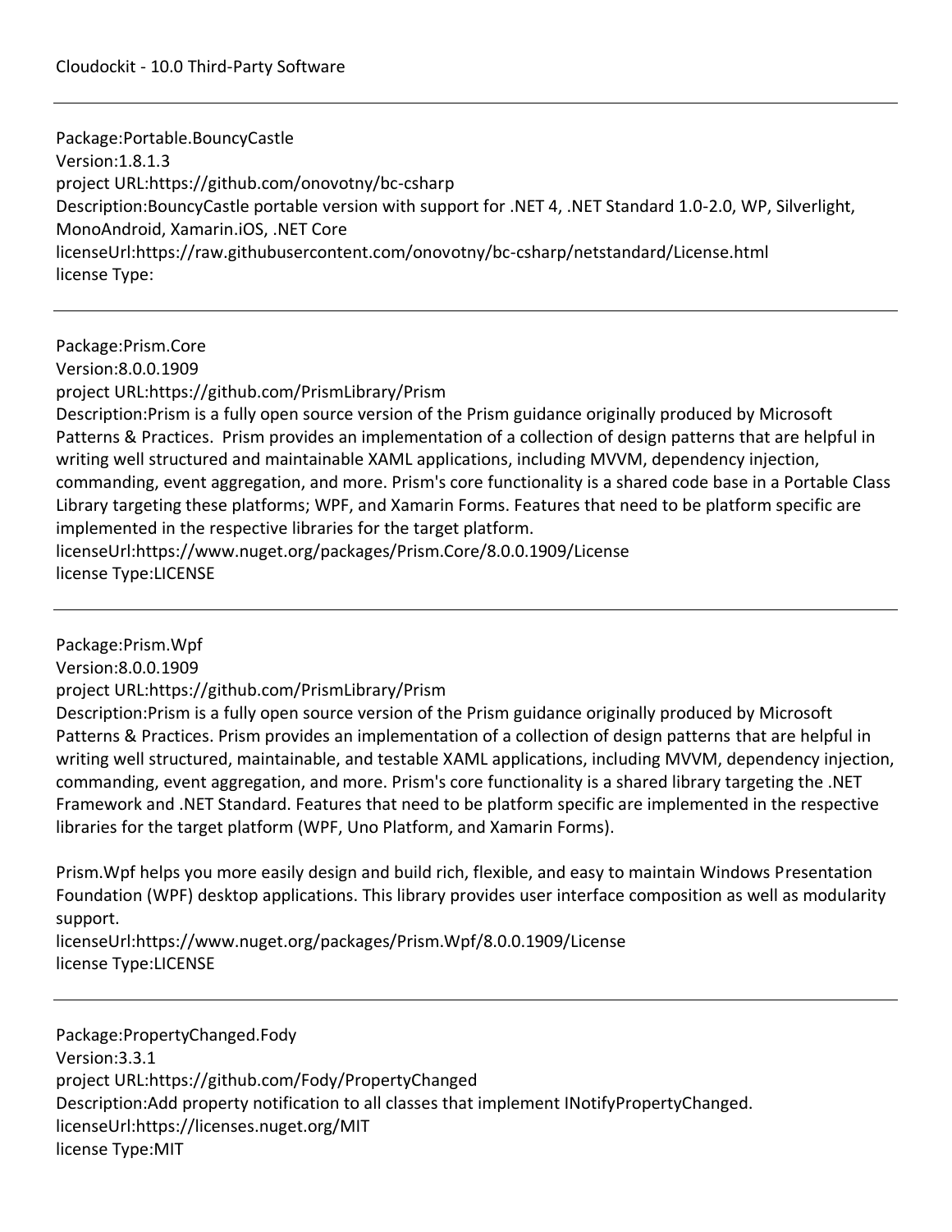Package:Portable.BouncyCastle
Version:1.8.1.3
project URL:https://github.com/onovotny/bc-csharp
Description:BouncyCastle portable version with support for .NET 4, .NET Standard 1.0-2.0, WP, Silverlight, MonoAndroid, Xamarin.iOS, .NET Core
licenseUrl:https://raw.githubusercontent.com/onovotny/bc-csharp/netstandard/License.html
license Type:

---

Package:Prism.Core
Version:8.0.0.1909
project URL:https://github.com/PrismLibrary/Prism
Description:Prism is a fully open source version of the Prism guidance originally produced by Microsoft Patterns & Practices. Prism provides an implementation of a collection of design patterns that are helpful in writing well structured and maintainable XAML applications, including MVVM, dependency injection, commanding, event aggregation, and more. Prism's core functionality is a shared code base in a Portable Class Library targeting these platforms; WPF, and Xamarin Forms. Features that need to be platform specific are implemented in the respective libraries for the target platform.
licenseUrl:https://www.nuget.org/packages/Prism.Core/8.0.0.1909/License
license Type:LICENSE

---

Package:Prism.Wpf
Version:8.0.0.1909
project URL:https://github.com/PrismLibrary/Prism
Description:Prism is a fully open source version of the Prism guidance originally produced by Microsoft Patterns & Practices. Prism provides an implementation of a collection of design patterns that are helpful in writing well structured, maintainable, and testable XAML applications, including MVVM, dependency injection, commanding, event aggregation, and more. Prism's core functionality is a shared library targeting the .NET Framework and .NET Standard. Features that need to be platform specific are implemented in the respective libraries for the target platform (WPF, Uno Platform, and Xamarin Forms).

Prism.Wpf helps you more easily design and build rich, flexible, and easy to maintain Windows Presentation Foundation (WPF) desktop applications. This library provides user interface composition as well as modularity support.
licenseUrl:https://www.nuget.org/packages/Prism.Wpf/8.0.0.1909/License
license Type:LICENSE

---

Package:PropertyChanged.Fody
Version:3.3.1
project URL:https://github.com/Fody/PropertyChanged
Description:Add property notification to all classes that implement INotifyPropertyChanged.
licenseUrl:https://licenses.nuget.org/MIT
license Type:MIT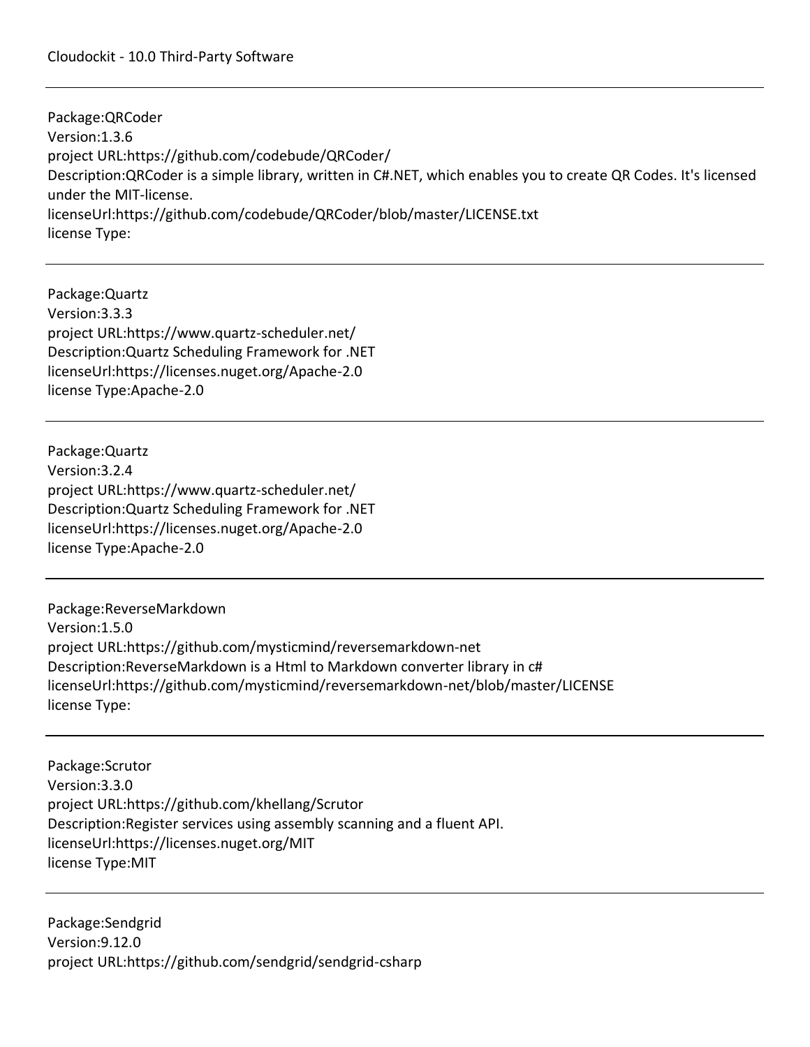---

Package:QRCoder
Version:1.3.6
project URL:https://github.com/codebude/QRCoder/
Description:QRCoder is a simple library, written in C#.NET, which enables you to create QR Codes. It's licensed under the MIT-license.
licenseUrl:https://github.com/codebude/QRCoder/blob/master/LICENSE.txt
license Type:

---

Package:Quartz
Version:3.3.3
project URL:https://www.quartz-scheduler.net/
Description:Quartz Scheduling Framework for .NET
licenseUrl:https://licenses.nuget.org/Apache-2.0
license Type:Apache-2.0

---

Package:Quartz
Version:3.2.4
project URL:https://www.quartz-scheduler.net/
Description:Quartz Scheduling Framework for .NET
licenseUrl:https://licenses.nuget.org/Apache-2.0
license Type:Apache-2.0

---

Package:ReverseMarkdown
Version:1.5.0
project URL:https://github.com/mysticmind/reversemarkdown-net
Description:ReverseMarkdown is a Html to Markdown converter library in c#
licenseUrl:https://github.com/mysticmind/reversemarkdown-net/blob/master/LICENSE
license Type:

---

Package:Scrutor
Version:3.3.0
project URL:https://github.com/khellang/Scrutor
Description:Register services using assembly scanning and a fluent API.
licenseUrl:https://licenses.nuget.org/MIT
license Type:MIT

---

Package:Sendgrid
Version:9.12.0
project URL:https://github.com/sendgrid/sendgrid-csharp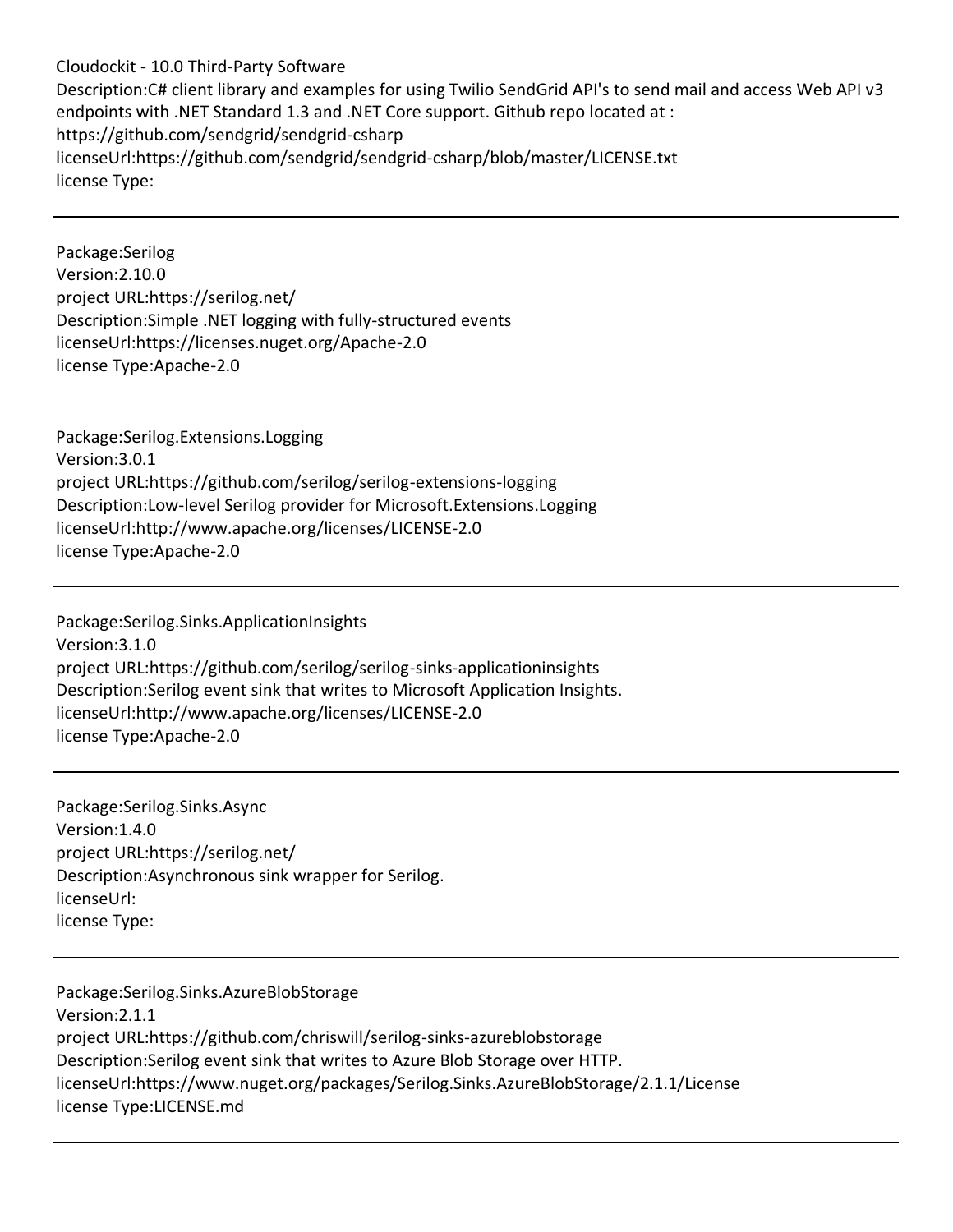Description:C# client library and examples for using Twilio SendGrid API's to send mail and access Web API v3 endpoints with .NET Standard 1.3 and .NET Core support. Github repo located at : https://github.com/sendgrid/sendgrid-csharp
licenseUrl:https://github.com/sendgrid/sendgrid-csharp/blob/master/LICENSE.txt
license Type:

---

Package:Serilog
Version:2.10.0
project URL:https://serilog.net/
Description:Simple .NET logging with fully-structured events
licenseUrl:https://licenses.nuget.org/Apache-2.0
license Type:Apache-2.0

---

Package:Serilog.Extensions.Logging
Version:3.0.1
project URL:https://github.com/serilog/serilog-extensions-logging
Description:Low-level Serilog provider for Microsoft.Extensions.Logging
licenseUrl:http://www.apache.org/licenses/LICENSE-2.0
license Type:Apache-2.0

---

Package:Serilog.Sinks.ApplicationInsights
Version:3.1.0
project URL:https://github.com/serilog/serilog-sinks-applicationinsights
Description:Serilog event sink that writes to Microsoft Application Insights.
licenseUrl:http://www.apache.org/licenses/LICENSE-2.0
license Type:Apache-2.0

---

Package:Serilog.Sinks.Async
Version:1.4.0
project URL:https://serilog.net/
Description:Asynchronous sink wrapper for Serilog.
licenseUrl:
license Type:

---

Package:Serilog.Sinks.AzureBlobStorage
Version:2.1.1
project URL:https://github.com/chriswill/serilog-sinks-azureblobstorage
Description:Serilog event sink that writes to Azure Blob Storage over HTTP.
licenseUrl:https://www.nuget.org/packages/Serilog.Sinks.AzureBlobStorage/2.1.1/License
license Type:LICENSE.md

---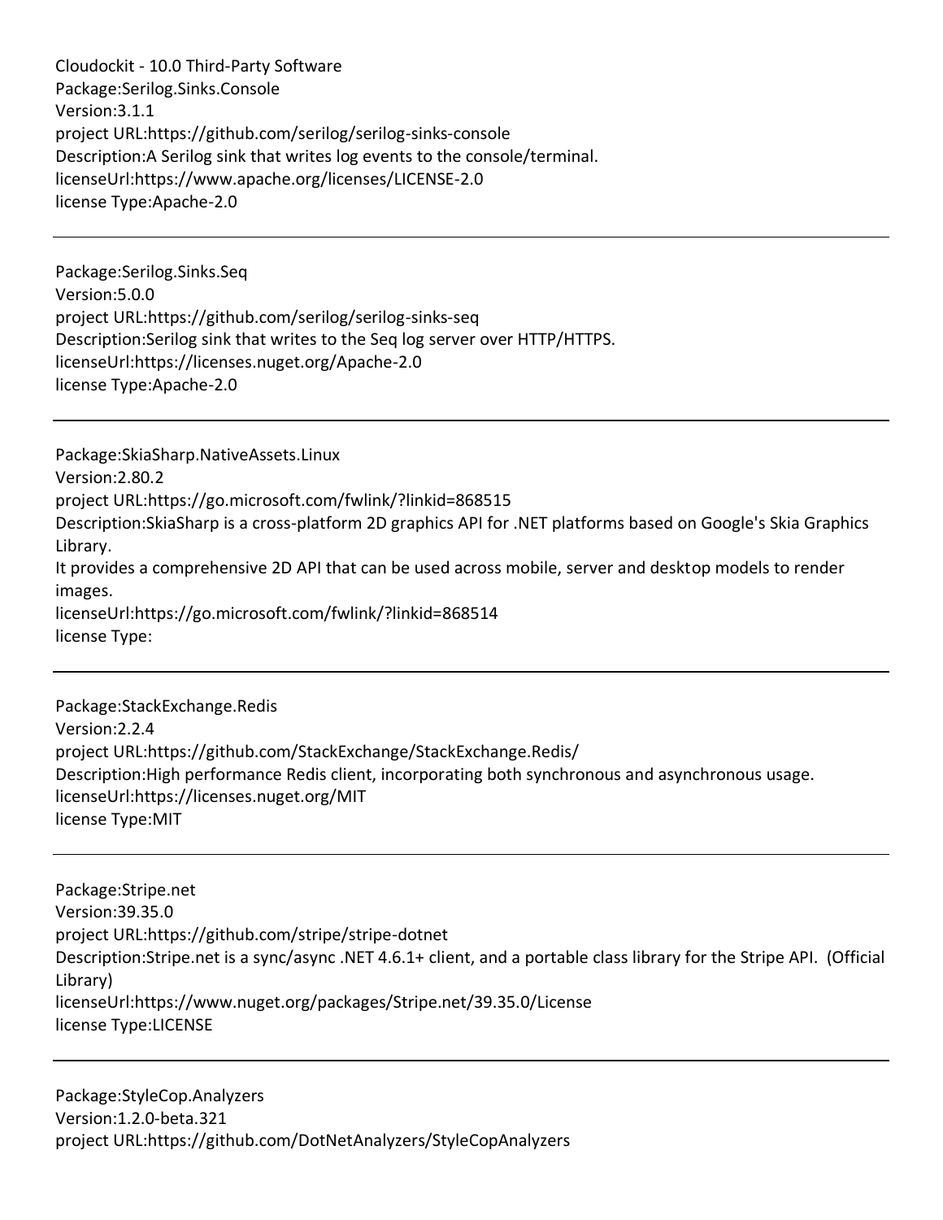Cloudockit - 10.0 Third-Party Software
Package:Serilog.Sinks.Console
Version:3.1.1
project URL:https://github.com/serilog/serilog-sinks-console
Description:A Serilog sink that writes log events to the console/terminal.
licenseUrl:https://www.apache.org/licenses/LICENSE-2.0
license Type:Apache-2.0

---

Package:Serilog.Sinks.Seq
Version:5.0.0
project URL:https://github.com/serilog/serilog-sinks-seq
Description:Serilog sink that writes to the Seq log server over HTTP/HTTPS.
licenseUrl:https://licenses.nuget.org/Apache-2.0
license Type:Apache-2.0

---

Package:SkiaSharp.NativeAssets.Linux
Version:2.80.2
project URL:https://go.microsoft.com/fwlink/?linkid=868515
Description:SkiaSharp is a cross-platform 2D graphics API for .NET platforms based on Google's Skia Graphics Library.
It provides a comprehensive 2D API that can be used across mobile, server and desktop models to render images.
licenseUrl:https://go.microsoft.com/fwlink/?linkid=868514
license Type:

---

Package:StackExchange.Redis
Version:2.2.4
project URL:https://github.com/StackExchange/StackExchange.Redis/
Description:High performance Redis client, incorporating both synchronous and asynchronous usage.
licenseUrl:https://licenses.nuget.org/MIT
license Type:MIT

---

Package:Stripe.net
Version:39.35.0
project URL:https://github.com/stripe/stripe-dotnet
Description:Stripe.net is a sync/async .NET 4.6.1+ client, and a portable class library for the Stripe API. (Official Library)
licenseUrl:https://www.nuget.org/packages/Stripe.net/39.35.0/License
license Type:LICENSE

---

Package:StyleCop.Analyzers
Version:1.2.0-beta.321
project URL:https://github.com/DotNetAnalyzers/StyleCopAnalyzers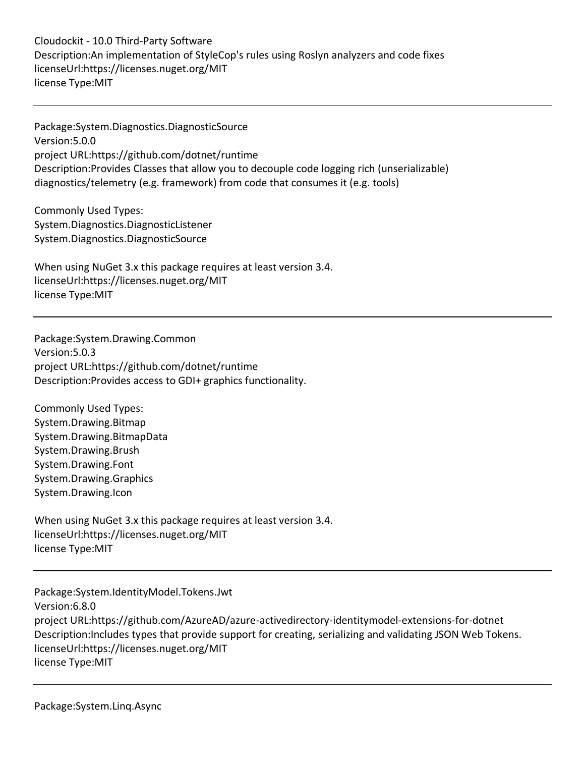Cloudockit - 10.0 Third-Party Software
Description:An implementation of StyleCop's rules using Roslyn analyzers and code fixes
licenseUrl:https://licenses.nuget.org/MIT
license Type:MIT

---

Package:System.Diagnostics.DiagnosticSource
Version:5.0.0
project URL:https://github.com/dotnet/runtime
Description:Provides Classes that allow you to decouple code logging rich (unserializable) diagnostics/telemetry (e.g. framework) from code that consumes it (e.g. tools)

Commonly Used Types:
System.Diagnostics.DiagnosticListener
System.Diagnostics.DiagnosticSource

When using NuGet 3.x this package requires at least version 3.4.
licenseUrl:https://licenses.nuget.org/MIT
license Type:MIT

---

Package:System.Drawing.Common
Version:5.0.3
project URL:https://github.com/dotnet/runtime
Description:Provides access to GDI+ graphics functionality.

Commonly Used Types:
System.Drawing.Bitmap
System.Drawing.BitmapData
System.Drawing.Brush
System.Drawing.Font
System.Drawing.Graphics
System.Drawing.Icon

When using NuGet 3.x this package requires at least version 3.4.
licenseUrl:https://licenses.nuget.org/MIT
license Type:MIT

---

Package:System.IdentityModel.Tokens.Jwt
Version:6.8.0
project URL:https://github.com/AzureAD/azure-activedirectory-identitymodel-extensions-for-dotnet
Description:Includes types that provide support for creating, serializing and validating JSON Web Tokens.
licenseUrl:https://licenses.nuget.org/MIT
license Type:MIT

---

Package:System.Linq.Async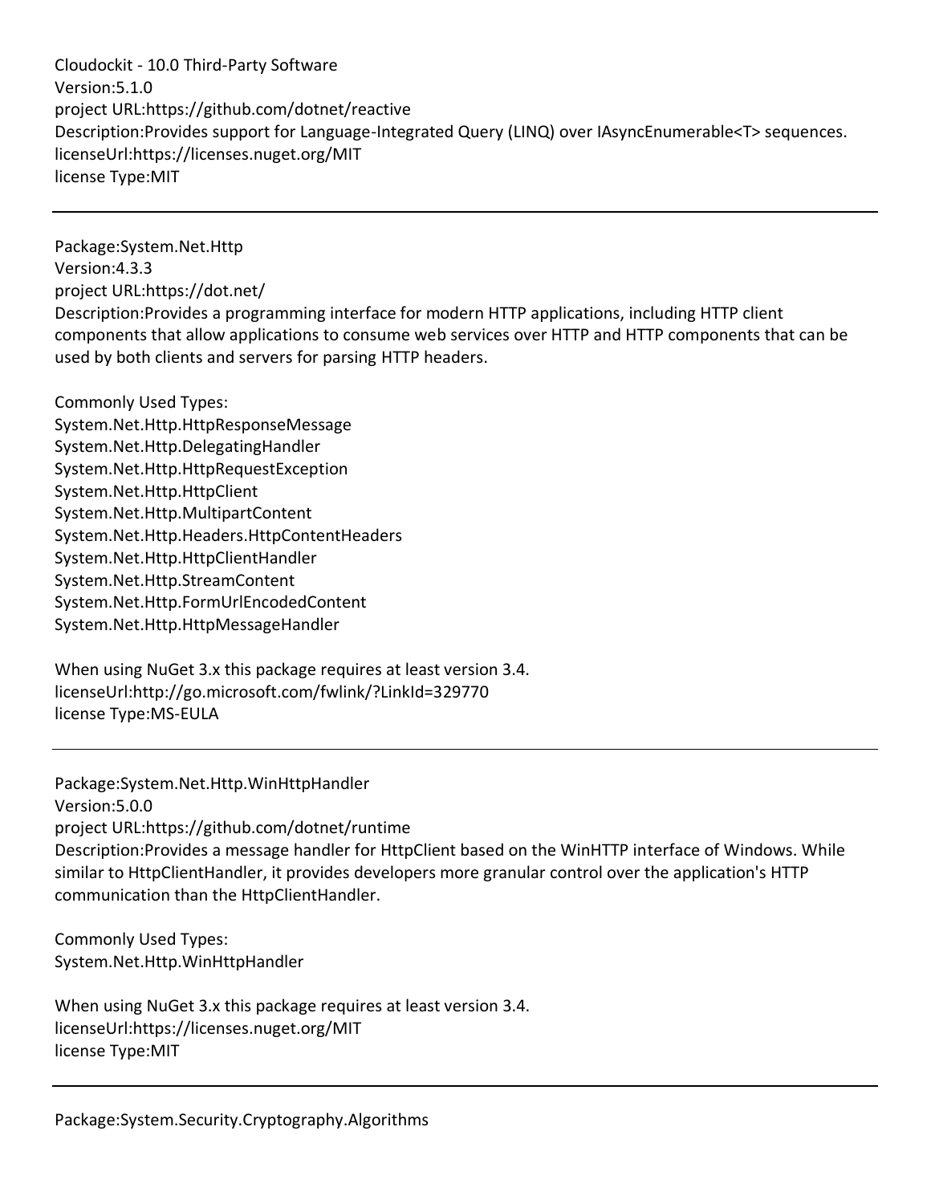Cloudockit - 10.0 Third-Party Software
Version:5.1.0
project URL:https://github.com/dotnet/reactive
Description:Provides support for Language-Integrated Query (LINQ) over IAsyncEnumerable<T> sequences.
licenseUrl:https://licenses.nuget.org/MIT
license Type:MIT

---

Package:System.Net.Http
Version:4.3.3
project URL:https://dot.net/
Description:Provides a programming interface for modern HTTP applications, including HTTP client components that allow applications to consume web services over HTTP and HTTP components that can be used by both clients and servers for parsing HTTP headers.

Commonly Used Types:
System.Net.Http.HttpResponseMessage
System.Net.Http.DelegatingHandler
System.Net.Http.HttpRequestException
System.Net.Http.HttpClient
System.Net.Http.MultipartContent
System.Net.Http.Headers.HttpContentHeaders
System.Net.Http.HttpClientHandler
System.Net.Http.StreamContent
System.Net.Http.FormUrlEncodedContent
System.Net.Http.HttpMessageHandler

When using NuGet 3.x this package requires at least version 3.4.
licenseUrl:http://go.microsoft.com/fwlink/?LinkId=329770
license Type:MS-EULA

---

Package:System.Net.Http.WinHttpHandler
Version:5.0.0
project URL:https://github.com/dotnet/runtime
Description:Provides a message handler for HttpClient based on the WinHTTP interface of Windows. While similar to HttpClientHandler, it provides developers more granular control over the application's HTTP communication than the HttpClientHandler.

Commonly Used Types:
System.Net.Http.WinHttpHandler

When using NuGet 3.x this package requires at least version 3.4.
licenseUrl:https://licenses.nuget.org/MIT
license Type:MIT

---

Package:System.Security.Cryptography.Algorithms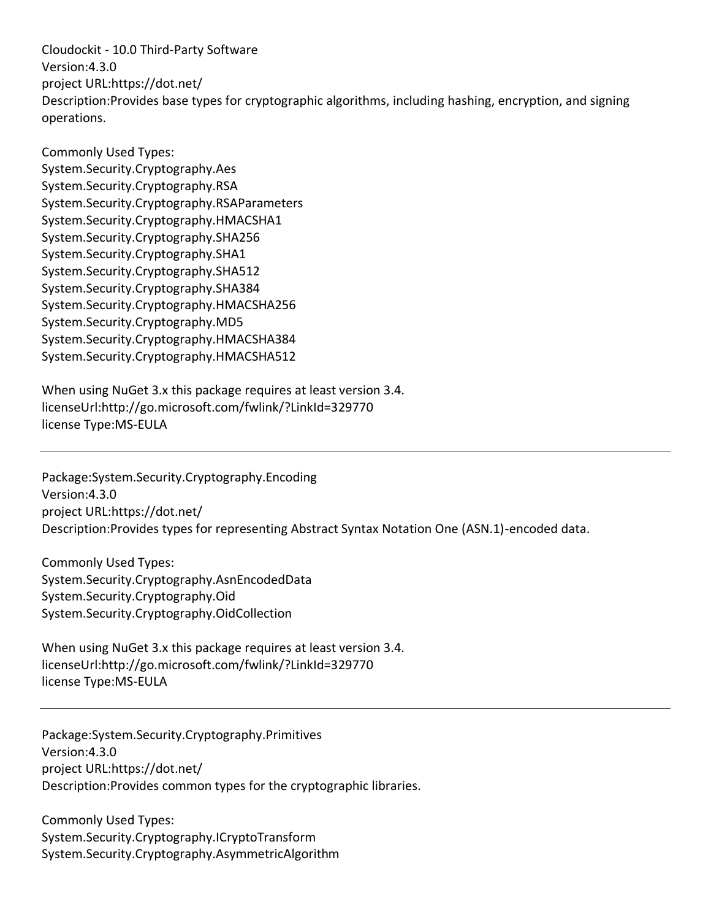Cloudockit - 10.0 Third-Party Software
Version:4.3.0
project URL:https://dot.net/
Description:Provides base types for cryptographic algorithms, including hashing, encryption, and signing operations.

Commonly Used Types:
System.Security.Cryptography.Aes
System.Security.Cryptography.RSA
System.Security.Cryptography.RSAParameters
System.Security.Cryptography.HMACSHA1
System.Security.Cryptography.SHA256
System.Security.Cryptography.SHA1
System.Security.Cryptography.SHA512
System.Security.Cryptography.SHA384
System.Security.Cryptography.HMACSHA256
System.Security.Cryptography.MD5
System.Security.Cryptography.HMACSHA384
System.Security.Cryptography.HMACSHA512

When using NuGet 3.x this package requires at least version 3.4.
licenseUrl:http://go.microsoft.com/fwlink/?LinkId=329770
license Type:MS-EULA

---

Package:System.Security.Cryptography.Encoding
Version:4.3.0
project URL:https://dot.net/
Description:Provides types for representing Abstract Syntax Notation One (ASN.1)-encoded data.

Commonly Used Types:
System.Security.Cryptography.AsnEncodedData
System.Security.Cryptography.Oid
System.Security.Cryptography.OidCollection

When using NuGet 3.x this package requires at least version 3.4.
licenseUrl:http://go.microsoft.com/fwlink/?LinkId=329770
license Type:MS-EULA

---

Package:System.Security.Cryptography.Primitives
Version:4.3.0
project URL:https://dot.net/
Description:Provides common types for the cryptographic libraries.

Commonly Used Types:
System.Security.Cryptography.ICryptoTransform
System.Security.Cryptography.AsymmetricAlgorithm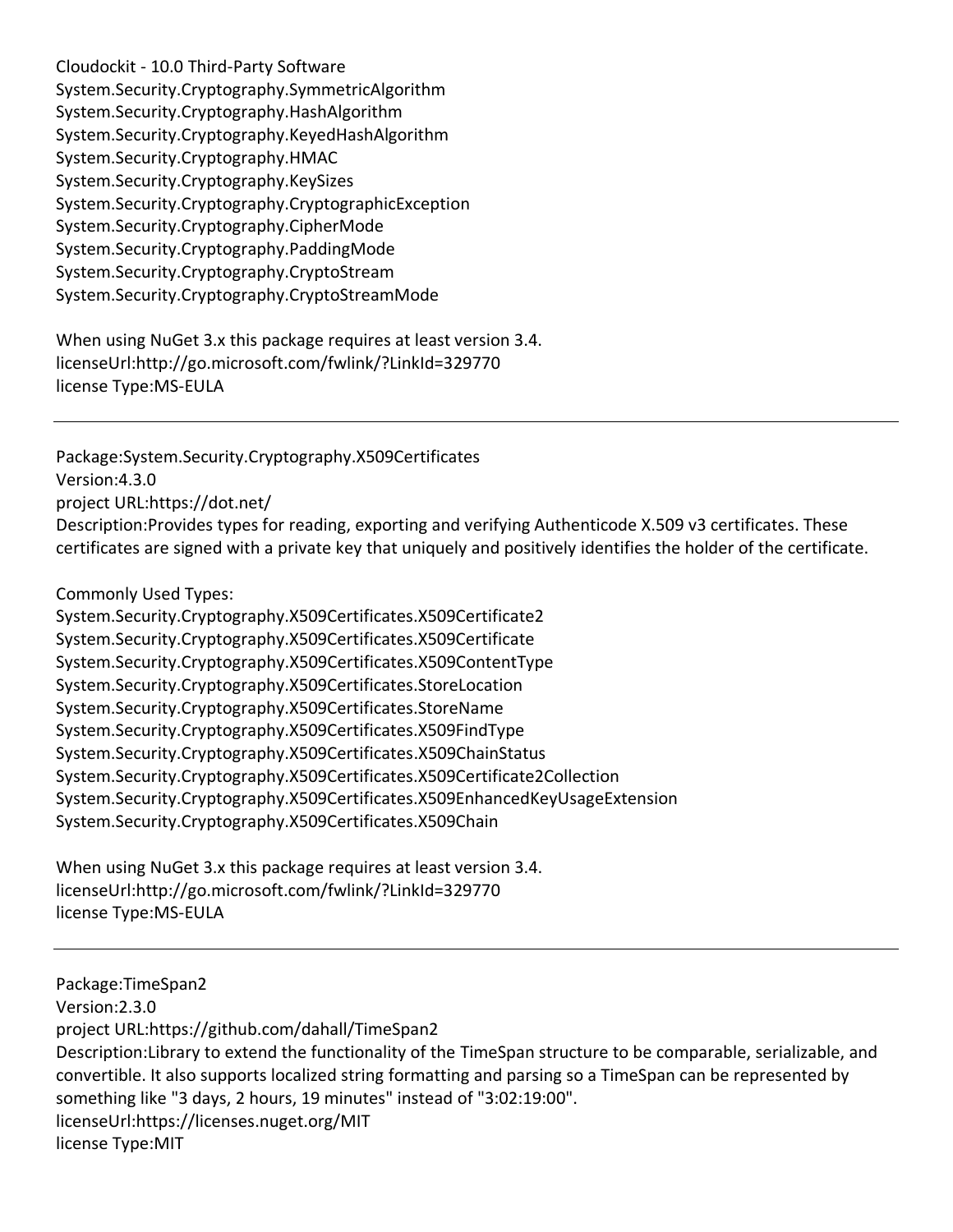System.Security.Cryptography.SymmetricAlgorithm
System.Security.Cryptography.HashAlgorithm
System.Security.Cryptography.KeyedHashAlgorithm
System.Security.Cryptography.HMAC
System.Security.Cryptography.KeySizes
System.Security.Cryptography.CryptographicException
System.Security.Cryptography.CipherMode
System.Security.Cryptography.PaddingMode
System.Security.Cryptography.CryptoStream
System.Security.Cryptography.CryptoStreamMode

When using NuGet 3.x this package requires at least version 3.4.
licenseUrl:http://go.microsoft.com/fwlink/?LinkId=329770
license Type:MS-EULA

---

Package:System.Security.Cryptography.X509Certificates
Version:4.3.0
project URL:https://dot.net/
Description:Provides types for reading, exporting and verifying Authenticode X.509 v3 certificates. These certificates are signed with a private key that uniquely and positively identifies the holder of the certificate.

Commonly Used Types:
System.Security.Cryptography.X509Certificates.X509Certificate2
System.Security.Cryptography.X509Certificates.X509Certificate
System.Security.Cryptography.X509Certificates.X509ContentType
System.Security.Cryptography.X509Certificates.StoreLocation
System.Security.Cryptography.X509Certificates.StoreName
System.Security.Cryptography.X509Certificates.X509FindType
System.Security.Cryptography.X509Certificates.X509ChainStatus
System.Security.Cryptography.X509Certificates.X509Certificate2Collection
System.Security.Cryptography.X509Certificates.X509EnhancedKeyUsageExtension
System.Security.Cryptography.X509Certificates.X509Chain

When using NuGet 3.x this package requires at least version 3.4.
licenseUrl:http://go.microsoft.com/fwlink/?LinkId=329770
license Type:MS-EULA

---

Package:TimeSpan2
Version:2.3.0
project URL:https://github.com/dahall/TimeSpan2
Description:Library to extend the functionality of the TimeSpan structure to be comparable, serializable, and convertible. It also supports localized string formatting and parsing so a TimeSpan can be represented by something like "3 days, 2 hours, 19 minutes" instead of "3:02:19:00".
licenseUrl:https://licenses.nuget.org/MIT
license Type:MIT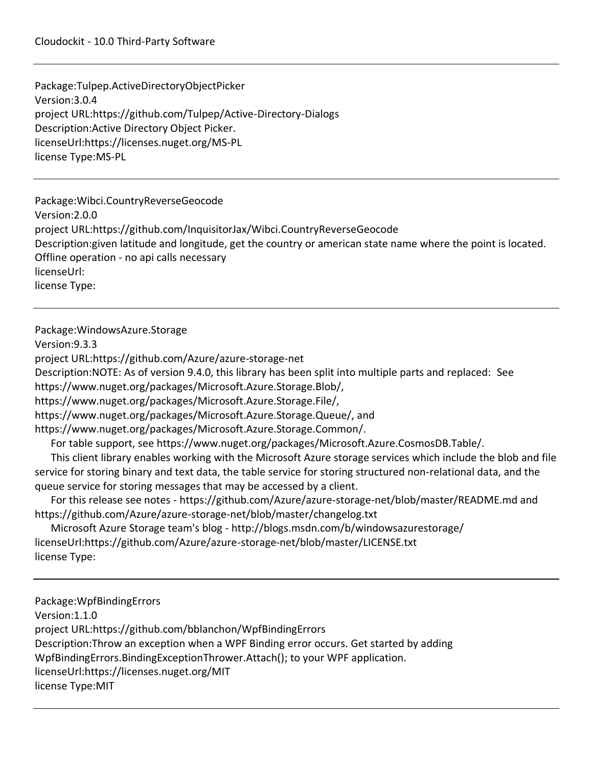---

Package:Tulpep.ActiveDirectoryObjectPicker
Version:3.0.4
project URL:https://github.com/Tulpep/Active-Directory-Dialogs
Description:Active Directory Object Picker.
licenseUrl:https://licenses.nuget.org/MS-PL
license Type:MS-PL

---

Package:Wibci.CountryReverseGeocode
Version:2.0.0
project URL:https://github.com/InquisitorJax/Wibci.CountryReverseGeocode
Description:given latitude and longitude, get the country or american state name where the point is located. Offline operation - no api calls necessary
licenseUrl:
license Type:

---

Package:WindowsAzure.Storage
Version:9.3.3
project URL:https://github.com/Azure/azure-storage-net
Description:NOTE: As of version 9.4.0, this library has been split into multiple parts and replaced: See https://www.nuget.org/packages/Microsoft.Azure.Storage.Blob/, https://www.nuget.org/packages/Microsoft.Azure.Storage.File/, https://www.nuget.org/packages/Microsoft.Azure.Storage.Queue/, and https://www.nuget.org/packages/Microsoft.Azure.Storage.Common/.
For table support, see https://www.nuget.org/packages/Microsoft.Azure.CosmosDB.Table/.
This client library enables working with the Microsoft Azure storage services which include the blob and file service for storing binary and text data, the table service for storing structured non-relational data, and the queue service for storing messages that may be accessed by a client.
For this release see notes - https://github.com/Azure/azure-storage-net/blob/master/README.md and https://github.com/Azure/azure-storage-net/blob/master/changelog.txt
Microsoft Azure Storage team's blog - http://blogs.msdn.com/b/windowsazurestorage/
licenseUrl:https://github.com/Azure/azure-storage-net/blob/master/LICENSE.txt
license Type:

---

Package:WpfBindingErrors
Version:1.1.0
project URL:https://github.com/bblanchon/WpfBindingErrors
Description:Throw an exception when a WPF Binding error occurs. Get started by adding WpfBindingErrors.BindingExceptionThrower.Attach(); to your WPF application.
licenseUrl:https://licenses.nuget.org/MIT
license Type:MIT

---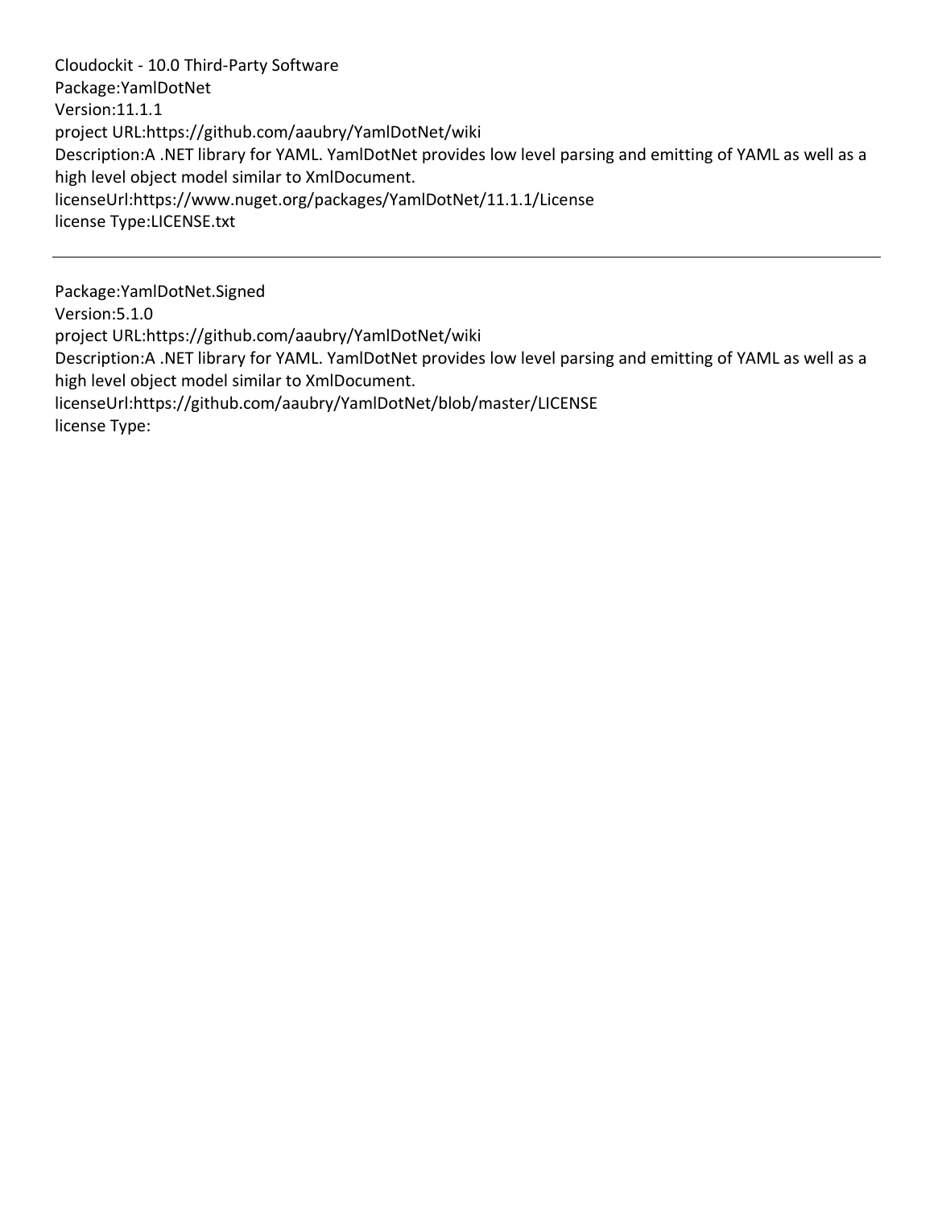Cloudockit - 10.0 Third-Party Software
Package:YamlDotNet
Version:11.1.1
project URL:https://github.com/aaubry/YamlDotNet/wiki
Description:A .NET library for YAML. YamlDotNet provides low level parsing and emitting of YAML as well as a high level object model similar to XmlDocument.
licenseUrl:https://www.nuget.org/packages/YamlDotNet/11.1.1/License
license Type:LICENSE.txt

---

Package:YamlDotNet.Signed
Version:5.1.0
project URL:https://github.com/aaubry/YamlDotNet/wiki
Description:A .NET library for YAML. YamlDotNet provides low level parsing and emitting of YAML as well as a high level object model similar to XmlDocument.
licenseUrl:https://github.com/aaubry/YamlDotNet/blob/master/LICENSE
license Type: